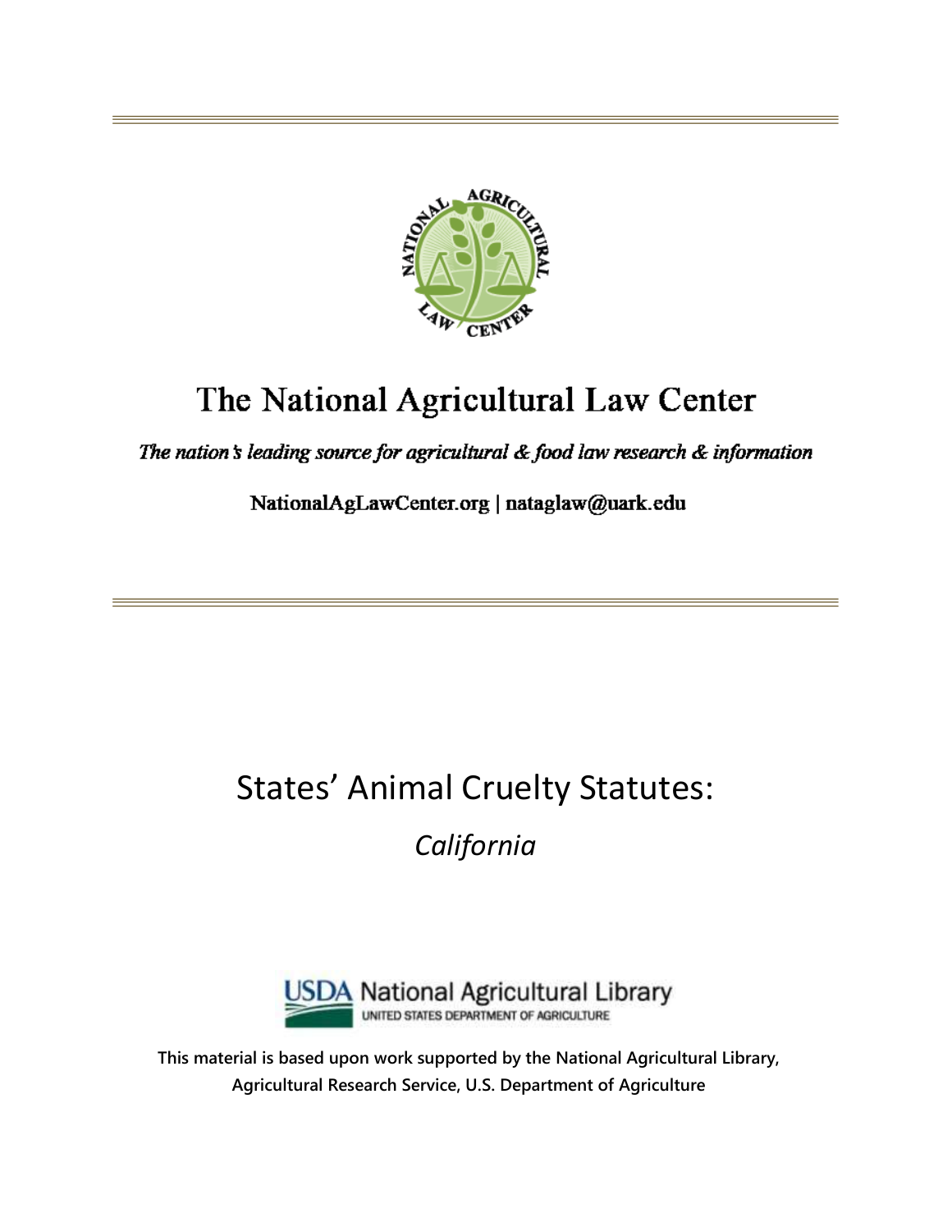# The National Agricultural Law Center

*The nation's leading source for agricultural & food law research & information*

NationalAgLawCenter.org | nataglaw@uark.edu

# States' Animal Cruelty Statutes:

## *California*

USDA National Agricultural Library
UNITED STATES DEPARTMENT OF AGRICULTURE

**This material is based upon work supported by the National Agricultural Library, Agricultural Research Service, U.S. Department of Agriculture**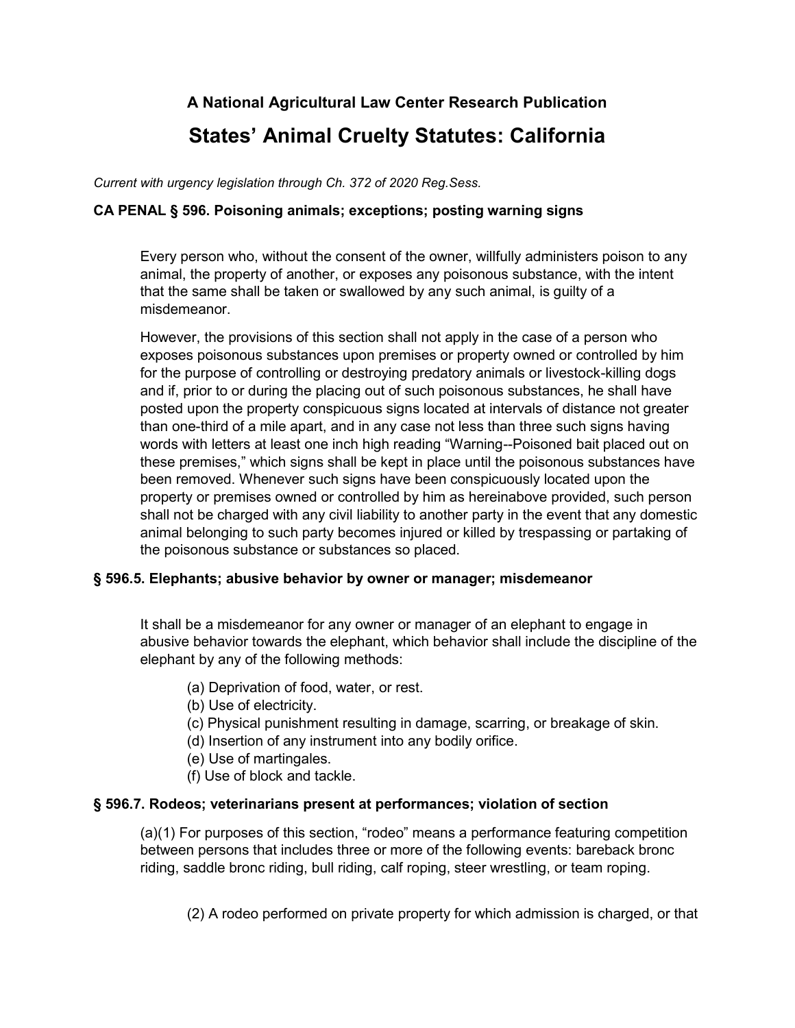**A National Agricultural Law Center Research Publication**

# States' Animal Cruelty Statutes: California

*Current with urgency legislation through Ch. 372 of 2020 Reg.Sess.*

### CA PENAL § 596. Poisoning animals; exceptions; posting warning signs

Every person who, without the consent of the owner, willfully administers poison to any animal, the property of another, or exposes any poisonous substance, with the intent that the same shall be taken or swallowed by any such animal, is guilty of a misdemeanor.

However, the provisions of this section shall not apply in the case of a person who exposes poisonous substances upon premises or property owned or controlled by him for the purpose of controlling or destroying predatory animals or livestock-killing dogs and if, prior to or during the placing out of such poisonous substances, he shall have posted upon the property conspicuous signs located at intervals of distance not greater than one-third of a mile apart, and in any case not less than three such signs having words with letters at least one inch high reading "Warning--Poisoned bait placed out on these premises," which signs shall be kept in place until the poisonous substances have been removed. Whenever such signs have been conspicuously located upon the property or premises owned or controlled by him as hereinabove provided, such person shall not be charged with any civil liability to another party in the event that any domestic animal belonging to such party becomes injured or killed by trespassing or partaking of the poisonous substance or substances so placed.

### § 596.5. Elephants; abusive behavior by owner or manager; misdemeanor

It shall be a misdemeanor for any owner or manager of an elephant to engage in abusive behavior towards the elephant, which behavior shall include the discipline of the elephant by any of the following methods:

(a) Deprivation of food, water, or rest.
(b) Use of electricity.
(c) Physical punishment resulting in damage, scarring, or breakage of skin.
(d) Insertion of any instrument into any bodily orifice.
(e) Use of martingales.
(f) Use of block and tackle.

### § 596.7. Rodeos; veterinarians present at performances; violation of section

(a)(1) For purposes of this section, "rodeo" means a performance featuring competition between persons that includes three or more of the following events: bareback bronc riding, saddle bronc riding, bull riding, calf roping, steer wrestling, or team roping.

(2) A rodeo performed on private property for which admission is charged, or that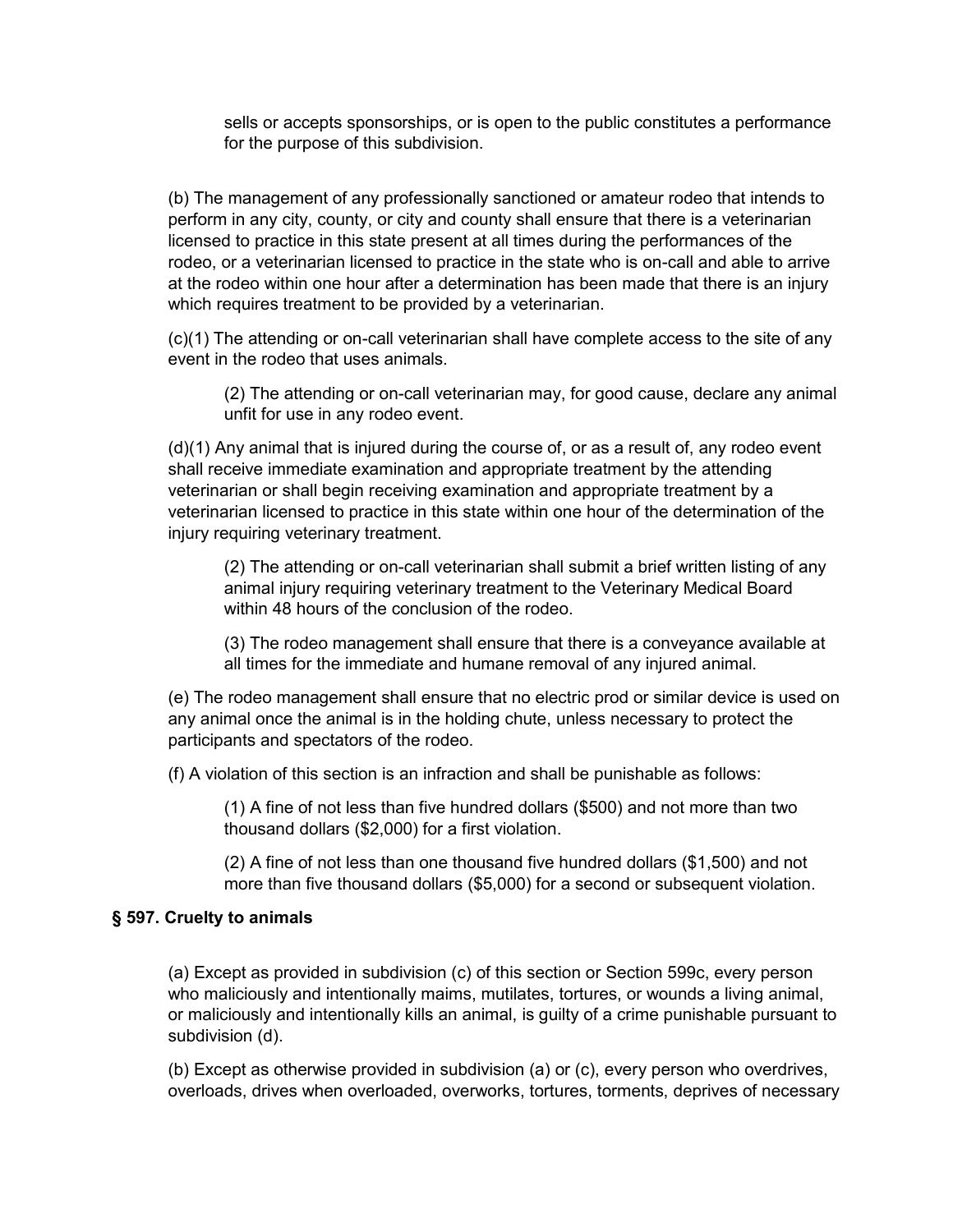sells or accepts sponsorships, or is open to the public constitutes a performance for the purpose of this subdivision.

(b) The management of any professionally sanctioned or amateur rodeo that intends to perform in any city, county, or city and county shall ensure that there is a veterinarian licensed to practice in this state present at all times during the performances of the rodeo, or a veterinarian licensed to practice in the state who is on-call and able to arrive at the rodeo within one hour after a determination has been made that there is an injury which requires treatment to be provided by a veterinarian.

(c)(1) The attending or on-call veterinarian shall have complete access to the site of any event in the rodeo that uses animals.

(2) The attending or on-call veterinarian may, for good cause, declare any animal unfit for use in any rodeo event.

(d)(1) Any animal that is injured during the course of, or as a result of, any rodeo event shall receive immediate examination and appropriate treatment by the attending veterinarian or shall begin receiving examination and appropriate treatment by a veterinarian licensed to practice in this state within one hour of the determination of the injury requiring veterinary treatment.

(2) The attending or on-call veterinarian shall submit a brief written listing of any animal injury requiring veterinary treatment to the Veterinary Medical Board within 48 hours of the conclusion of the rodeo.

(3) The rodeo management shall ensure that there is a conveyance available at all times for the immediate and humane removal of any injured animal.

(e) The rodeo management shall ensure that no electric prod or similar device is used on any animal once the animal is in the holding chute, unless necessary to protect the participants and spectators of the rodeo.

(f) A violation of this section is an infraction and shall be punishable as follows:

(1) A fine of not less than five hundred dollars ($500) and not more than two thousand dollars ($2,000) for a first violation.

(2) A fine of not less than one thousand five hundred dollars ($1,500) and not more than five thousand dollars ($5,000) for a second or subsequent violation.

**§ 597. Cruelty to animals**

(a) Except as provided in subdivision (c) of this section or Section 599c, every person who maliciously and intentionally maims, mutilates, tortures, or wounds a living animal, or maliciously and intentionally kills an animal, is guilty of a crime punishable pursuant to subdivision (d).

(b) Except as otherwise provided in subdivision (a) or (c), every person who overdrives, overloads, drives when overloaded, overworks, tortures, torments, deprives of necessary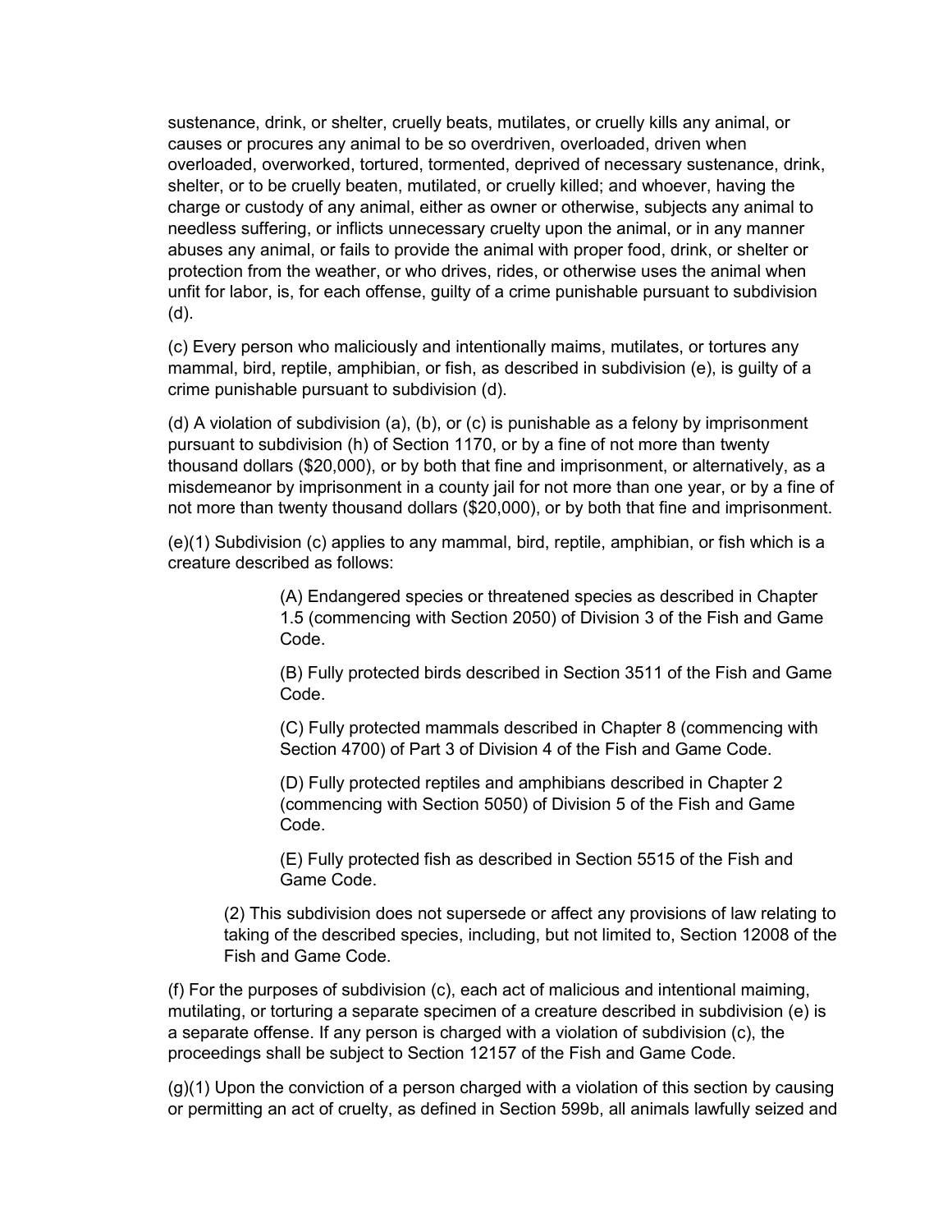sustenance, drink, or shelter, cruelly beats, mutilates, or cruelly kills any animal, or causes or procures any animal to be so overdriven, overloaded, driven when overloaded, overworked, tortured, tormented, deprived of necessary sustenance, drink, shelter, or to be cruelly beaten, mutilated, or cruelly killed; and whoever, having the charge or custody of any animal, either as owner or otherwise, subjects any animal to needless suffering, or inflicts unnecessary cruelty upon the animal, or in any manner abuses any animal, or fails to provide the animal with proper food, drink, or shelter or protection from the weather, or who drives, rides, or otherwise uses the animal when unfit for labor, is, for each offense, guilty of a crime punishable pursuant to subdivision (d).

(c) Every person who maliciously and intentionally maims, mutilates, or tortures any mammal, bird, reptile, amphibian, or fish, as described in subdivision (e), is guilty of a crime punishable pursuant to subdivision (d).

(d) A violation of subdivision (a), (b), or (c) is punishable as a felony by imprisonment pursuant to subdivision (h) of Section 1170, or by a fine of not more than twenty thousand dollars ($20,000), or by both that fine and imprisonment, or alternatively, as a misdemeanor by imprisonment in a county jail for not more than one year, or by a fine of not more than twenty thousand dollars ($20,000), or by both that fine and imprisonment.

(e)(1) Subdivision (c) applies to any mammal, bird, reptile, amphibian, or fish which is a creature described as follows:

> (A) Endangered species or threatened species as described in Chapter 1.5 (commencing with Section 2050) of Division 3 of the Fish and Game Code.
>
> (B) Fully protected birds described in Section 3511 of the Fish and Game Code.
>
> (C) Fully protected mammals described in Chapter 8 (commencing with Section 4700) of Part 3 of Division 4 of the Fish and Game Code.
>
> (D) Fully protected reptiles and amphibians described in Chapter 2 (commencing with Section 5050) of Division 5 of the Fish and Game Code.
>
> (E) Fully protected fish as described in Section 5515 of the Fish and Game Code.

(2) This subdivision does not supersede or affect any provisions of law relating to taking of the described species, including, but not limited to, Section 12008 of the Fish and Game Code.

(f) For the purposes of subdivision (c), each act of malicious and intentional maiming, mutilating, or torturing a separate specimen of a creature described in subdivision (e) is a separate offense. If any person is charged with a violation of subdivision (c), the proceedings shall be subject to Section 12157 of the Fish and Game Code.

(g)(1) Upon the conviction of a person charged with a violation of this section by causing or permitting an act of cruelty, as defined in Section 599b, all animals lawfully seized and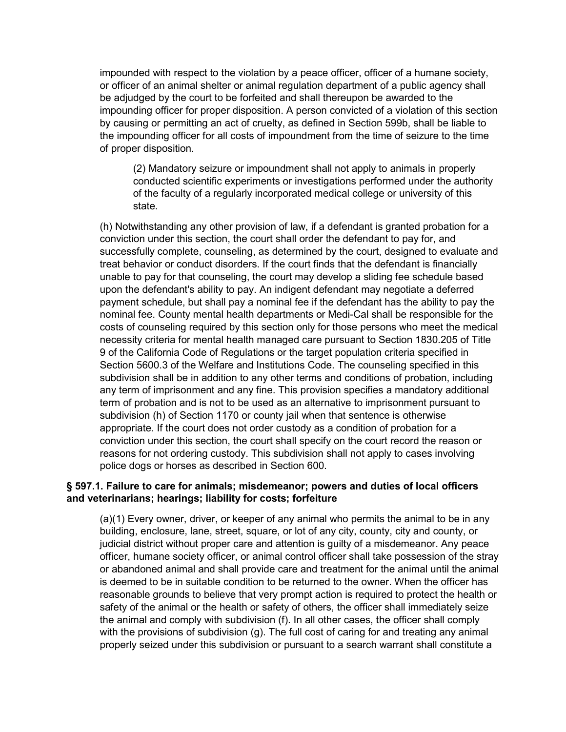impounded with respect to the violation by a peace officer, officer of a humane society, or officer of an animal shelter or animal regulation department of a public agency shall be adjudged by the court to be forfeited and shall thereupon be awarded to the impounding officer for proper disposition. A person convicted of a violation of this section by causing or permitting an act of cruelty, as defined in Section 599b, shall be liable to the impounding officer for all costs of impoundment from the time of seizure to the time of proper disposition.

(2) Mandatory seizure or impoundment shall not apply to animals in properly conducted scientific experiments or investigations performed under the authority of the faculty of a regularly incorporated medical college or university of this state.

(h) Notwithstanding any other provision of law, if a defendant is granted probation for a conviction under this section, the court shall order the defendant to pay for, and successfully complete, counseling, as determined by the court, designed to evaluate and treat behavior or conduct disorders. If the court finds that the defendant is financially unable to pay for that counseling, the court may develop a sliding fee schedule based upon the defendant's ability to pay. An indigent defendant may negotiate a deferred payment schedule, but shall pay a nominal fee if the defendant has the ability to pay the nominal fee. County mental health departments or Medi-Cal shall be responsible for the costs of counseling required by this section only for those persons who meet the medical necessity criteria for mental health managed care pursuant to Section 1830.205 of Title 9 of the California Code of Regulations or the target population criteria specified in Section 5600.3 of the Welfare and Institutions Code. The counseling specified in this subdivision shall be in addition to any other terms and conditions of probation, including any term of imprisonment and any fine. This provision specifies a mandatory additional term of probation and is not to be used as an alternative to imprisonment pursuant to subdivision (h) of Section 1170 or county jail when that sentence is otherwise appropriate. If the court does not order custody as a condition of probation for a conviction under this section, the court shall specify on the court record the reason or reasons for not ordering custody. This subdivision shall not apply to cases involving police dogs or horses as described in Section 600.

**§ 597.1. Failure to care for animals; misdemeanor; powers and duties of local officers and veterinarians; hearings; liability for costs; forfeiture**

(a)(1) Every owner, driver, or keeper of any animal who permits the animal to be in any building, enclosure, lane, street, square, or lot of any city, county, city and county, or judicial district without proper care and attention is guilty of a misdemeanor. Any peace officer, humane society officer, or animal control officer shall take possession of the stray or abandoned animal and shall provide care and treatment for the animal until the animal is deemed to be in suitable condition to be returned to the owner. When the officer has reasonable grounds to believe that very prompt action is required to protect the health or safety of the animal or the health or safety of others, the officer shall immediately seize the animal and comply with subdivision (f). In all other cases, the officer shall comply with the provisions of subdivision (g). The full cost of caring for and treating any animal properly seized under this subdivision or pursuant to a search warrant shall constitute a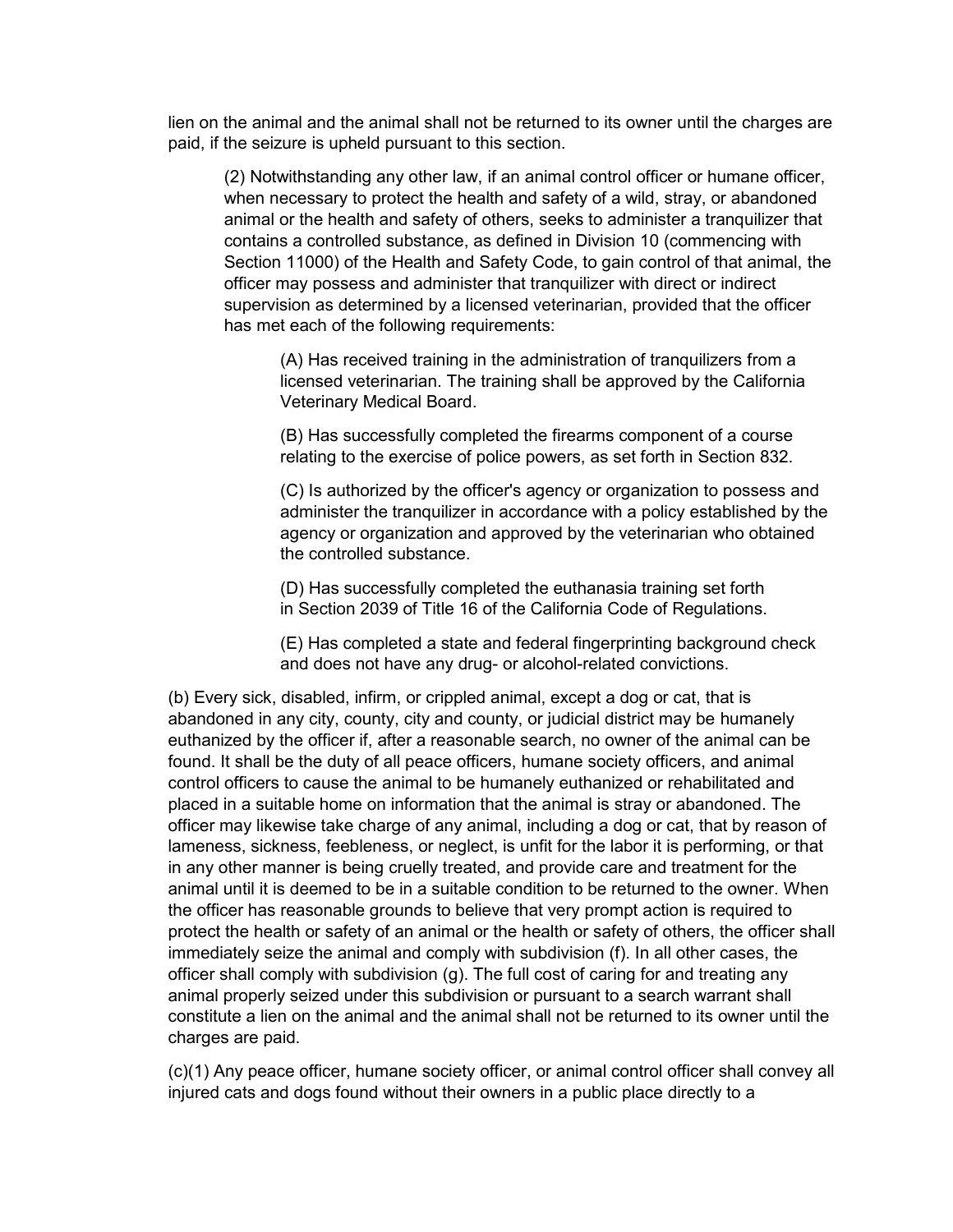lien on the animal and the animal shall not be returned to its owner until the charges are paid, if the seizure is upheld pursuant to this section.

(2) Notwithstanding any other law, if an animal control officer or humane officer, when necessary to protect the health and safety of a wild, stray, or abandoned animal or the health and safety of others, seeks to administer a tranquilizer that contains a controlled substance, as defined in Division 10 (commencing with Section 11000) of the Health and Safety Code, to gain control of that animal, the officer may possess and administer that tranquilizer with direct or indirect supervision as determined by a licensed veterinarian, provided that the officer has met each of the following requirements:

(A) Has received training in the administration of tranquilizers from a licensed veterinarian. The training shall be approved by the California Veterinary Medical Board.

(B) Has successfully completed the firearms component of a course relating to the exercise of police powers, as set forth in Section 832.

(C) Is authorized by the officer's agency or organization to possess and administer the tranquilizer in accordance with a policy established by the agency or organization and approved by the veterinarian who obtained the controlled substance.

(D) Has successfully completed the euthanasia training set forth in Section 2039 of Title 16 of the California Code of Regulations.

(E) Has completed a state and federal fingerprinting background check and does not have any drug- or alcohol-related convictions.

(b) Every sick, disabled, infirm, or crippled animal, except a dog or cat, that is abandoned in any city, county, city and county, or judicial district may be humanely euthanized by the officer if, after a reasonable search, no owner of the animal can be found. It shall be the duty of all peace officers, humane society officers, and animal control officers to cause the animal to be humanely euthanized or rehabilitated and placed in a suitable home on information that the animal is stray or abandoned. The officer may likewise take charge of any animal, including a dog or cat, that by reason of lameness, sickness, feebleness, or neglect, is unfit for the labor it is performing, or that in any other manner is being cruelly treated, and provide care and treatment for the animal until it is deemed to be in a suitable condition to be returned to the owner. When the officer has reasonable grounds to believe that very prompt action is required to protect the health or safety of an animal or the health or safety of others, the officer shall immediately seize the animal and comply with subdivision (f). In all other cases, the officer shall comply with subdivision (g). The full cost of caring for and treating any animal properly seized under this subdivision or pursuant to a search warrant shall constitute a lien on the animal and the animal shall not be returned to its owner until the charges are paid.

(c)(1) Any peace officer, humane society officer, or animal control officer shall convey all injured cats and dogs found without their owners in a public place directly to a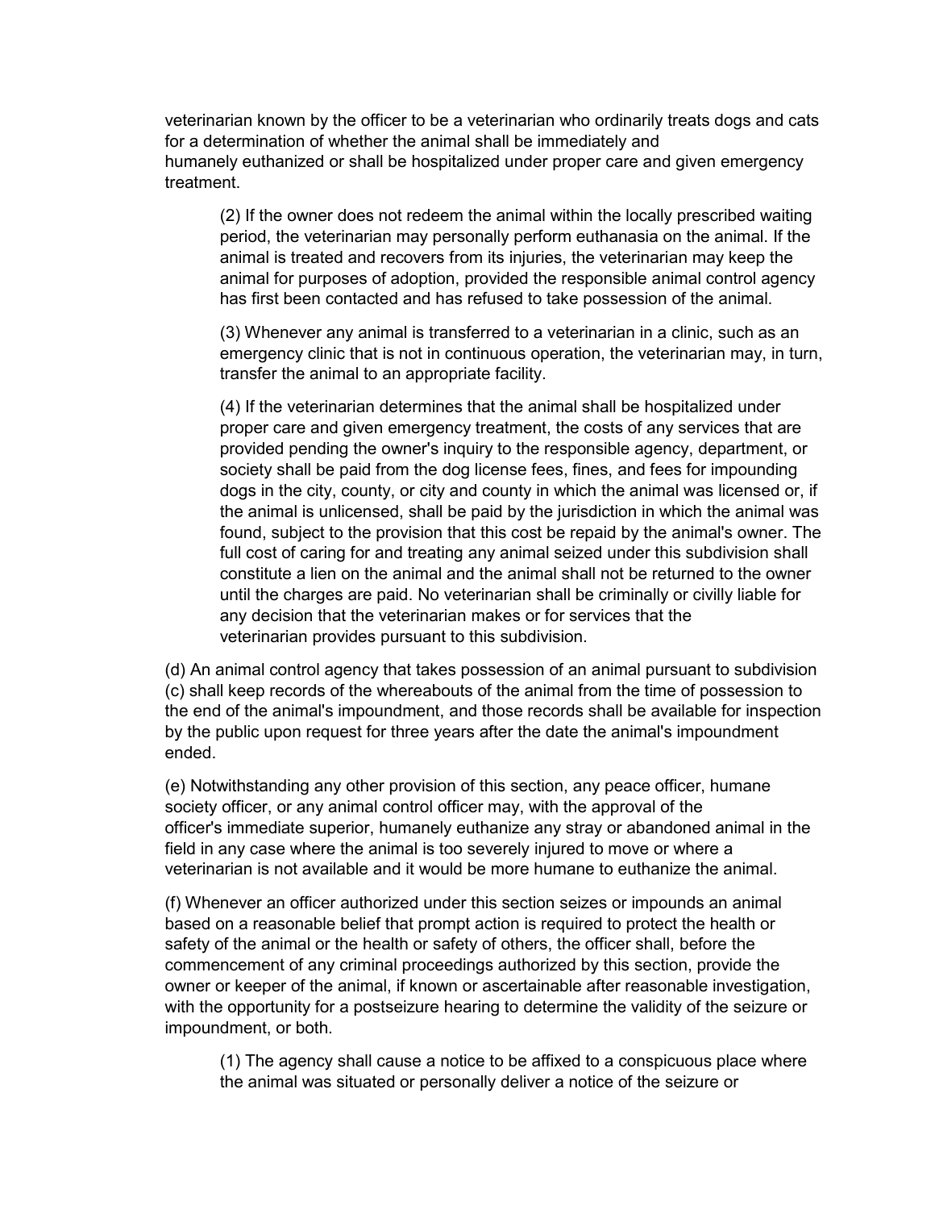veterinarian known by the officer to be a veterinarian who ordinarily treats dogs and cats for a determination of whether the animal shall be immediately and humanely euthanized or shall be hospitalized under proper care and given emergency treatment.

> (2) If the owner does not redeem the animal within the locally prescribed waiting period, the veterinarian may personally perform euthanasia on the animal. If the animal is treated and recovers from its injuries, the veterinarian may keep the animal for purposes of adoption, provided the responsible animal control agency has first been contacted and has refused to take possession of the animal.
>
> (3) Whenever any animal is transferred to a veterinarian in a clinic, such as an emergency clinic that is not in continuous operation, the veterinarian may, in turn, transfer the animal to an appropriate facility.
>
> (4) If the veterinarian determines that the animal shall be hospitalized under proper care and given emergency treatment, the costs of any services that are provided pending the owner's inquiry to the responsible agency, department, or society shall be paid from the dog license fees, fines, and fees for impounding dogs in the city, county, or city and county in which the animal was licensed or, if the animal is unlicensed, shall be paid by the jurisdiction in which the animal was found, subject to the provision that this cost be repaid by the animal's owner. The full cost of caring for and treating any animal seized under this subdivision shall constitute a lien on the animal and the animal shall not be returned to the owner until the charges are paid. No veterinarian shall be criminally or civilly liable for any decision that the veterinarian makes or for services that the veterinarian provides pursuant to this subdivision.

(d) An animal control agency that takes possession of an animal pursuant to subdivision (c) shall keep records of the whereabouts of the animal from the time of possession to the end of the animal's impoundment, and those records shall be available for inspection by the public upon request for three years after the date the animal's impoundment ended.

(e) Notwithstanding any other provision of this section, any peace officer, humane society officer, or any animal control officer may, with the approval of the officer's immediate superior, humanely euthanize any stray or abandoned animal in the field in any case where the animal is too severely injured to move or where a veterinarian is not available and it would be more humane to euthanize the animal.

(f) Whenever an officer authorized under this section seizes or impounds an animal based on a reasonable belief that prompt action is required to protect the health or safety of the animal or the health or safety of others, the officer shall, before the commencement of any criminal proceedings authorized by this section, provide the owner or keeper of the animal, if known or ascertainable after reasonable investigation, with the opportunity for a postseizure hearing to determine the validity of the seizure or impoundment, or both.

> (1) The agency shall cause a notice to be affixed to a conspicuous place where the animal was situated or personally deliver a notice of the seizure or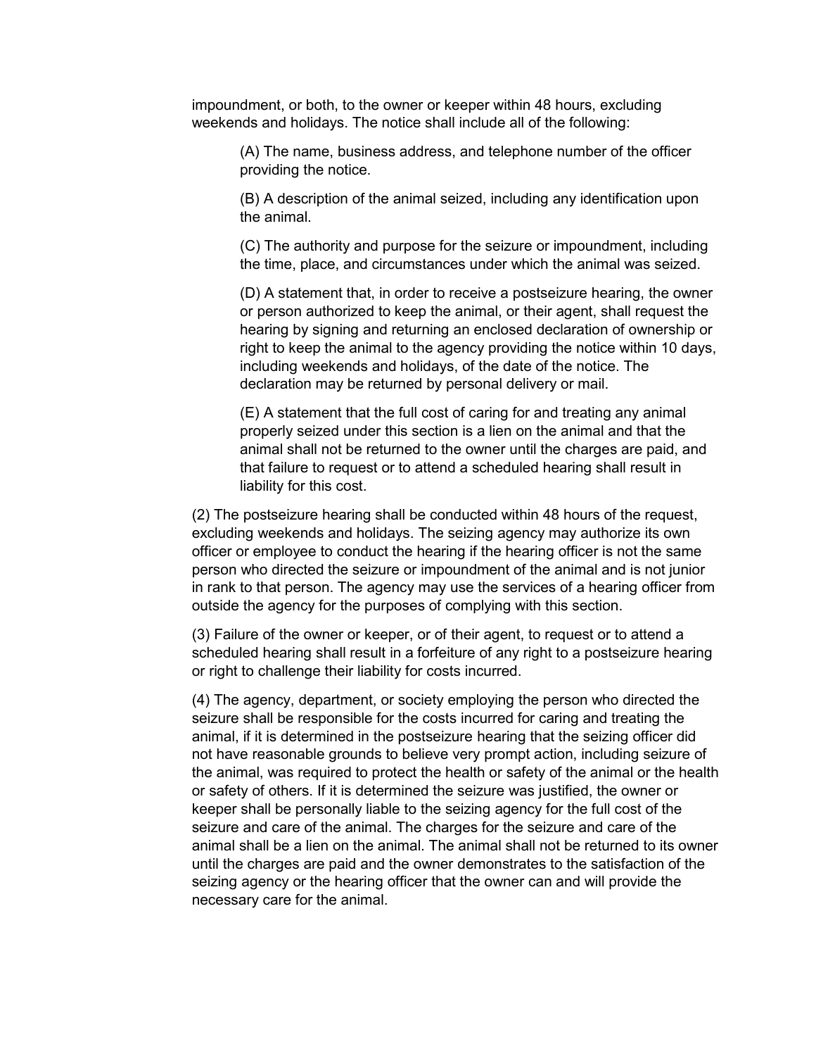impoundment, or both, to the owner or keeper within 48 hours, excluding weekends and holidays. The notice shall include all of the following:

(A) The name, business address, and telephone number of the officer providing the notice.

(B) A description of the animal seized, including any identification upon the animal.

(C) The authority and purpose for the seizure or impoundment, including the time, place, and circumstances under which the animal was seized.

(D) A statement that, in order to receive a postseizure hearing, the owner or person authorized to keep the animal, or their agent, shall request the hearing by signing and returning an enclosed declaration of ownership or right to keep the animal to the agency providing the notice within 10 days, including weekends and holidays, of the date of the notice. The declaration may be returned by personal delivery or mail.

(E) A statement that the full cost of caring for and treating any animal properly seized under this section is a lien on the animal and that the animal shall not be returned to the owner until the charges are paid, and that failure to request or to attend a scheduled hearing shall result in liability for this cost.

(2) The postseizure hearing shall be conducted within 48 hours of the request, excluding weekends and holidays. The seizing agency may authorize its own officer or employee to conduct the hearing if the hearing officer is not the same person who directed the seizure or impoundment of the animal and is not junior in rank to that person. The agency may use the services of a hearing officer from outside the agency for the purposes of complying with this section.

(3) Failure of the owner or keeper, or of their agent, to request or to attend a scheduled hearing shall result in a forfeiture of any right to a postseizure hearing or right to challenge their liability for costs incurred.

(4) The agency, department, or society employing the person who directed the seizure shall be responsible for the costs incurred for caring and treating the animal, if it is determined in the postseizure hearing that the seizing officer did not have reasonable grounds to believe very prompt action, including seizure of the animal, was required to protect the health or safety of the animal or the health or safety of others. If it is determined the seizure was justified, the owner or keeper shall be personally liable to the seizing agency for the full cost of the seizure and care of the animal. The charges for the seizure and care of the animal shall be a lien on the animal. The animal shall not be returned to its owner until the charges are paid and the owner demonstrates to the satisfaction of the seizing agency or the hearing officer that the owner can and will provide the necessary care for the animal.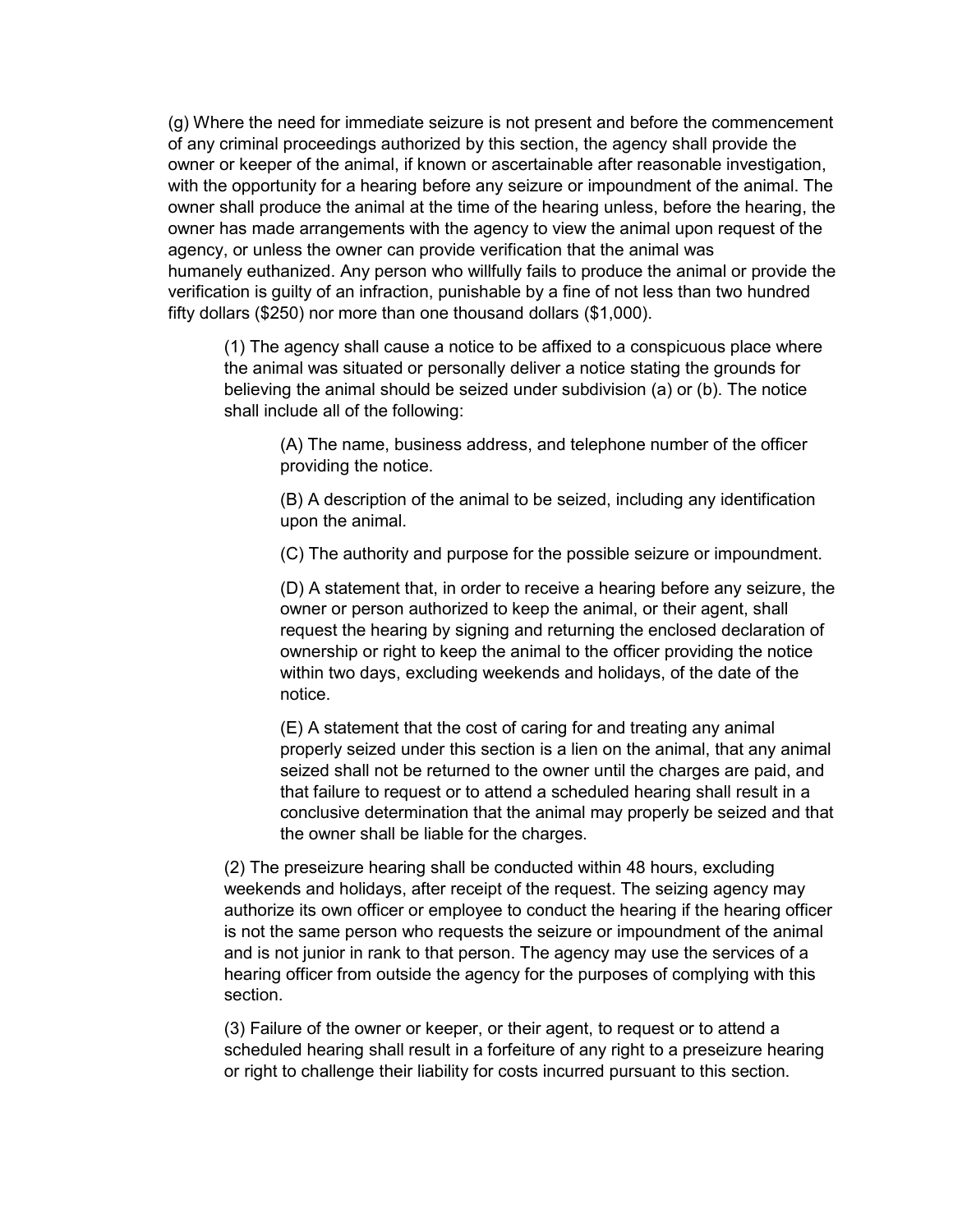(g) Where the need for immediate seizure is not present and before the commencement of any criminal proceedings authorized by this section, the agency shall provide the owner or keeper of the animal, if known or ascertainable after reasonable investigation, with the opportunity for a hearing before any seizure or impoundment of the animal. The owner shall produce the animal at the time of the hearing unless, before the hearing, the owner has made arrangements with the agency to view the animal upon request of the agency, or unless the owner can provide verification that the animal was humanely euthanized. Any person who willfully fails to produce the animal or provide the verification is guilty of an infraction, punishable by a fine of not less than two hundred fifty dollars ($250) nor more than one thousand dollars ($1,000).

> (1) The agency shall cause a notice to be affixed to a conspicuous place where the animal was situated or personally deliver a notice stating the grounds for believing the animal should be seized under subdivision (a) or (b). The notice shall include all of the following:
>
> > (A) The name, business address, and telephone number of the officer providing the notice.
> >
> > (B) A description of the animal to be seized, including any identification upon the animal.
> >
> > (C) The authority and purpose for the possible seizure or impoundment.
> >
> > (D) A statement that, in order to receive a hearing before any seizure, the owner or person authorized to keep the animal, or their agent, shall request the hearing by signing and returning the enclosed declaration of ownership or right to keep the animal to the officer providing the notice within two days, excluding weekends and holidays, of the date of the notice.
> >
> > (E) A statement that the cost of caring for and treating any animal properly seized under this section is a lien on the animal, that any animal seized shall not be returned to the owner until the charges are paid, and that failure to request or to attend a scheduled hearing shall result in a conclusive determination that the animal may properly be seized and that the owner shall be liable for the charges.
>
> (2) The preseizure hearing shall be conducted within 48 hours, excluding weekends and holidays, after receipt of the request. The seizing agency may authorize its own officer or employee to conduct the hearing if the hearing officer is not the same person who requests the seizure or impoundment of the animal and is not junior in rank to that person. The agency may use the services of a hearing officer from outside the agency for the purposes of complying with this section.
>
> (3) Failure of the owner or keeper, or their agent, to request or to attend a scheduled hearing shall result in a forfeiture of any right to a preseizure hearing or right to challenge their liability for costs incurred pursuant to this section.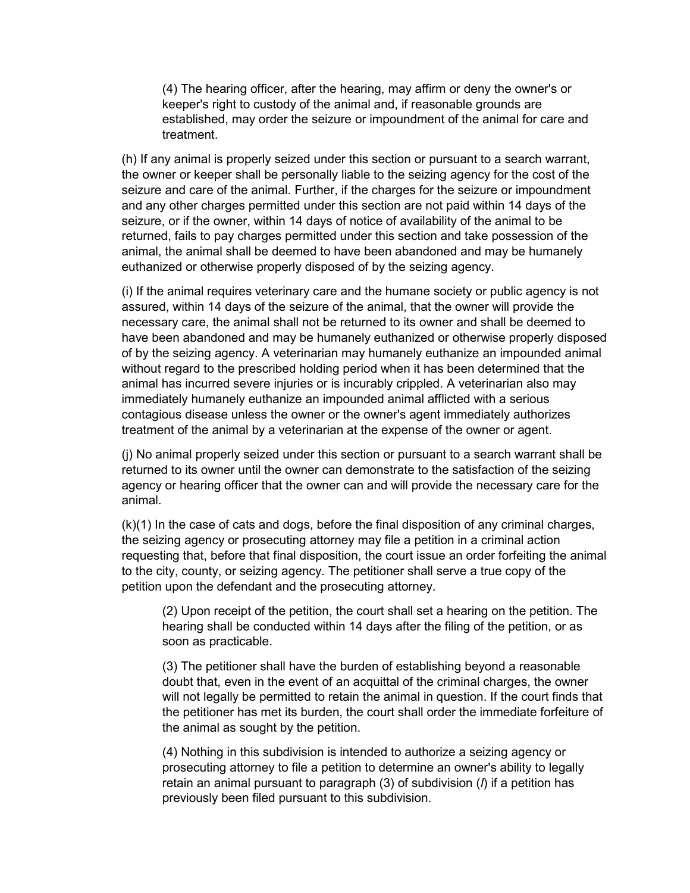(4) The hearing officer, after the hearing, may affirm or deny the owner's or keeper's right to custody of the animal and, if reasonable grounds are established, may order the seizure or impoundment of the animal for care and treatment.

(h) If any animal is properly seized under this section or pursuant to a search warrant, the owner or keeper shall be personally liable to the seizing agency for the cost of the seizure and care of the animal. Further, if the charges for the seizure or impoundment and any other charges permitted under this section are not paid within 14 days of the seizure, or if the owner, within 14 days of notice of availability of the animal to be returned, fails to pay charges permitted under this section and take possession of the animal, the animal shall be deemed to have been abandoned and may be humanely euthanized or otherwise properly disposed of by the seizing agency.

(i) If the animal requires veterinary care and the humane society or public agency is not assured, within 14 days of the seizure of the animal, that the owner will provide the necessary care, the animal shall not be returned to its owner and shall be deemed to have been abandoned and may be humanely euthanized or otherwise properly disposed of by the seizing agency. A veterinarian may humanely euthanize an impounded animal without regard to the prescribed holding period when it has been determined that the animal has incurred severe injuries or is incurably crippled. A veterinarian also may immediately humanely euthanize an impounded animal afflicted with a serious contagious disease unless the owner or the owner's agent immediately authorizes treatment of the animal by a veterinarian at the expense of the owner or agent.

(j) No animal properly seized under this section or pursuant to a search warrant shall be returned to its owner until the owner can demonstrate to the satisfaction of the seizing agency or hearing officer that the owner can and will provide the necessary care for the animal.

(k)(1) In the case of cats and dogs, before the final disposition of any criminal charges, the seizing agency or prosecuting attorney may file a petition in a criminal action requesting that, before that final disposition, the court issue an order forfeiting the animal to the city, county, or seizing agency. The petitioner shall serve a true copy of the petition upon the defendant and the prosecuting attorney.

(2) Upon receipt of the petition, the court shall set a hearing on the petition. The hearing shall be conducted within 14 days after the filing of the petition, or as soon as practicable.

(3) The petitioner shall have the burden of establishing beyond a reasonable doubt that, even in the event of an acquittal of the criminal charges, the owner will not legally be permitted to retain the animal in question. If the court finds that the petitioner has met its burden, the court shall order the immediate forfeiture of the animal as sought by the petition.

(4) Nothing in this subdivision is intended to authorize a seizing agency or prosecuting attorney to file a petition to determine an owner's ability to legally retain an animal pursuant to paragraph (3) of subdivision (*l*) if a petition has previously been filed pursuant to this subdivision.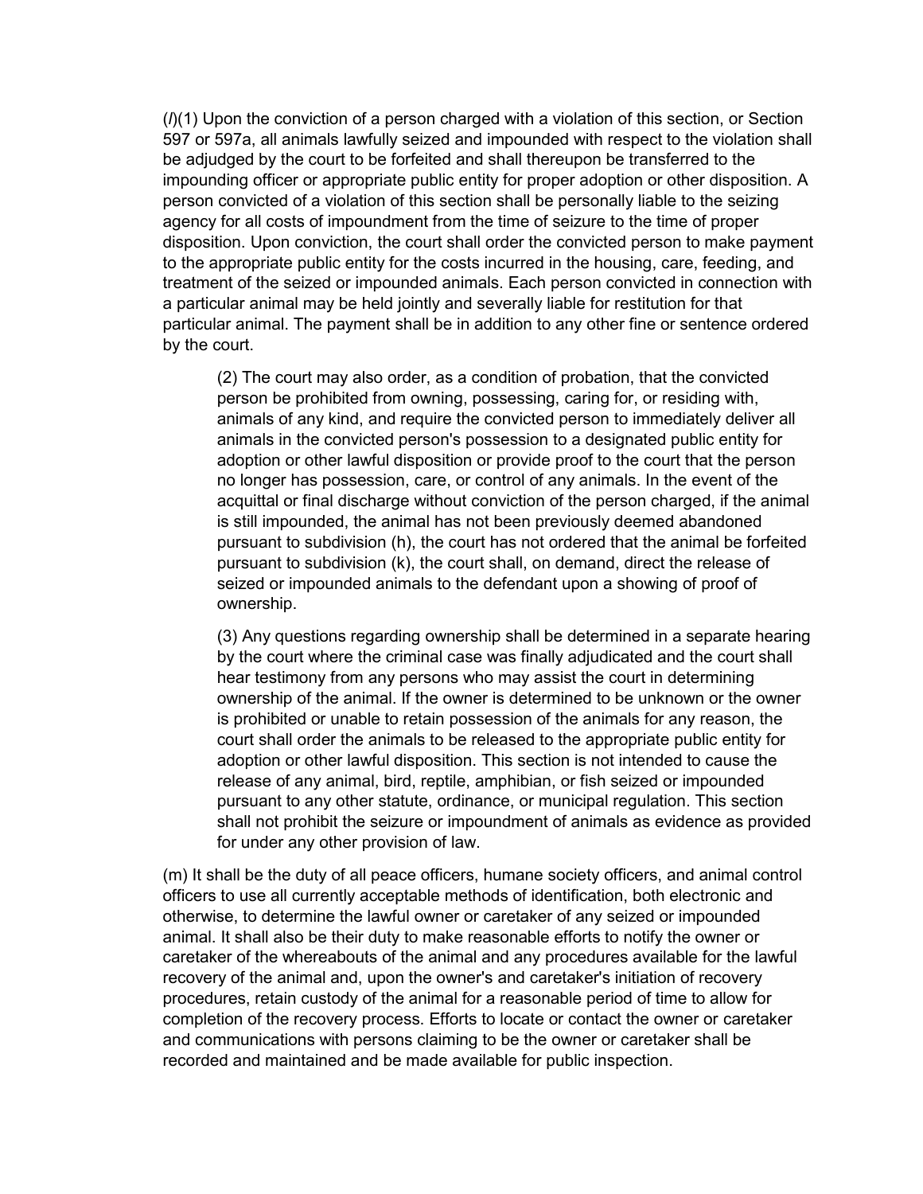(*l*)(1) Upon the conviction of a person charged with a violation of this section, or Section 597 or 597a, all animals lawfully seized and impounded with respect to the violation shall be adjudged by the court to be forfeited and shall thereupon be transferred to the impounding officer or appropriate public entity for proper adoption or other disposition. A person convicted of a violation of this section shall be personally liable to the seizing agency for all costs of impoundment from the time of seizure to the time of proper disposition. Upon conviction, the court shall order the convicted person to make payment to the appropriate public entity for the costs incurred in the housing, care, feeding, and treatment of the seized or impounded animals. Each person convicted in connection with a particular animal may be held jointly and severally liable for restitution for that particular animal. The payment shall be in addition to any other fine or sentence ordered by the court.

> (2) The court may also order, as a condition of probation, that the convicted person be prohibited from owning, possessing, caring for, or residing with, animals of any kind, and require the convicted person to immediately deliver all animals in the convicted person's possession to a designated public entity for adoption or other lawful disposition or provide proof to the court that the person no longer has possession, care, or control of any animals. In the event of the acquittal or final discharge without conviction of the person charged, if the animal is still impounded, the animal has not been previously deemed abandoned pursuant to subdivision (h), the court has not ordered that the animal be forfeited pursuant to subdivision (k), the court shall, on demand, direct the release of seized or impounded animals to the defendant upon a showing of proof of ownership.
>
> (3) Any questions regarding ownership shall be determined in a separate hearing by the court where the criminal case was finally adjudicated and the court shall hear testimony from any persons who may assist the court in determining ownership of the animal. If the owner is determined to be unknown or the owner is prohibited or unable to retain possession of the animals for any reason, the court shall order the animals to be released to the appropriate public entity for adoption or other lawful disposition. This section is not intended to cause the release of any animal, bird, reptile, amphibian, or fish seized or impounded pursuant to any other statute, ordinance, or municipal regulation. This section shall not prohibit the seizure or impoundment of animals as evidence as provided for under any other provision of law.

(m) It shall be the duty of all peace officers, humane society officers, and animal control officers to use all currently acceptable methods of identification, both electronic and otherwise, to determine the lawful owner or caretaker of any seized or impounded animal. It shall also be their duty to make reasonable efforts to notify the owner or caretaker of the whereabouts of the animal and any procedures available for the lawful recovery of the animal and, upon the owner's and caretaker's initiation of recovery procedures, retain custody of the animal for a reasonable period of time to allow for completion of the recovery process. Efforts to locate or contact the owner or caretaker and communications with persons claiming to be the owner or caretaker shall be recorded and maintained and be made available for public inspection.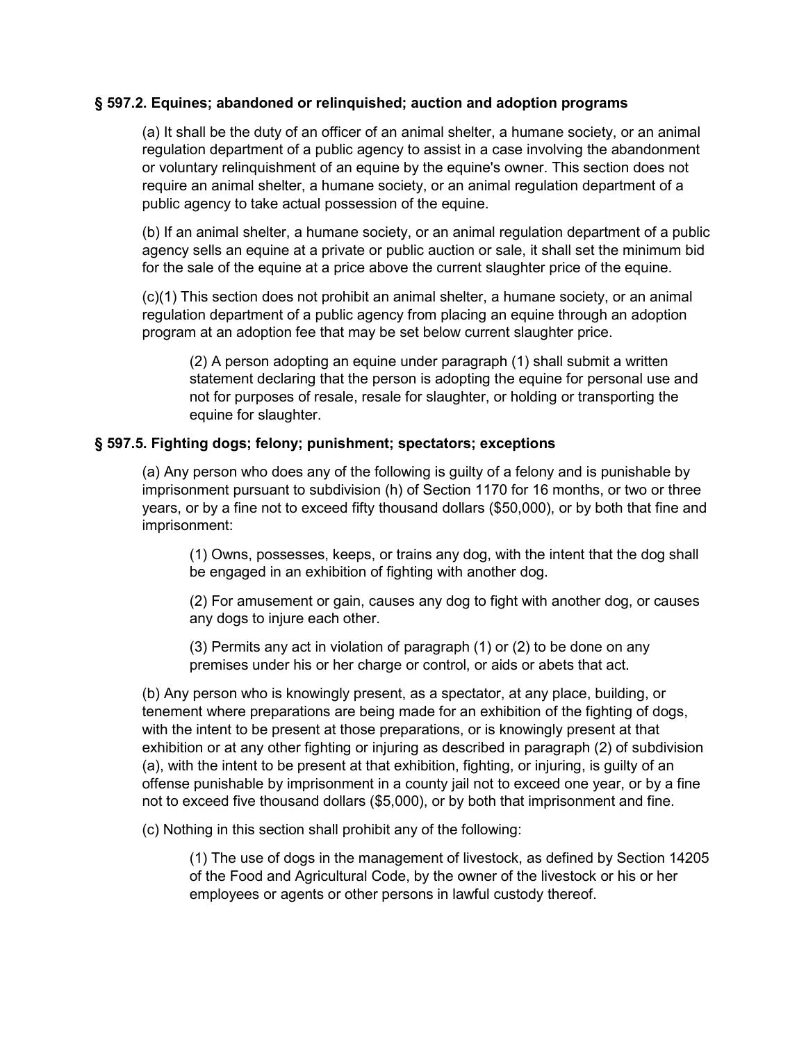**§ 597.2. Equines; abandoned or relinquished; auction and adoption programs**

(a) It shall be the duty of an officer of an animal shelter, a humane society, or an animal regulation department of a public agency to assist in a case involving the abandonment or voluntary relinquishment of an equine by the equine's owner. This section does not require an animal shelter, a humane society, or an animal regulation department of a public agency to take actual possession of the equine.

(b) If an animal shelter, a humane society, or an animal regulation department of a public agency sells an equine at a private or public auction or sale, it shall set the minimum bid for the sale of the equine at a price above the current slaughter price of the equine.

(c)(1) This section does not prohibit an animal shelter, a humane society, or an animal regulation department of a public agency from placing an equine through an adoption program at an adoption fee that may be set below current slaughter price.

> (2) A person adopting an equine under paragraph (1) shall submit a written statement declaring that the person is adopting the equine for personal use and not for purposes of resale, resale for slaughter, or holding or transporting the equine for slaughter.

**§ 597.5. Fighting dogs; felony; punishment; spectators; exceptions**

(a) Any person who does any of the following is guilty of a felony and is punishable by imprisonment pursuant to subdivision (h) of Section 1170 for 16 months, or two or three years, or by a fine not to exceed fifty thousand dollars ($50,000), or by both that fine and imprisonment:

> (1) Owns, possesses, keeps, or trains any dog, with the intent that the dog shall be engaged in an exhibition of fighting with another dog.
>
> (2) For amusement or gain, causes any dog to fight with another dog, or causes any dogs to injure each other.
>
> (3) Permits any act in violation of paragraph (1) or (2) to be done on any premises under his or her charge or control, or aids or abets that act.

(b) Any person who is knowingly present, as a spectator, at any place, building, or tenement where preparations are being made for an exhibition of the fighting of dogs, with the intent to be present at those preparations, or is knowingly present at that exhibition or at any other fighting or injuring as described in paragraph (2) of subdivision (a), with the intent to be present at that exhibition, fighting, or injuring, is guilty of an offense punishable by imprisonment in a county jail not to exceed one year, or by a fine not to exceed five thousand dollars ($5,000), or by both that imprisonment and fine.

(c) Nothing in this section shall prohibit any of the following:

> (1) The use of dogs in the management of livestock, as defined by Section 14205 of the Food and Agricultural Code, by the owner of the livestock or his or her employees or agents or other persons in lawful custody thereof.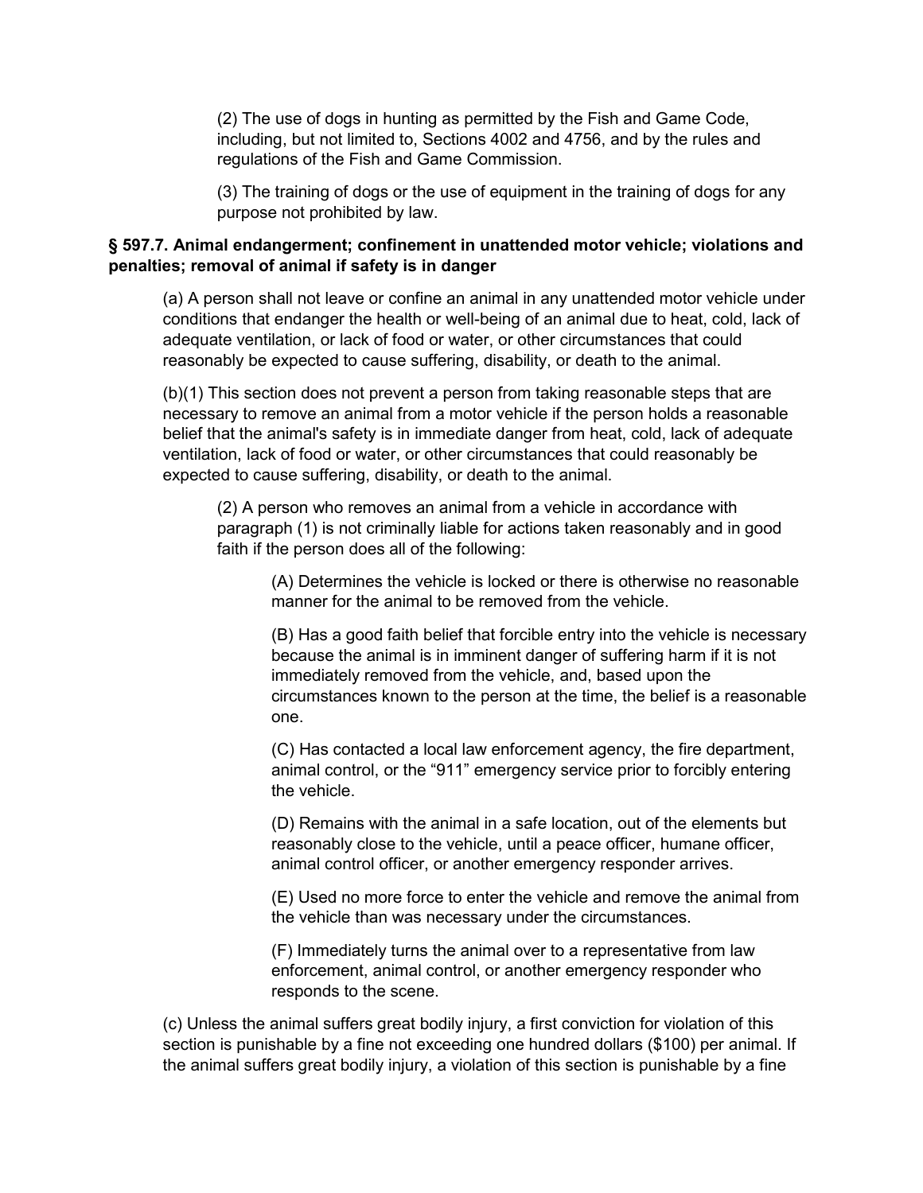(2) The use of dogs in hunting as permitted by the Fish and Game Code, including, but not limited to, Sections 4002 and 4756, and by the rules and regulations of the Fish and Game Commission.

(3) The training of dogs or the use of equipment in the training of dogs for any purpose not prohibited by law.

**§ 597.7. Animal endangerment; confinement in unattended motor vehicle; violations and penalties; removal of animal if safety is in danger**

(a) A person shall not leave or confine an animal in any unattended motor vehicle under conditions that endanger the health or well-being of an animal due to heat, cold, lack of adequate ventilation, or lack of food or water, or other circumstances that could reasonably be expected to cause suffering, disability, or death to the animal.

(b)(1) This section does not prevent a person from taking reasonable steps that are necessary to remove an animal from a motor vehicle if the person holds a reasonable belief that the animal's safety is in immediate danger from heat, cold, lack of adequate ventilation, lack of food or water, or other circumstances that could reasonably be expected to cause suffering, disability, or death to the animal.

(2) A person who removes an animal from a vehicle in accordance with paragraph (1) is not criminally liable for actions taken reasonably and in good faith if the person does all of the following:

(A) Determines the vehicle is locked or there is otherwise no reasonable manner for the animal to be removed from the vehicle.

(B) Has a good faith belief that forcible entry into the vehicle is necessary because the animal is in imminent danger of suffering harm if it is not immediately removed from the vehicle, and, based upon the circumstances known to the person at the time, the belief is a reasonable one.

(C) Has contacted a local law enforcement agency, the fire department, animal control, or the "911" emergency service prior to forcibly entering the vehicle.

(D) Remains with the animal in a safe location, out of the elements but reasonably close to the vehicle, until a peace officer, humane officer, animal control officer, or another emergency responder arrives.

(E) Used no more force to enter the vehicle and remove the animal from the vehicle than was necessary under the circumstances.

(F) Immediately turns the animal over to a representative from law enforcement, animal control, or another emergency responder who responds to the scene.

(c) Unless the animal suffers great bodily injury, a first conviction for violation of this section is punishable by a fine not exceeding one hundred dollars ($100) per animal. If the animal suffers great bodily injury, a violation of this section is punishable by a fine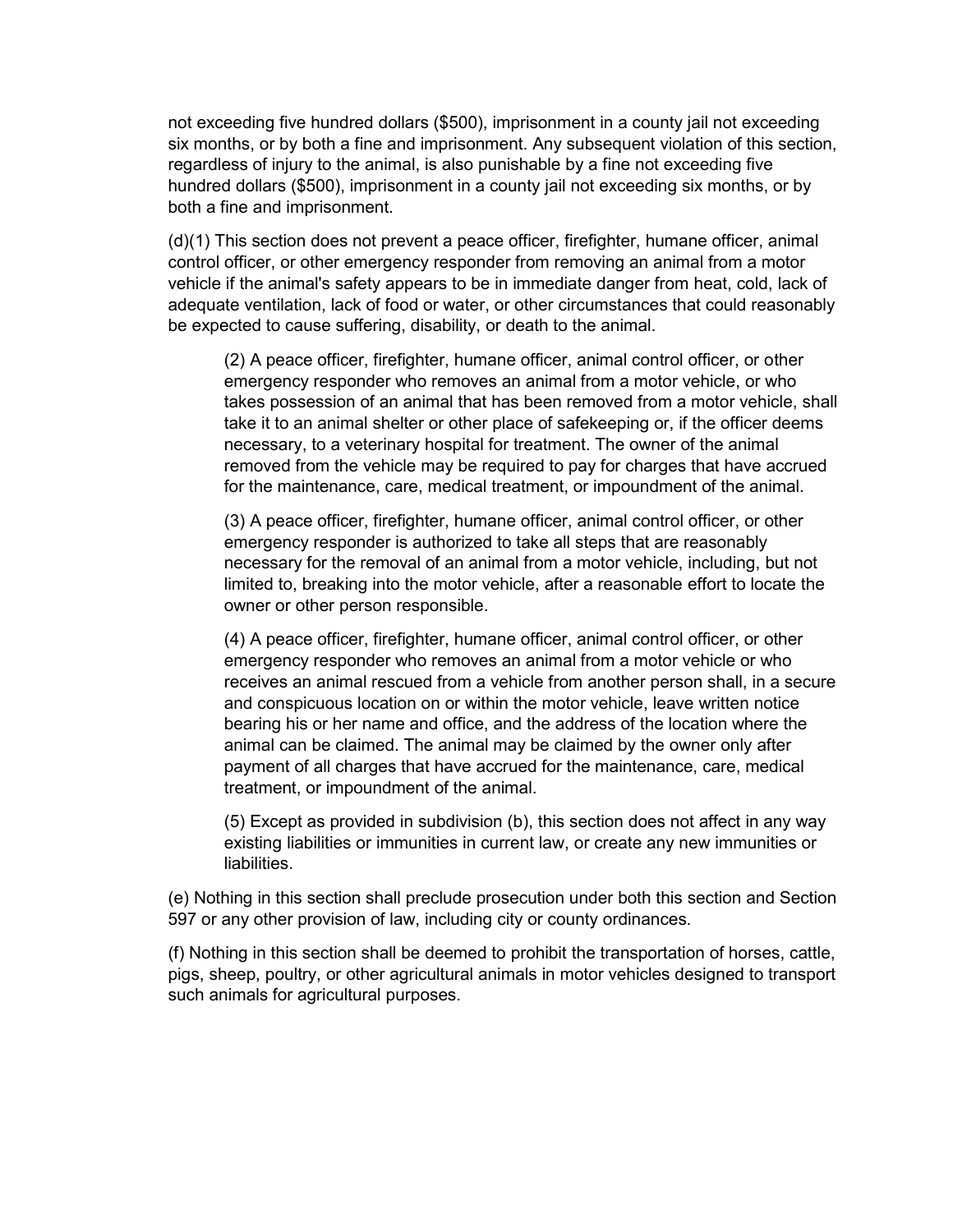not exceeding five hundred dollars ($500), imprisonment in a county jail not exceeding six months, or by both a fine and imprisonment. Any subsequent violation of this section, regardless of injury to the animal, is also punishable by a fine not exceeding five hundred dollars ($500), imprisonment in a county jail not exceeding six months, or by both a fine and imprisonment.

(d)(1) This section does not prevent a peace officer, firefighter, humane officer, animal control officer, or other emergency responder from removing an animal from a motor vehicle if the animal's safety appears to be in immediate danger from heat, cold, lack of adequate ventilation, lack of food or water, or other circumstances that could reasonably be expected to cause suffering, disability, or death to the animal.

> (2) A peace officer, firefighter, humane officer, animal control officer, or other emergency responder who removes an animal from a motor vehicle, or who takes possession of an animal that has been removed from a motor vehicle, shall take it to an animal shelter or other place of safekeeping or, if the officer deems necessary, to a veterinary hospital for treatment. The owner of the animal removed from the vehicle may be required to pay for charges that have accrued for the maintenance, care, medical treatment, or impoundment of the animal.
>
> (3) A peace officer, firefighter, humane officer, animal control officer, or other emergency responder is authorized to take all steps that are reasonably necessary for the removal of an animal from a motor vehicle, including, but not limited to, breaking into the motor vehicle, after a reasonable effort to locate the owner or other person responsible.
>
> (4) A peace officer, firefighter, humane officer, animal control officer, or other emergency responder who removes an animal from a motor vehicle or who receives an animal rescued from a vehicle from another person shall, in a secure and conspicuous location on or within the motor vehicle, leave written notice bearing his or her name and office, and the address of the location where the animal can be claimed. The animal may be claimed by the owner only after payment of all charges that have accrued for the maintenance, care, medical treatment, or impoundment of the animal.
>
> (5) Except as provided in subdivision (b), this section does not affect in any way existing liabilities or immunities in current law, or create any new immunities or liabilities.

(e) Nothing in this section shall preclude prosecution under both this section and Section 597 or any other provision of law, including city or county ordinances.

(f) Nothing in this section shall be deemed to prohibit the transportation of horses, cattle, pigs, sheep, poultry, or other agricultural animals in motor vehicles designed to transport such animals for agricultural purposes.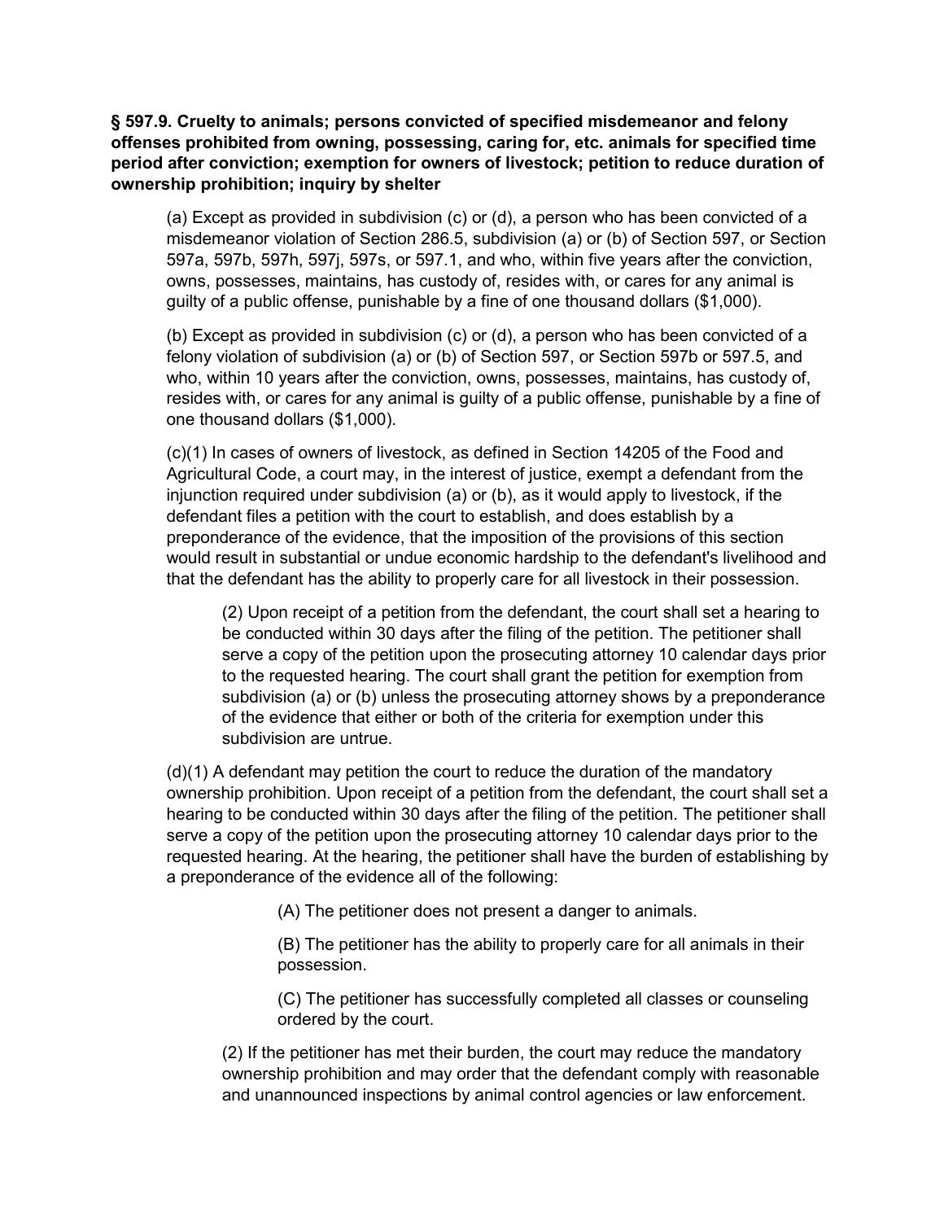**§ 597.9. Cruelty to animals; persons convicted of specified misdemeanor and felony offenses prohibited from owning, possessing, caring for, etc. animals for specified time period after conviction; exemption for owners of livestock; petition to reduce duration of ownership prohibition; inquiry by shelter**

(a) Except as provided in subdivision (c) or (d), a person who has been convicted of a misdemeanor violation of Section 286.5, subdivision (a) or (b) of Section 597, or Section 597a, 597b, 597h, 597j, 597s, or 597.1, and who, within five years after the conviction, owns, possesses, maintains, has custody of, resides with, or cares for any animal is guilty of a public offense, punishable by a fine of one thousand dollars ($1,000).

(b) Except as provided in subdivision (c) or (d), a person who has been convicted of a felony violation of subdivision (a) or (b) of Section 597, or Section 597b or 597.5, and who, within 10 years after the conviction, owns, possesses, maintains, has custody of, resides with, or cares for any animal is guilty of a public offense, punishable by a fine of one thousand dollars ($1,000).

(c)(1) In cases of owners of livestock, as defined in Section 14205 of the Food and Agricultural Code, a court may, in the interest of justice, exempt a defendant from the injunction required under subdivision (a) or (b), as it would apply to livestock, if the defendant files a petition with the court to establish, and does establish by a preponderance of the evidence, that the imposition of the provisions of this section would result in substantial or undue economic hardship to the defendant's livelihood and that the defendant has the ability to properly care for all livestock in their possession.

(2) Upon receipt of a petition from the defendant, the court shall set a hearing to be conducted within 30 days after the filing of the petition. The petitioner shall serve a copy of the petition upon the prosecuting attorney 10 calendar days prior to the requested hearing. The court shall grant the petition for exemption from subdivision (a) or (b) unless the prosecuting attorney shows by a preponderance of the evidence that either or both of the criteria for exemption under this subdivision are untrue.

(d)(1) A defendant may petition the court to reduce the duration of the mandatory ownership prohibition. Upon receipt of a petition from the defendant, the court shall set a hearing to be conducted within 30 days after the filing of the petition. The petitioner shall serve a copy of the petition upon the prosecuting attorney 10 calendar days prior to the requested hearing. At the hearing, the petitioner shall have the burden of establishing by a preponderance of the evidence all of the following:

(A) The petitioner does not present a danger to animals.

(B) The petitioner has the ability to properly care for all animals in their possession.

(C) The petitioner has successfully completed all classes or counseling ordered by the court.

(2) If the petitioner has met their burden, the court may reduce the mandatory ownership prohibition and may order that the defendant comply with reasonable and unannounced inspections by animal control agencies or law enforcement.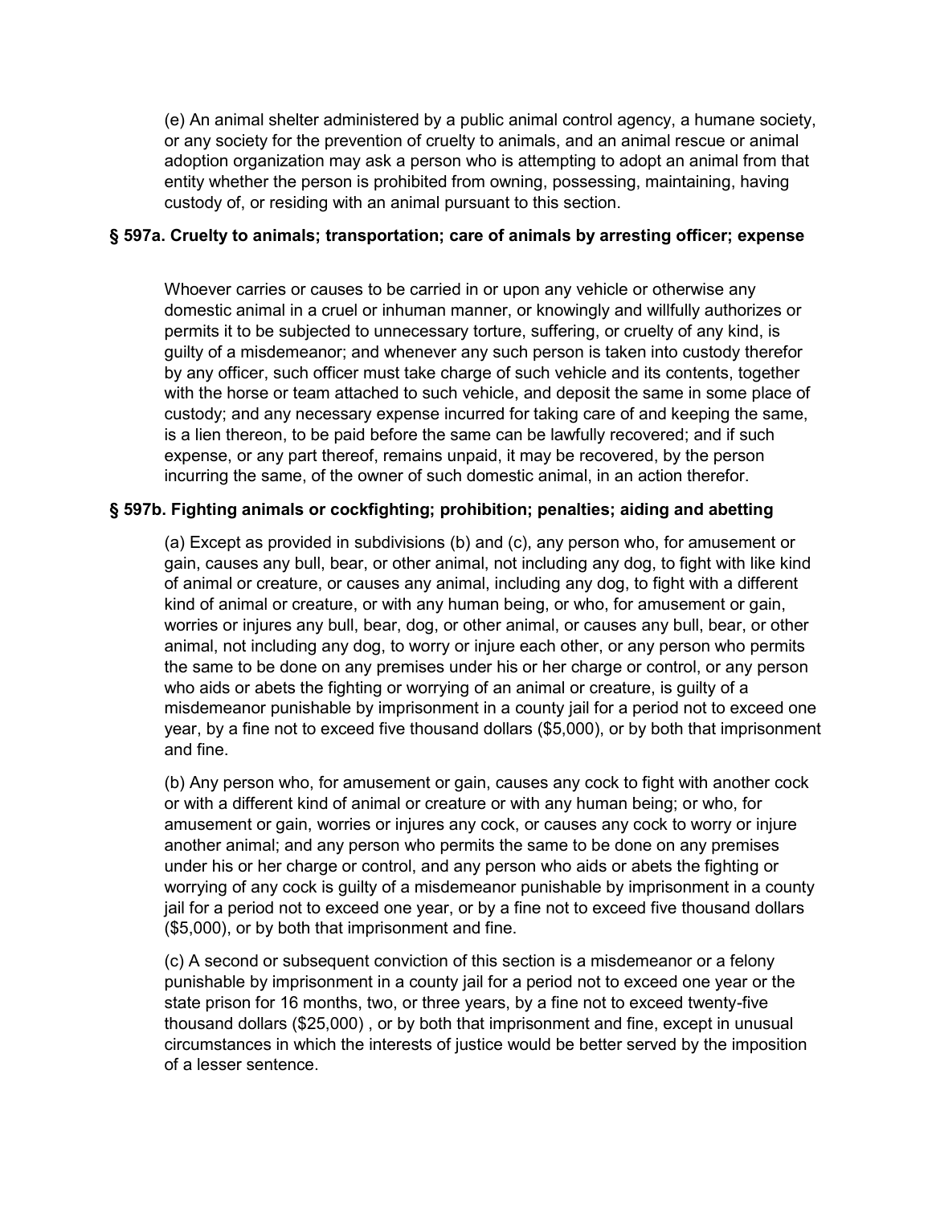(e) An animal shelter administered by a public animal control agency, a humane society, or any society for the prevention of cruelty to animals, and an animal rescue or animal adoption organization may ask a person who is attempting to adopt an animal from that entity whether the person is prohibited from owning, possessing, maintaining, having custody of, or residing with an animal pursuant to this section.

### § 597a. Cruelty to animals; transportation; care of animals by arresting officer; expense

Whoever carries or causes to be carried in or upon any vehicle or otherwise any domestic animal in a cruel or inhuman manner, or knowingly and willfully authorizes or permits it to be subjected to unnecessary torture, suffering, or cruelty of any kind, is guilty of a misdemeanor; and whenever any such person is taken into custody therefor by any officer, such officer must take charge of such vehicle and its contents, together with the horse or team attached to such vehicle, and deposit the same in some place of custody; and any necessary expense incurred for taking care of and keeping the same, is a lien thereon, to be paid before the same can be lawfully recovered; and if such expense, or any part thereof, remains unpaid, it may be recovered, by the person incurring the same, of the owner of such domestic animal, in an action therefor.

### § 597b. Fighting animals or cockfighting; prohibition; penalties; aiding and abetting

(a) Except as provided in subdivisions (b) and (c), any person who, for amusement or gain, causes any bull, bear, or other animal, not including any dog, to fight with like kind of animal or creature, or causes any animal, including any dog, to fight with a different kind of animal or creature, or with any human being, or who, for amusement or gain, worries or injures any bull, bear, dog, or other animal, or causes any bull, bear, or other animal, not including any dog, to worry or injure each other, or any person who permits the same to be done on any premises under his or her charge or control, or any person who aids or abets the fighting or worrying of an animal or creature, is guilty of a misdemeanor punishable by imprisonment in a county jail for a period not to exceed one year, by a fine not to exceed five thousand dollars ($5,000), or by both that imprisonment and fine.

(b) Any person who, for amusement or gain, causes any cock to fight with another cock or with a different kind of animal or creature or with any human being; or who, for amusement or gain, worries or injures any cock, or causes any cock to worry or injure another animal; and any person who permits the same to be done on any premises under his or her charge or control, and any person who aids or abets the fighting or worrying of any cock is guilty of a misdemeanor punishable by imprisonment in a county jail for a period not to exceed one year, or by a fine not to exceed five thousand dollars ($5,000), or by both that imprisonment and fine.

(c) A second or subsequent conviction of this section is a misdemeanor or a felony punishable by imprisonment in a county jail for a period not to exceed one year or the state prison for 16 months, two, or three years, by a fine not to exceed twenty-five thousand dollars ($25,000) , or by both that imprisonment and fine, except in unusual circumstances in which the interests of justice would be better served by the imposition of a lesser sentence.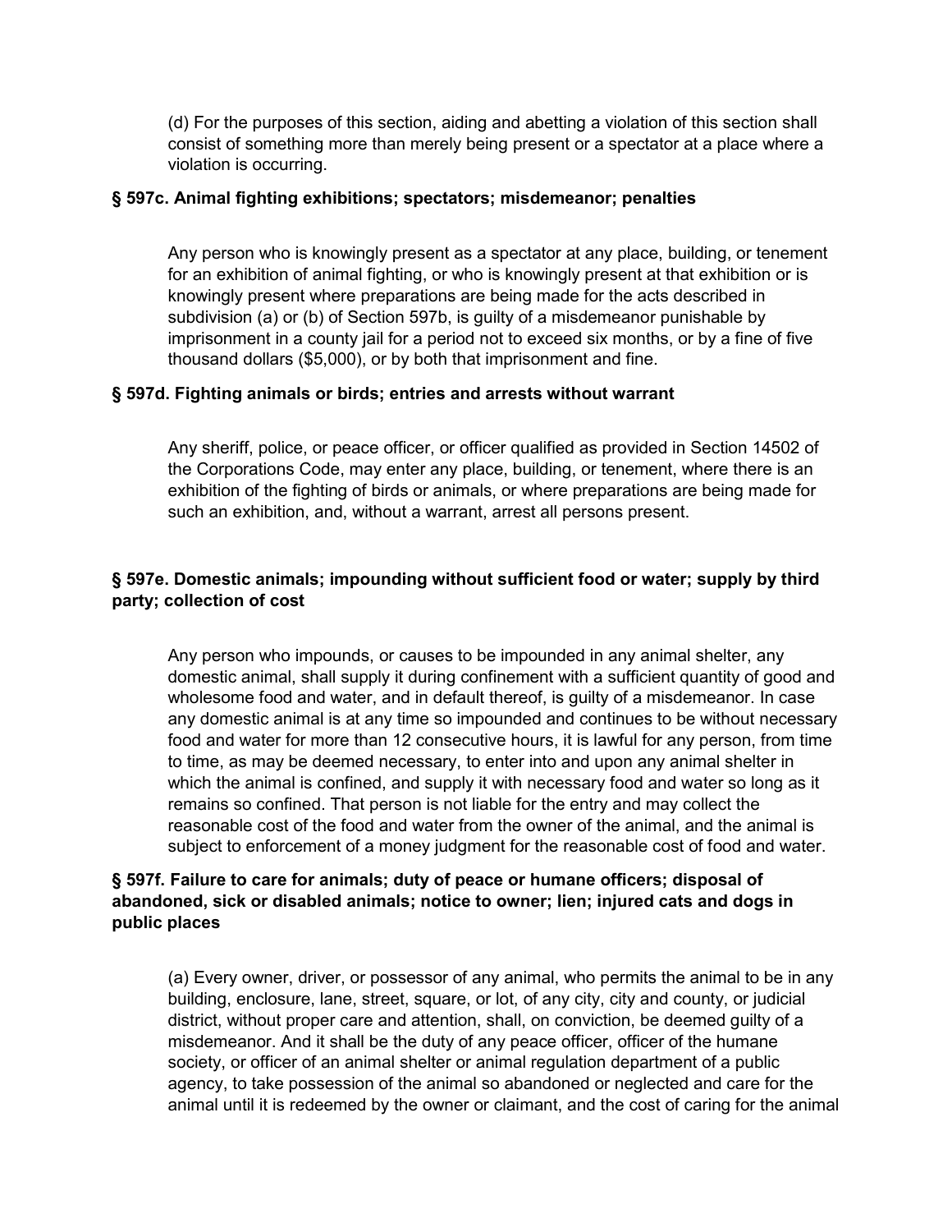(d) For the purposes of this section, aiding and abetting a violation of this section shall consist of something more than merely being present or a spectator at a place where a violation is occurring.

### § 597c. Animal fighting exhibitions; spectators; misdemeanor; penalties

Any person who is knowingly present as a spectator at any place, building, or tenement for an exhibition of animal fighting, or who is knowingly present at that exhibition or is knowingly present where preparations are being made for the acts described in subdivision (a) or (b) of Section 597b, is guilty of a misdemeanor punishable by imprisonment in a county jail for a period not to exceed six months, or by a fine of five thousand dollars ($5,000), or by both that imprisonment and fine.

### § 597d. Fighting animals or birds; entries and arrests without warrant

Any sheriff, police, or peace officer, or officer qualified as provided in Section 14502 of the Corporations Code, may enter any place, building, or tenement, where there is an exhibition of the fighting of birds or animals, or where preparations are being made for such an exhibition, and, without a warrant, arrest all persons present.

### § 597e. Domestic animals; impounding without sufficient food or water; supply by third party; collection of cost

Any person who impounds, or causes to be impounded in any animal shelter, any domestic animal, shall supply it during confinement with a sufficient quantity of good and wholesome food and water, and in default thereof, is guilty of a misdemeanor. In case any domestic animal is at any time so impounded and continues to be without necessary food and water for more than 12 consecutive hours, it is lawful for any person, from time to time, as may be deemed necessary, to enter into and upon any animal shelter in which the animal is confined, and supply it with necessary food and water so long as it remains so confined. That person is not liable for the entry and may collect the reasonable cost of the food and water from the owner of the animal, and the animal is subject to enforcement of a money judgment for the reasonable cost of food and water.

### § 597f. Failure to care for animals; duty of peace or humane officers; disposal of abandoned, sick or disabled animals; notice to owner; lien; injured cats and dogs in public places

(a) Every owner, driver, or possessor of any animal, who permits the animal to be in any building, enclosure, lane, street, square, or lot, of any city, city and county, or judicial district, without proper care and attention, shall, on conviction, be deemed guilty of a misdemeanor. And it shall be the duty of any peace officer, officer of the humane society, or officer of an animal shelter or animal regulation department of a public agency, to take possession of the animal so abandoned or neglected and care for the animal until it is redeemed by the owner or claimant, and the cost of caring for the animal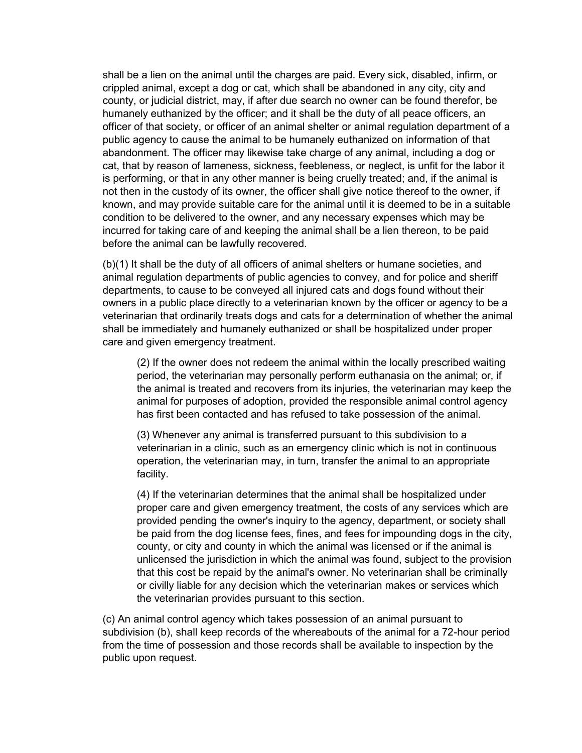shall be a lien on the animal until the charges are paid. Every sick, disabled, infirm, or crippled animal, except a dog or cat, which shall be abandoned in any city, city and county, or judicial district, may, if after due search no owner can be found therefor, be humanely euthanized by the officer; and it shall be the duty of all peace officers, an officer of that society, or officer of an animal shelter or animal regulation department of a public agency to cause the animal to be humanely euthanized on information of that abandonment. The officer may likewise take charge of any animal, including a dog or cat, that by reason of lameness, sickness, feebleness, or neglect, is unfit for the labor it is performing, or that in any other manner is being cruelly treated; and, if the animal is not then in the custody of its owner, the officer shall give notice thereof to the owner, if known, and may provide suitable care for the animal until it is deemed to be in a suitable condition to be delivered to the owner, and any necessary expenses which may be incurred for taking care of and keeping the animal shall be a lien thereon, to be paid before the animal can be lawfully recovered.

(b)(1) It shall be the duty of all officers of animal shelters or humane societies, and animal regulation departments of public agencies to convey, and for police and sheriff departments, to cause to be conveyed all injured cats and dogs found without their owners in a public place directly to a veterinarian known by the officer or agency to be a veterinarian that ordinarily treats dogs and cats for a determination of whether the animal shall be immediately and humanely euthanized or shall be hospitalized under proper care and given emergency treatment.

> (2) If the owner does not redeem the animal within the locally prescribed waiting period, the veterinarian may personally perform euthanasia on the animal; or, if the animal is treated and recovers from its injuries, the veterinarian may keep the animal for purposes of adoption, provided the responsible animal control agency has first been contacted and has refused to take possession of the animal.
>
> (3) Whenever any animal is transferred pursuant to this subdivision to a veterinarian in a clinic, such as an emergency clinic which is not in continuous operation, the veterinarian may, in turn, transfer the animal to an appropriate facility.
>
> (4) If the veterinarian determines that the animal shall be hospitalized under proper care and given emergency treatment, the costs of any services which are provided pending the owner's inquiry to the agency, department, or society shall be paid from the dog license fees, fines, and fees for impounding dogs in the city, county, or city and county in which the animal was licensed or if the animal is unlicensed the jurisdiction in which the animal was found, subject to the provision that this cost be repaid by the animal's owner. No veterinarian shall be criminally or civilly liable for any decision which the veterinarian makes or services which the veterinarian provides pursuant to this section.

(c) An animal control agency which takes possession of an animal pursuant to subdivision (b), shall keep records of the whereabouts of the animal for a 72-hour period from the time of possession and those records shall be available to inspection by the public upon request.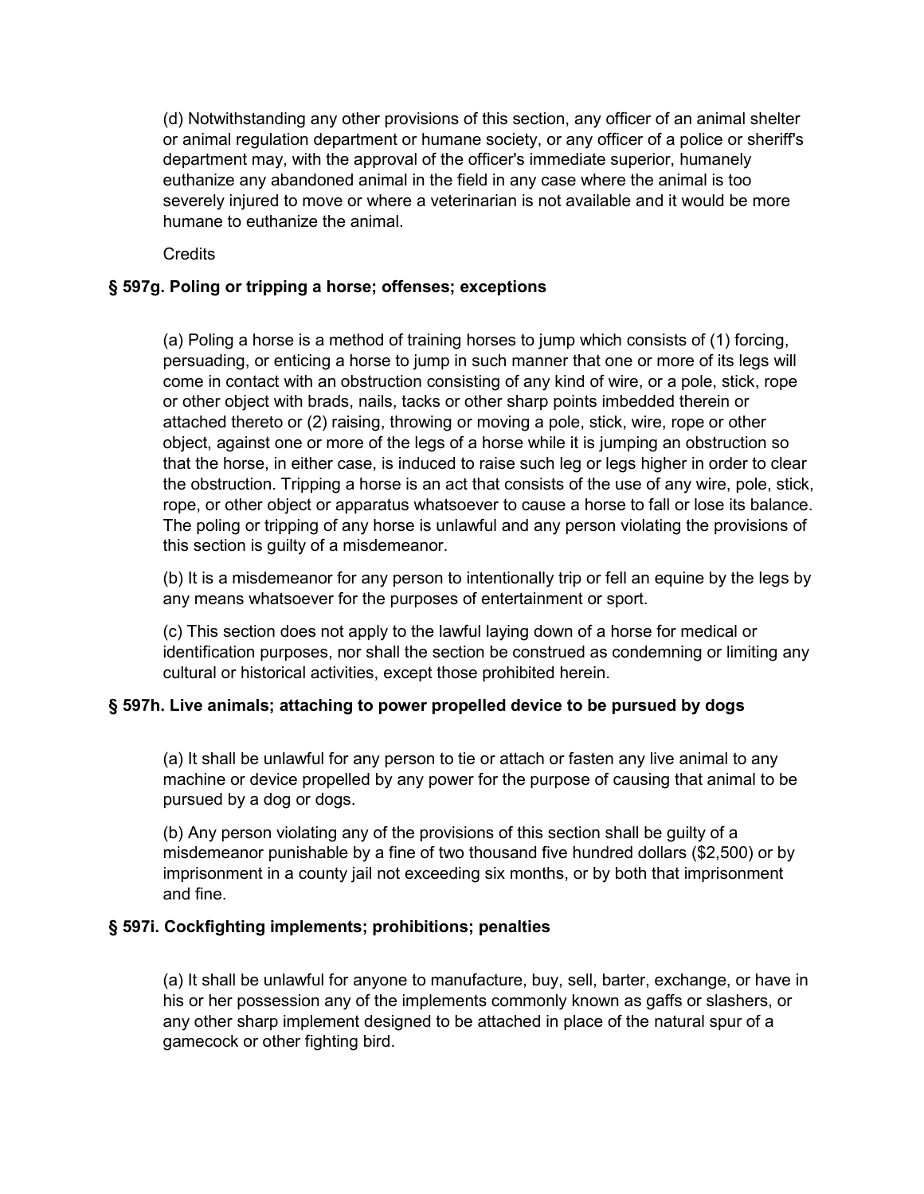(d) Notwithstanding any other provisions of this section, any officer of an animal shelter or animal regulation department or humane society, or any officer of a police or sheriff's department may, with the approval of the officer's immediate superior, humanely euthanize any abandoned animal in the field in any case where the animal is too severely injured to move or where a veterinarian is not available and it would be more humane to euthanize the animal.

Credits

### § 597g. Poling or tripping a horse; offenses; exceptions

(a) Poling a horse is a method of training horses to jump which consists of (1) forcing, persuading, or enticing a horse to jump in such manner that one or more of its legs will come in contact with an obstruction consisting of any kind of wire, or a pole, stick, rope or other object with brads, nails, tacks or other sharp points imbedded therein or attached thereto or (2) raising, throwing or moving a pole, stick, wire, rope or other object, against one or more of the legs of a horse while it is jumping an obstruction so that the horse, in either case, is induced to raise such leg or legs higher in order to clear the obstruction. Tripping a horse is an act that consists of the use of any wire, pole, stick, rope, or other object or apparatus whatsoever to cause a horse to fall or lose its balance. The poling or tripping of any horse is unlawful and any person violating the provisions of this section is guilty of a misdemeanor.

(b) It is a misdemeanor for any person to intentionally trip or fell an equine by the legs by any means whatsoever for the purposes of entertainment or sport.

(c) This section does not apply to the lawful laying down of a horse for medical or identification purposes, nor shall the section be construed as condemning or limiting any cultural or historical activities, except those prohibited herein.

### § 597h. Live animals; attaching to power propelled device to be pursued by dogs

(a) It shall be unlawful for any person to tie or attach or fasten any live animal to any machine or device propelled by any power for the purpose of causing that animal to be pursued by a dog or dogs.

(b) Any person violating any of the provisions of this section shall be guilty of a misdemeanor punishable by a fine of two thousand five hundred dollars ($2,500) or by imprisonment in a county jail not exceeding six months, or by both that imprisonment and fine.

### § 597i. Cockfighting implements; prohibitions; penalties

(a) It shall be unlawful for anyone to manufacture, buy, sell, barter, exchange, or have in his or her possession any of the implements commonly known as gaffs or slashers, or any other sharp implement designed to be attached in place of the natural spur of a gamecock or other fighting bird.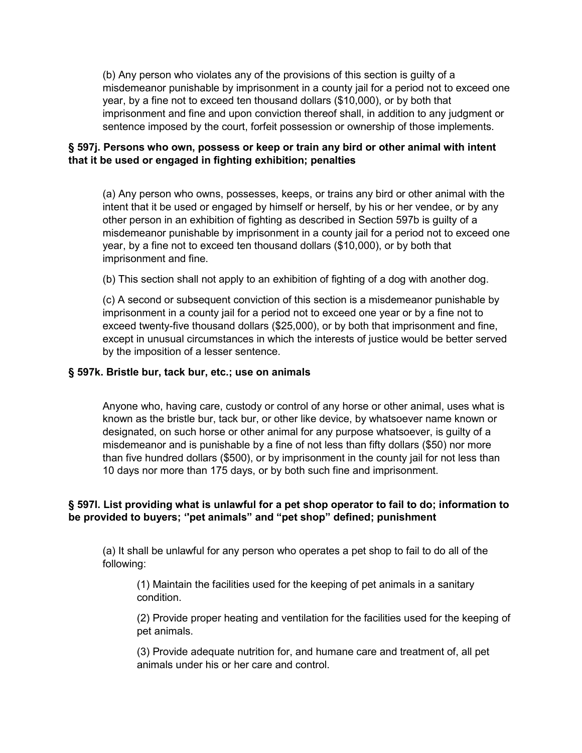(b) Any person who violates any of the provisions of this section is guilty of a misdemeanor punishable by imprisonment in a county jail for a period not to exceed one year, by a fine not to exceed ten thousand dollars ($10,000), or by both that imprisonment and fine and upon conviction thereof shall, in addition to any judgment or sentence imposed by the court, forfeit possession or ownership of those implements.

### § 597j. Persons who own, possess or keep or train any bird or other animal with intent that it be used or engaged in fighting exhibition; penalties

(a) Any person who owns, possesses, keeps, or trains any bird or other animal with the intent that it be used or engaged by himself or herself, by his or her vendee, or by any other person in an exhibition of fighting as described in Section 597b is guilty of a misdemeanor punishable by imprisonment in a county jail for a period not to exceed one year, by a fine not to exceed ten thousand dollars ($10,000), or by both that imprisonment and fine.

(b) This section shall not apply to an exhibition of fighting of a dog with another dog.

(c) A second or subsequent conviction of this section is a misdemeanor punishable by imprisonment in a county jail for a period not to exceed one year or by a fine not to exceed twenty-five thousand dollars ($25,000), or by both that imprisonment and fine, except in unusual circumstances in which the interests of justice would be better served by the imposition of a lesser sentence.

### § 597k. Bristle bur, tack bur, etc.; use on animals

Anyone who, having care, custody or control of any horse or other animal, uses what is known as the bristle bur, tack bur, or other like device, by whatsoever name known or designated, on such horse or other animal for any purpose whatsoever, is guilty of a misdemeanor and is punishable by a fine of not less than fifty dollars ($50) nor more than five hundred dollars ($500), or by imprisonment in the county jail for not less than 10 days nor more than 175 days, or by both such fine and imprisonment.

### § 597l. List providing what is unlawful for a pet shop operator to fail to do; information to be provided to buyers; "pet animals" and "pet shop" defined; punishment

(a) It shall be unlawful for any person who operates a pet shop to fail to do all of the following:

(1) Maintain the facilities used for the keeping of pet animals in a sanitary condition.

(2) Provide proper heating and ventilation for the facilities used for the keeping of pet animals.

(3) Provide adequate nutrition for, and humane care and treatment of, all pet animals under his or her care and control.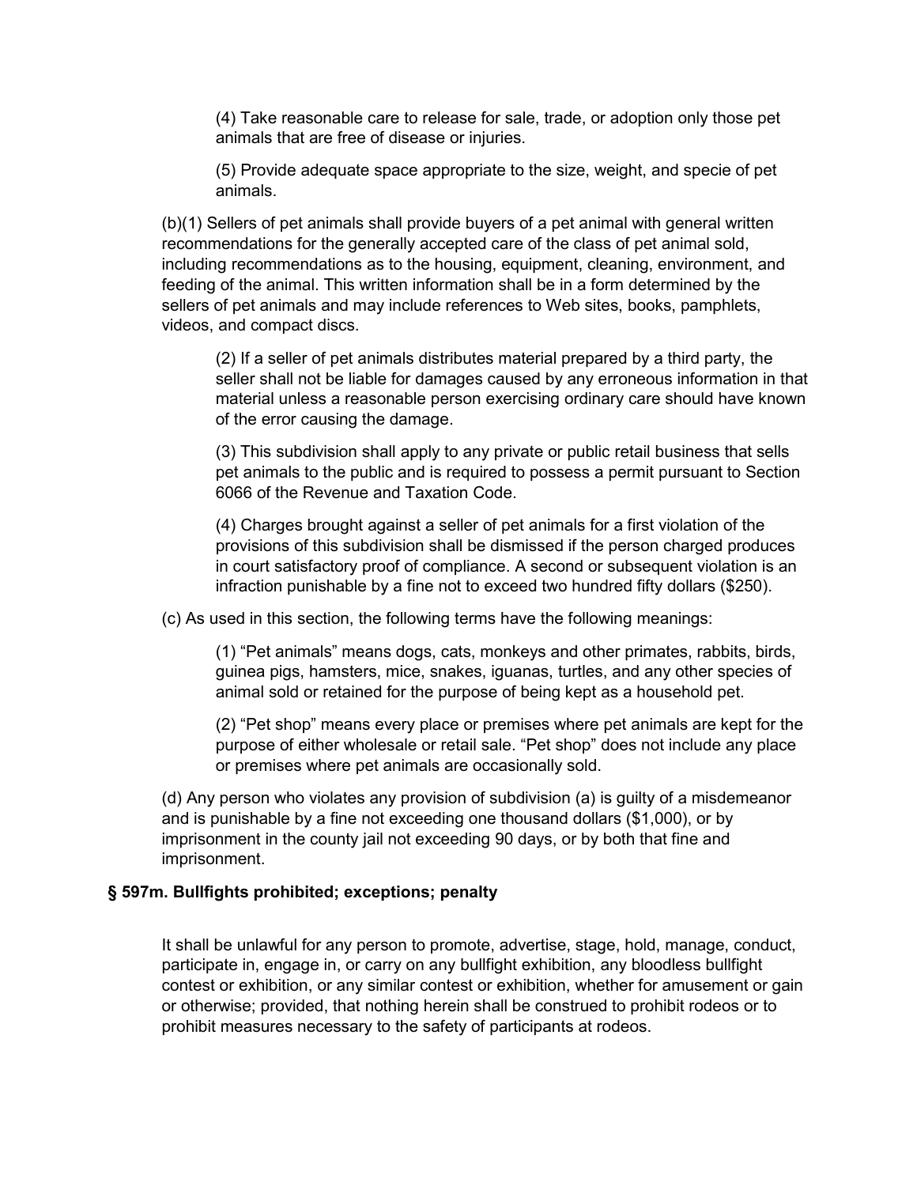(4) Take reasonable care to release for sale, trade, or adoption only those pet animals that are free of disease or injuries.

(5) Provide adequate space appropriate to the size, weight, and specie of pet animals.

(b)(1) Sellers of pet animals shall provide buyers of a pet animal with general written recommendations for the generally accepted care of the class of pet animal sold, including recommendations as to the housing, equipment, cleaning, environment, and feeding of the animal. This written information shall be in a form determined by the sellers of pet animals and may include references to Web sites, books, pamphlets, videos, and compact discs.

(2) If a seller of pet animals distributes material prepared by a third party, the seller shall not be liable for damages caused by any erroneous information in that material unless a reasonable person exercising ordinary care should have known of the error causing the damage.

(3) This subdivision shall apply to any private or public retail business that sells pet animals to the public and is required to possess a permit pursuant to Section 6066 of the Revenue and Taxation Code.

(4) Charges brought against a seller of pet animals for a first violation of the provisions of this subdivision shall be dismissed if the person charged produces in court satisfactory proof of compliance. A second or subsequent violation is an infraction punishable by a fine not to exceed two hundred fifty dollars ($250).

(c) As used in this section, the following terms have the following meanings:

(1) "Pet animals" means dogs, cats, monkeys and other primates, rabbits, birds, guinea pigs, hamsters, mice, snakes, iguanas, turtles, and any other species of animal sold or retained for the purpose of being kept as a household pet.

(2) "Pet shop" means every place or premises where pet animals are kept for the purpose of either wholesale or retail sale. "Pet shop" does not include any place or premises where pet animals are occasionally sold.

(d) Any person who violates any provision of subdivision (a) is guilty of a misdemeanor and is punishable by a fine not exceeding one thousand dollars ($1,000), or by imprisonment in the county jail not exceeding 90 days, or by both that fine and imprisonment.

### § 597m. Bullfights prohibited; exceptions; penalty

It shall be unlawful for any person to promote, advertise, stage, hold, manage, conduct, participate in, engage in, or carry on any bullfight exhibition, any bloodless bullfight contest or exhibition, or any similar contest or exhibition, whether for amusement or gain or otherwise; provided, that nothing herein shall be construed to prohibit rodeos or to prohibit measures necessary to the safety of participants at rodeos.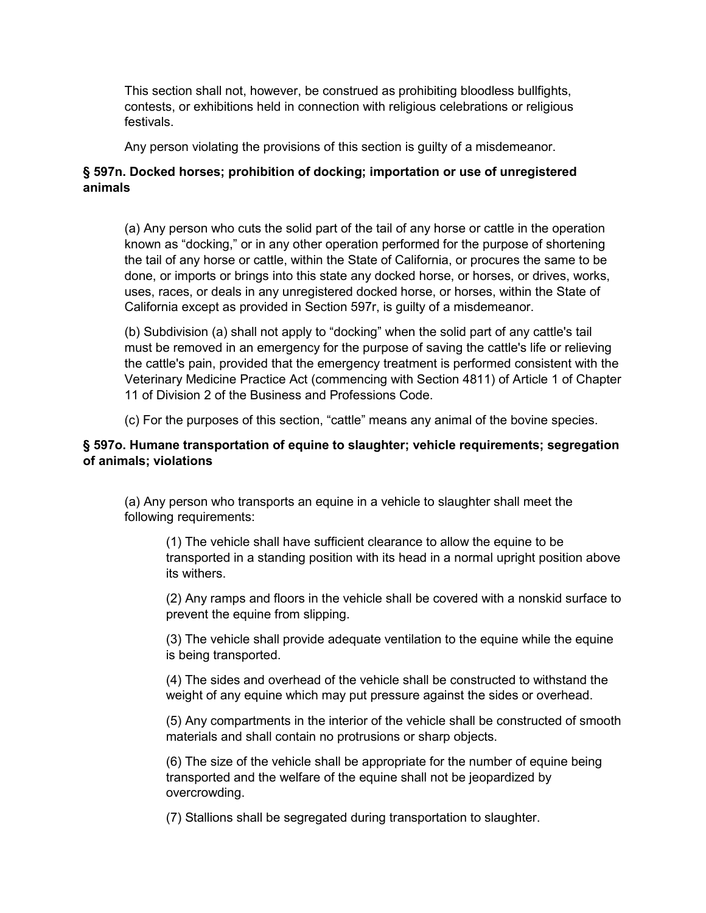This section shall not, however, be construed as prohibiting bloodless bullfights, contests, or exhibitions held in connection with religious celebrations or religious festivals.

Any person violating the provisions of this section is guilty of a misdemeanor.

### § 597n. Docked horses; prohibition of docking; importation or use of unregistered animals

(a) Any person who cuts the solid part of the tail of any horse or cattle in the operation known as “docking,” or in any other operation performed for the purpose of shortening the tail of any horse or cattle, within the State of California, or procures the same to be done, or imports or brings into this state any docked horse, or horses, or drives, works, uses, races, or deals in any unregistered docked horse, or horses, within the State of California except as provided in Section 597r, is guilty of a misdemeanor.

(b) Subdivision (a) shall not apply to “docking” when the solid part of any cattle's tail must be removed in an emergency for the purpose of saving the cattle's life or relieving the cattle's pain, provided that the emergency treatment is performed consistent with the Veterinary Medicine Practice Act (commencing with Section 4811) of Article 1 of Chapter 11 of Division 2 of the Business and Professions Code.

(c) For the purposes of this section, “cattle” means any animal of the bovine species.

### § 597o. Humane transportation of equine to slaughter; vehicle requirements; segregation of animals; violations

(a) Any person who transports an equine in a vehicle to slaughter shall meet the following requirements:

(1) The vehicle shall have sufficient clearance to allow the equine to be transported in a standing position with its head in a normal upright position above its withers.

(2) Any ramps and floors in the vehicle shall be covered with a nonskid surface to prevent the equine from slipping.

(3) The vehicle shall provide adequate ventilation to the equine while the equine is being transported.

(4) The sides and overhead of the vehicle shall be constructed to withstand the weight of any equine which may put pressure against the sides or overhead.

(5) Any compartments in the interior of the vehicle shall be constructed of smooth materials and shall contain no protrusions or sharp objects.

(6) The size of the vehicle shall be appropriate for the number of equine being transported and the welfare of the equine shall not be jeopardized by overcrowding.

(7) Stallions shall be segregated during transportation to slaughter.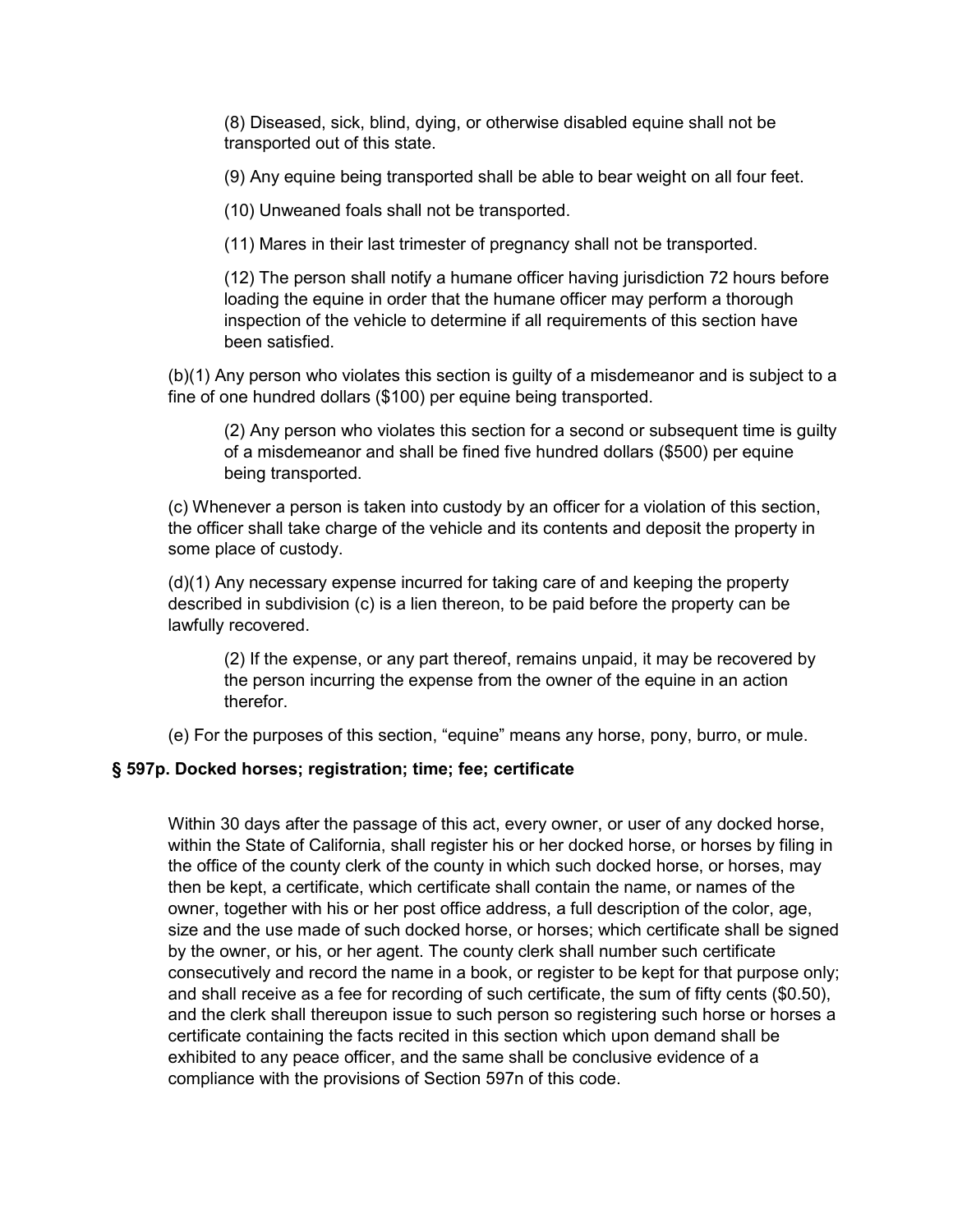(8) Diseased, sick, blind, dying, or otherwise disabled equine shall not be transported out of this state.

(9) Any equine being transported shall be able to bear weight on all four feet.

(10) Unweaned foals shall not be transported.

(11) Mares in their last trimester of pregnancy shall not be transported.

(12) The person shall notify a humane officer having jurisdiction 72 hours before loading the equine in order that the humane officer may perform a thorough inspection of the vehicle to determine if all requirements of this section have been satisfied.

(b)(1) Any person who violates this section is guilty of a misdemeanor and is subject to a fine of one hundred dollars ($100) per equine being transported.

(2) Any person who violates this section for a second or subsequent time is guilty of a misdemeanor and shall be fined five hundred dollars ($500) per equine being transported.

(c) Whenever a person is taken into custody by an officer for a violation of this section, the officer shall take charge of the vehicle and its contents and deposit the property in some place of custody.

(d)(1) Any necessary expense incurred for taking care of and keeping the property described in subdivision (c) is a lien thereon, to be paid before the property can be lawfully recovered.

(2) If the expense, or any part thereof, remains unpaid, it may be recovered by the person incurring the expense from the owner of the equine in an action therefor.

(e) For the purposes of this section, “equine” means any horse, pony, burro, or mule.

**§ 597p. Docked horses; registration; time; fee; certificate**

Within 30 days after the passage of this act, every owner, or user of any docked horse, within the State of California, shall register his or her docked horse, or horses by filing in the office of the county clerk of the county in which such docked horse, or horses, may then be kept, a certificate, which certificate shall contain the name, or names of the owner, together with his or her post office address, a full description of the color, age, size and the use made of such docked horse, or horses; which certificate shall be signed by the owner, or his, or her agent. The county clerk shall number such certificate consecutively and record the name in a book, or register to be kept for that purpose only; and shall receive as a fee for recording of such certificate, the sum of fifty cents ($0.50), and the clerk shall thereupon issue to such person so registering such horse or horses a certificate containing the facts recited in this section which upon demand shall be exhibited to any peace officer, and the same shall be conclusive evidence of a compliance with the provisions of Section 597n of this code.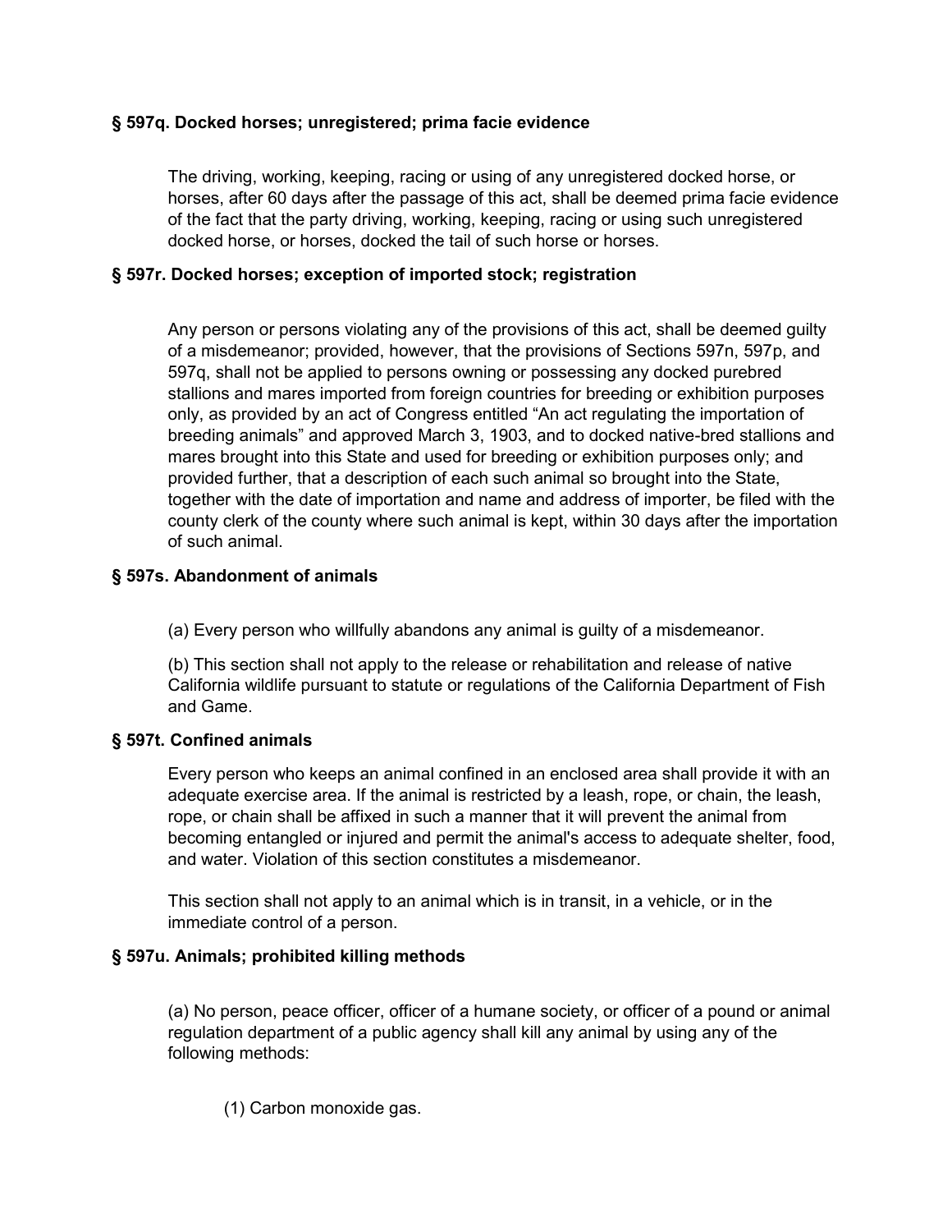### § 597q. Docked horses; unregistered; prima facie evidence

The driving, working, keeping, racing or using of any unregistered docked horse, or horses, after 60 days after the passage of this act, shall be deemed prima facie evidence of the fact that the party driving, working, keeping, racing or using such unregistered docked horse, or horses, docked the tail of such horse or horses.

### § 597r. Docked horses; exception of imported stock; registration

Any person or persons violating any of the provisions of this act, shall be deemed guilty of a misdemeanor; provided, however, that the provisions of Sections 597n, 597p, and 597q, shall not be applied to persons owning or possessing any docked purebred stallions and mares imported from foreign countries for breeding or exhibition purposes only, as provided by an act of Congress entitled "An act regulating the importation of breeding animals" and approved March 3, 1903, and to docked native-bred stallions and mares brought into this State and used for breeding or exhibition purposes only; and provided further, that a description of each such animal so brought into the State, together with the date of importation and name and address of importer, be filed with the county clerk of the county where such animal is kept, within 30 days after the importation of such animal.

### § 597s. Abandonment of animals

(a) Every person who willfully abandons any animal is guilty of a misdemeanor.

(b) This section shall not apply to the release or rehabilitation and release of native California wildlife pursuant to statute or regulations of the California Department of Fish and Game.

### § 597t. Confined animals

Every person who keeps an animal confined in an enclosed area shall provide it with an adequate exercise area. If the animal is restricted by a leash, rope, or chain, the leash, rope, or chain shall be affixed in such a manner that it will prevent the animal from becoming entangled or injured and permit the animal's access to adequate shelter, food, and water. Violation of this section constitutes a misdemeanor.

This section shall not apply to an animal which is in transit, in a vehicle, or in the immediate control of a person.

### § 597u. Animals; prohibited killing methods

(a) No person, peace officer, officer of a humane society, or officer of a pound or animal regulation department of a public agency shall kill any animal by using any of the following methods:

(1) Carbon monoxide gas.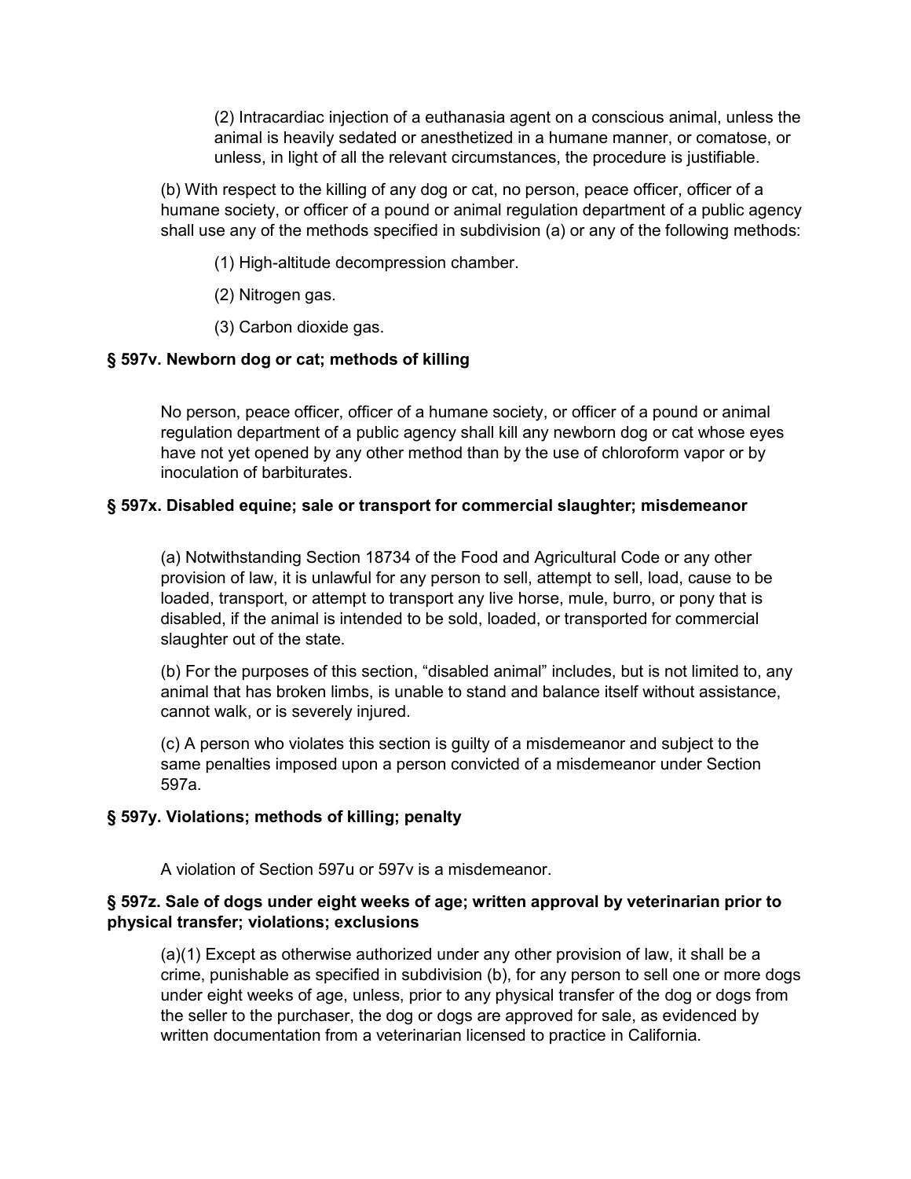(2) Intracardiac injection of a euthanasia agent on a conscious animal, unless the animal is heavily sedated or anesthetized in a humane manner, or comatose, or unless, in light of all the relevant circumstances, the procedure is justifiable.

(b) With respect to the killing of any dog or cat, no person, peace officer, officer of a humane society, or officer of a pound or animal regulation department of a public agency shall use any of the methods specified in subdivision (a) or any of the following methods:

(1) High-altitude decompression chamber.

(2) Nitrogen gas.

(3) Carbon dioxide gas.

### § 597v. Newborn dog or cat; methods of killing

No person, peace officer, officer of a humane society, or officer of a pound or animal regulation department of a public agency shall kill any newborn dog or cat whose eyes have not yet opened by any other method than by the use of chloroform vapor or by inoculation of barbiturates.

### § 597x. Disabled equine; sale or transport for commercial slaughter; misdemeanor

(a) Notwithstanding Section 18734 of the Food and Agricultural Code or any other provision of law, it is unlawful for any person to sell, attempt to sell, load, cause to be loaded, transport, or attempt to transport any live horse, mule, burro, or pony that is disabled, if the animal is intended to be sold, loaded, or transported for commercial slaughter out of the state.

(b) For the purposes of this section, "disabled animal" includes, but is not limited to, any animal that has broken limbs, is unable to stand and balance itself without assistance, cannot walk, or is severely injured.

(c) A person who violates this section is guilty of a misdemeanor and subject to the same penalties imposed upon a person convicted of a misdemeanor under Section 597a.

### § 597y. Violations; methods of killing; penalty

A violation of Section 597u or 597v is a misdemeanor.

### § 597z. Sale of dogs under eight weeks of age; written approval by veterinarian prior to physical transfer; violations; exclusions

(a)(1) Except as otherwise authorized under any other provision of law, it shall be a crime, punishable as specified in subdivision (b), for any person to sell one or more dogs under eight weeks of age, unless, prior to any physical transfer of the dog or dogs from the seller to the purchaser, the dog or dogs are approved for sale, as evidenced by written documentation from a veterinarian licensed to practice in California.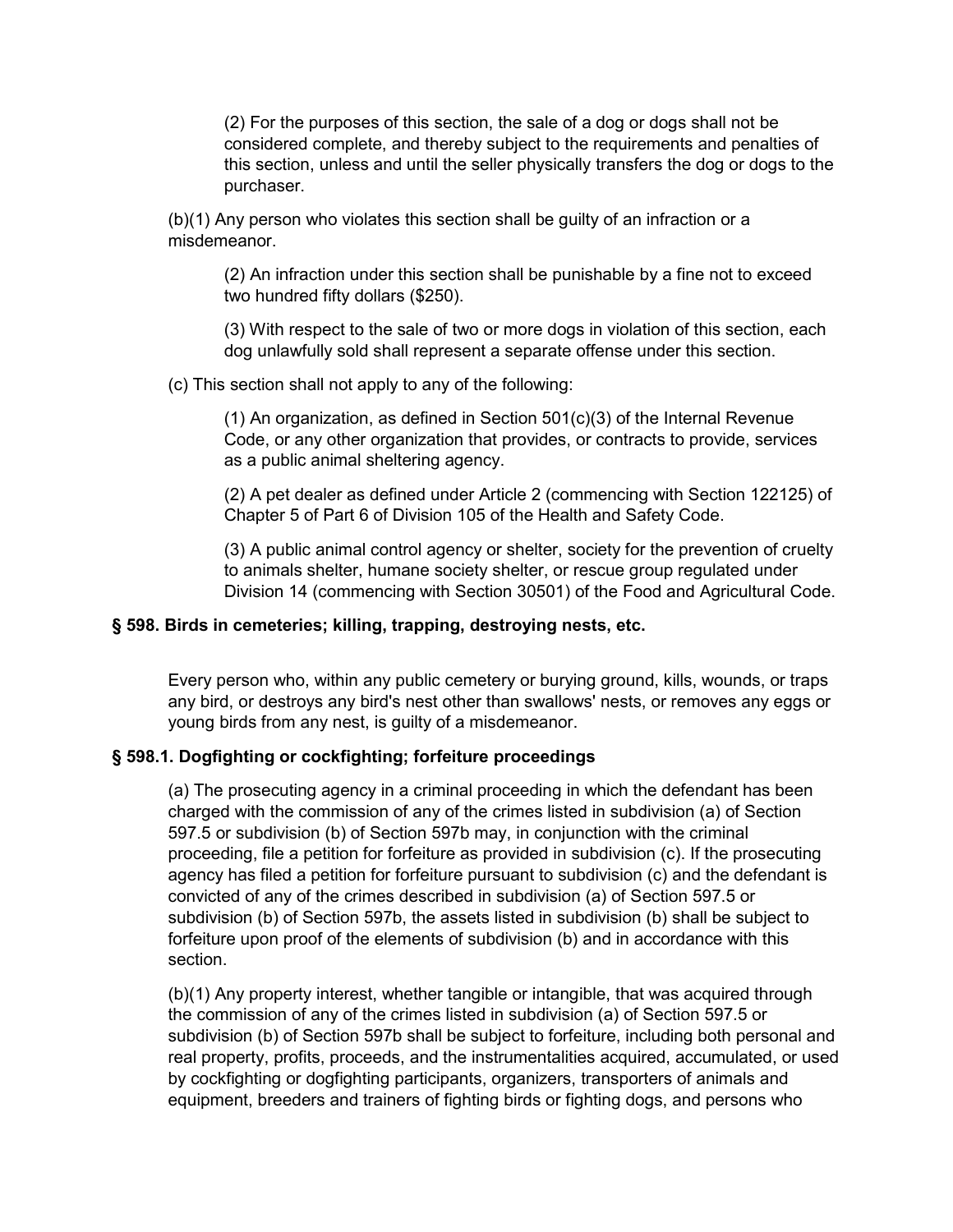(2) For the purposes of this section, the sale of a dog or dogs shall not be considered complete, and thereby subject to the requirements and penalties of this section, unless and until the seller physically transfers the dog or dogs to the purchaser.

(b)(1) Any person who violates this section shall be guilty of an infraction or a misdemeanor.

(2) An infraction under this section shall be punishable by a fine not to exceed two hundred fifty dollars ($250).

(3) With respect to the sale of two or more dogs in violation of this section, each dog unlawfully sold shall represent a separate offense under this section.

(c) This section shall not apply to any of the following:

(1) An organization, as defined in Section 501(c)(3) of the Internal Revenue Code, or any other organization that provides, or contracts to provide, services as a public animal sheltering agency.

(2) A pet dealer as defined under Article 2 (commencing with Section 122125) of Chapter 5 of Part 6 of Division 105 of the Health and Safety Code.

(3) A public animal control agency or shelter, society for the prevention of cruelty to animals shelter, humane society shelter, or rescue group regulated under Division 14 (commencing with Section 30501) of the Food and Agricultural Code.

### § 598. Birds in cemeteries; killing, trapping, destroying nests, etc.

Every person who, within any public cemetery or burying ground, kills, wounds, or traps any bird, or destroys any bird's nest other than swallows' nests, or removes any eggs or young birds from any nest, is guilty of a misdemeanor.

### § 598.1. Dogfighting or cockfighting; forfeiture proceedings

(a) The prosecuting agency in a criminal proceeding in which the defendant has been charged with the commission of any of the crimes listed in subdivision (a) of Section 597.5 or subdivision (b) of Section 597b may, in conjunction with the criminal proceeding, file a petition for forfeiture as provided in subdivision (c). If the prosecuting agency has filed a petition for forfeiture pursuant to subdivision (c) and the defendant is convicted of any of the crimes described in subdivision (a) of Section 597.5 or subdivision (b) of Section 597b, the assets listed in subdivision (b) shall be subject to forfeiture upon proof of the elements of subdivision (b) and in accordance with this section.

(b)(1) Any property interest, whether tangible or intangible, that was acquired through the commission of any of the crimes listed in subdivision (a) of Section 597.5 or subdivision (b) of Section 597b shall be subject to forfeiture, including both personal and real property, profits, proceeds, and the instrumentalities acquired, accumulated, or used by cockfighting or dogfighting participants, organizers, transporters of animals and equipment, breeders and trainers of fighting birds or fighting dogs, and persons who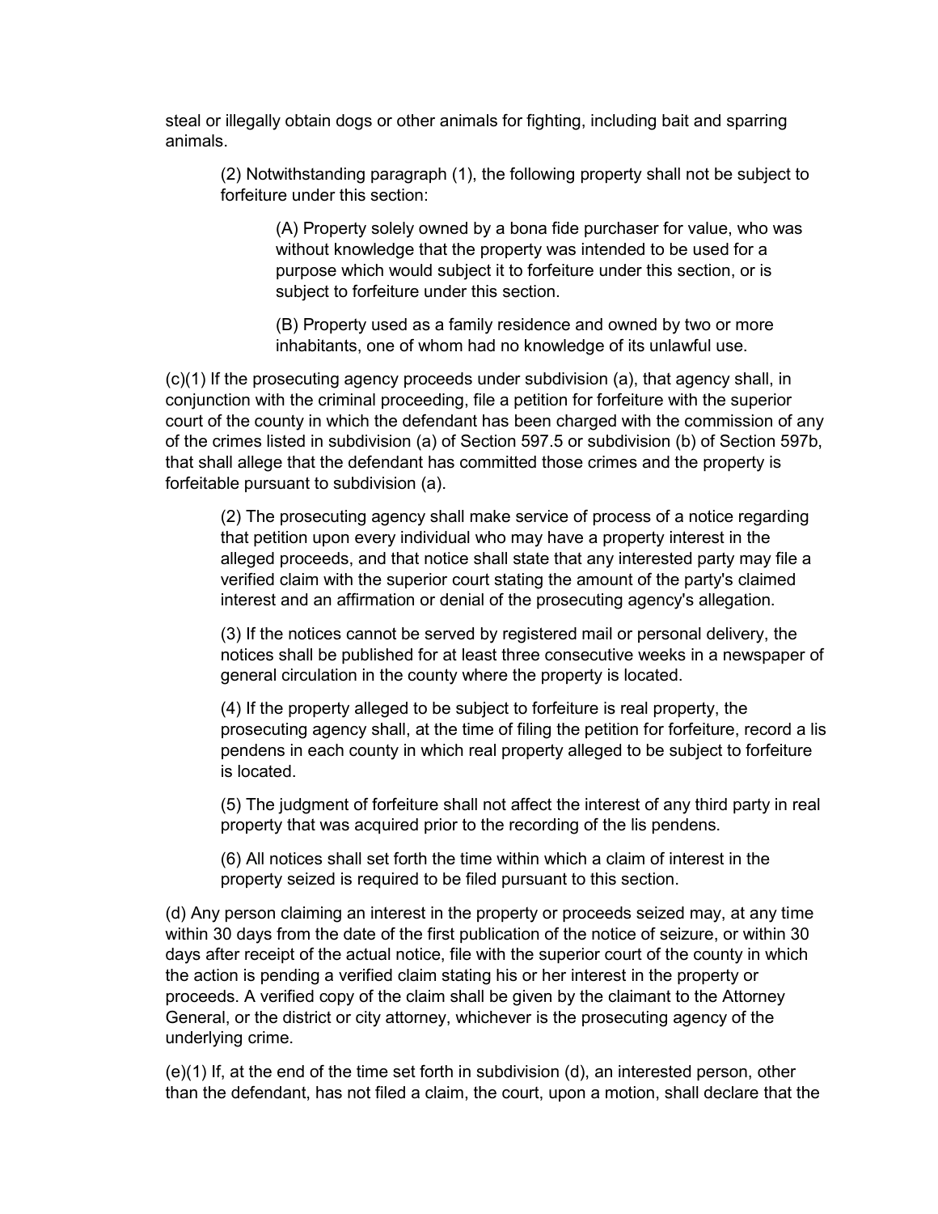steal or illegally obtain dogs or other animals for fighting, including bait and sparring animals.

> (2) Notwithstanding paragraph (1), the following property shall not be subject to forfeiture under this section:
>
> > (A) Property solely owned by a bona fide purchaser for value, who was without knowledge that the property was intended to be used for a purpose which would subject it to forfeiture under this section, or is subject to forfeiture under this section.
> >
> > (B) Property used as a family residence and owned by two or more inhabitants, one of whom had no knowledge of its unlawful use.

(c)(1) If the prosecuting agency proceeds under subdivision (a), that agency shall, in conjunction with the criminal proceeding, file a petition for forfeiture with the superior court of the county in which the defendant has been charged with the commission of any of the crimes listed in subdivision (a) of Section 597.5 or subdivision (b) of Section 597b, that shall allege that the defendant has committed those crimes and the property is forfeitable pursuant to subdivision (a).

> (2) The prosecuting agency shall make service of process of a notice regarding that petition upon every individual who may have a property interest in the alleged proceeds, and that notice shall state that any interested party may file a verified claim with the superior court stating the amount of the party's claimed interest and an affirmation or denial of the prosecuting agency's allegation.
>
> (3) If the notices cannot be served by registered mail or personal delivery, the notices shall be published for at least three consecutive weeks in a newspaper of general circulation in the county where the property is located.
>
> (4) If the property alleged to be subject to forfeiture is real property, the prosecuting agency shall, at the time of filing the petition for forfeiture, record a lis pendens in each county in which real property alleged to be subject to forfeiture is located.
>
> (5) The judgment of forfeiture shall not affect the interest of any third party in real property that was acquired prior to the recording of the lis pendens.
>
> (6) All notices shall set forth the time within which a claim of interest in the property seized is required to be filed pursuant to this section.

(d) Any person claiming an interest in the property or proceeds seized may, at any time within 30 days from the date of the first publication of the notice of seizure, or within 30 days after receipt of the actual notice, file with the superior court of the county in which the action is pending a verified claim stating his or her interest in the property or proceeds. A verified copy of the claim shall be given by the claimant to the Attorney General, or the district or city attorney, whichever is the prosecuting agency of the underlying crime.

(e)(1) If, at the end of the time set forth in subdivision (d), an interested person, other than the defendant, has not filed a claim, the court, upon a motion, shall declare that the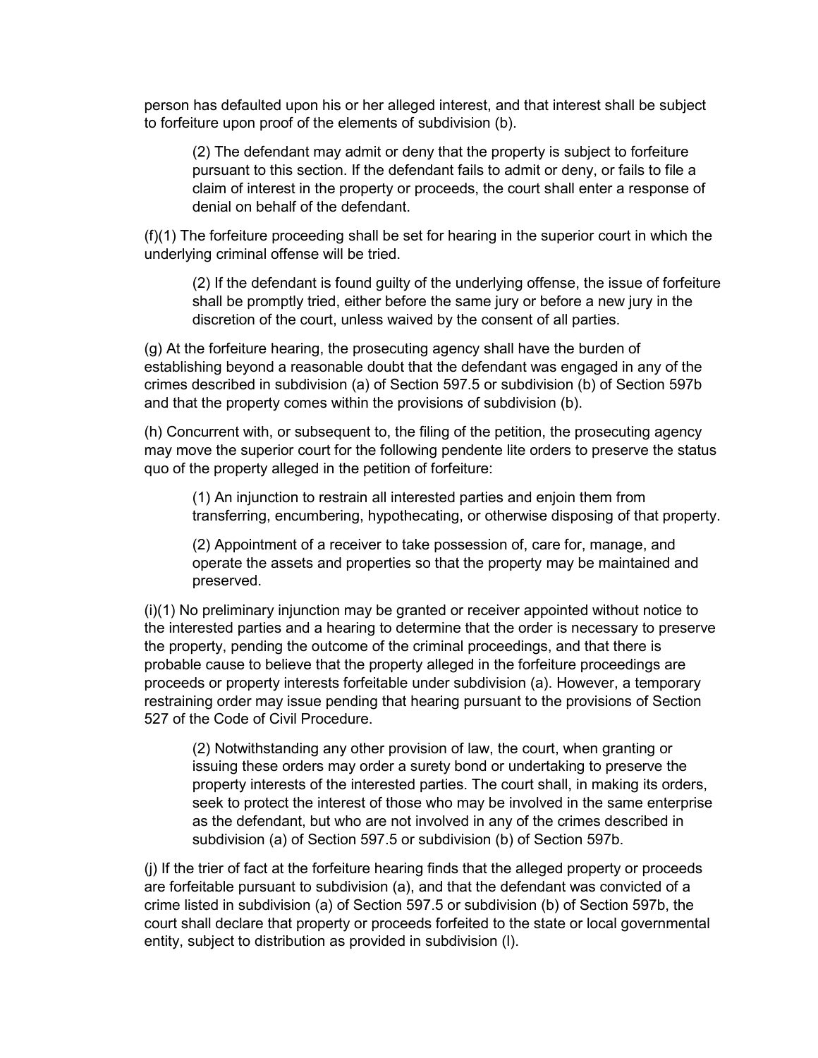person has defaulted upon his or her alleged interest, and that interest shall be subject to forfeiture upon proof of the elements of subdivision (b).

> (2) The defendant may admit or deny that the property is subject to forfeiture pursuant to this section. If the defendant fails to admit or deny, or fails to file a claim of interest in the property or proceeds, the court shall enter a response of denial on behalf of the defendant.

(f)(1) The forfeiture proceeding shall be set for hearing in the superior court in which the underlying criminal offense will be tried.

> (2) If the defendant is found guilty of the underlying offense, the issue of forfeiture shall be promptly tried, either before the same jury or before a new jury in the discretion of the court, unless waived by the consent of all parties.

(g) At the forfeiture hearing, the prosecuting agency shall have the burden of establishing beyond a reasonable doubt that the defendant was engaged in any of the crimes described in subdivision (a) of Section 597.5 or subdivision (b) of Section 597b and that the property comes within the provisions of subdivision (b).

(h) Concurrent with, or subsequent to, the filing of the petition, the prosecuting agency may move the superior court for the following pendente lite orders to preserve the status quo of the property alleged in the petition of forfeiture:

> (1) An injunction to restrain all interested parties and enjoin them from transferring, encumbering, hypothecating, or otherwise disposing of that property.
>
> (2) Appointment of a receiver to take possession of, care for, manage, and operate the assets and properties so that the property may be maintained and preserved.

(i)(1) No preliminary injunction may be granted or receiver appointed without notice to the interested parties and a hearing to determine that the order is necessary to preserve the property, pending the outcome of the criminal proceedings, and that there is probable cause to believe that the property alleged in the forfeiture proceedings are proceeds or property interests forfeitable under subdivision (a). However, a temporary restraining order may issue pending that hearing pursuant to the provisions of Section 527 of the Code of Civil Procedure.

> (2) Notwithstanding any other provision of law, the court, when granting or issuing these orders may order a surety bond or undertaking to preserve the property interests of the interested parties. The court shall, in making its orders, seek to protect the interest of those who may be involved in the same enterprise as the defendant, but who are not involved in any of the crimes described in subdivision (a) of Section 597.5 or subdivision (b) of Section 597b.

(j) If the trier of fact at the forfeiture hearing finds that the alleged property or proceeds are forfeitable pursuant to subdivision (a), and that the defendant was convicted of a crime listed in subdivision (a) of Section 597.5 or subdivision (b) of Section 597b, the court shall declare that property or proceeds forfeited to the state or local governmental entity, subject to distribution as provided in subdivision (l).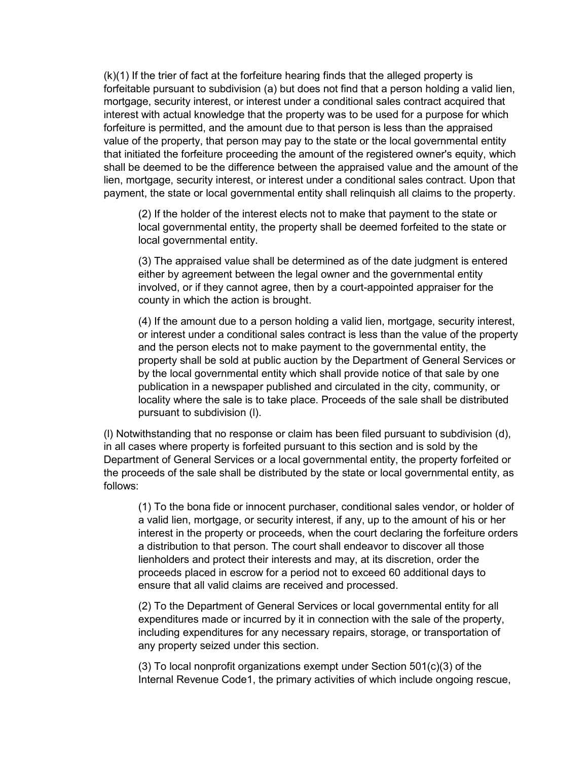(k)(1) If the trier of fact at the forfeiture hearing finds that the alleged property is forfeitable pursuant to subdivision (a) but does not find that a person holding a valid lien, mortgage, security interest, or interest under a conditional sales contract acquired that interest with actual knowledge that the property was to be used for a purpose for which forfeiture is permitted, and the amount due to that person is less than the appraised value of the property, that person may pay to the state or the local governmental entity that initiated the forfeiture proceeding the amount of the registered owner's equity, which shall be deemed to be the difference between the appraised value and the amount of the lien, mortgage, security interest, or interest under a conditional sales contract. Upon that payment, the state or local governmental entity shall relinquish all claims to the property.

> (2) If the holder of the interest elects not to make that payment to the state or local governmental entity, the property shall be deemed forfeited to the state or local governmental entity.
>
> (3) The appraised value shall be determined as of the date judgment is entered either by agreement between the legal owner and the governmental entity involved, or if they cannot agree, then by a court-appointed appraiser for the county in which the action is brought.
>
> (4) If the amount due to a person holding a valid lien, mortgage, security interest, or interest under a conditional sales contract is less than the value of the property and the person elects not to make payment to the governmental entity, the property shall be sold at public auction by the Department of General Services or by the local governmental entity which shall provide notice of that sale by one publication in a newspaper published and circulated in the city, community, or locality where the sale is to take place. Proceeds of the sale shall be distributed pursuant to subdivision (l).

(l) Notwithstanding that no response or claim has been filed pursuant to subdivision (d), in all cases where property is forfeited pursuant to this section and is sold by the Department of General Services or a local governmental entity, the property forfeited or the proceeds of the sale shall be distributed by the state or local governmental entity, as follows:

> (1) To the bona fide or innocent purchaser, conditional sales vendor, or holder of a valid lien, mortgage, or security interest, if any, up to the amount of his or her interest in the property or proceeds, when the court declaring the forfeiture orders a distribution to that person. The court shall endeavor to discover all those lienholders and protect their interests and may, at its discretion, order the proceeds placed in escrow for a period not to exceed 60 additional days to ensure that all valid claims are received and processed.
>
> (2) To the Department of General Services or local governmental entity for all expenditures made or incurred by it in connection with the sale of the property, including expenditures for any necessary repairs, storage, or transportation of any property seized under this section.
>
> (3) To local nonprofit organizations exempt under Section 501(c)(3) of the Internal Revenue Code[1], the primary activities of which include ongoing rescue,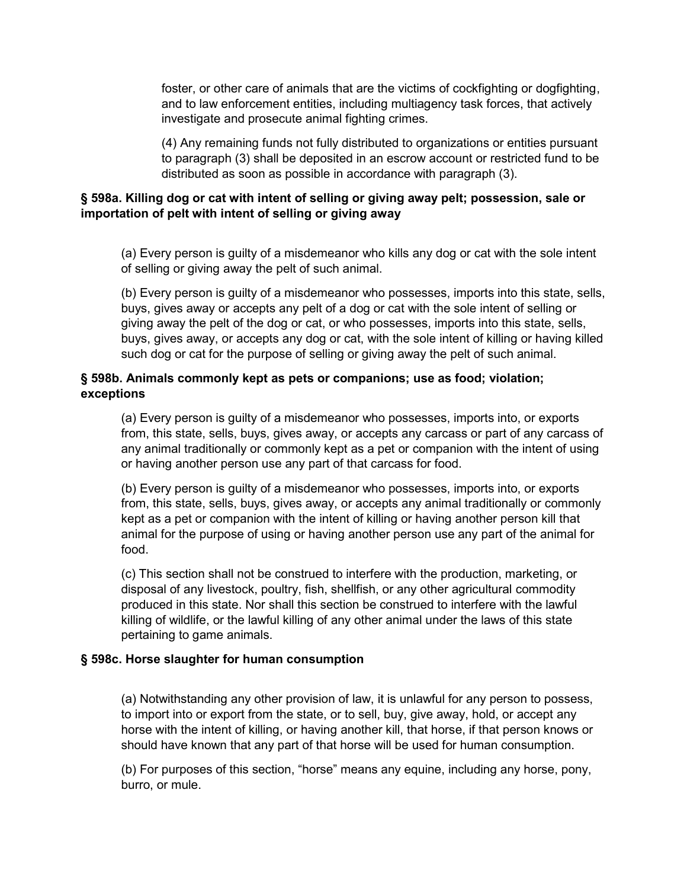foster, or other care of animals that are the victims of cockfighting or dogfighting, and to law enforcement entities, including multiagency task forces, that actively investigate and prosecute animal fighting crimes.

(4) Any remaining funds not fully distributed to organizations or entities pursuant to paragraph (3) shall be deposited in an escrow account or restricted fund to be distributed as soon as possible in accordance with paragraph (3).

**§ 598a. Killing dog or cat with intent of selling or giving away pelt; possession, sale or importation of pelt with intent of selling or giving away**

(a) Every person is guilty of a misdemeanor who kills any dog or cat with the sole intent of selling or giving away the pelt of such animal.

(b) Every person is guilty of a misdemeanor who possesses, imports into this state, sells, buys, gives away or accepts any pelt of a dog or cat with the sole intent of selling or giving away the pelt of the dog or cat, or who possesses, imports into this state, sells, buys, gives away, or accepts any dog or cat, with the sole intent of killing or having killed such dog or cat for the purpose of selling or giving away the pelt of such animal.

**§ 598b. Animals commonly kept as pets or companions; use as food; violation; exceptions**

(a) Every person is guilty of a misdemeanor who possesses, imports into, or exports from, this state, sells, buys, gives away, or accepts any carcass or part of any carcass of any animal traditionally or commonly kept as a pet or companion with the intent of using or having another person use any part of that carcass for food.

(b) Every person is guilty of a misdemeanor who possesses, imports into, or exports from, this state, sells, buys, gives away, or accepts any animal traditionally or commonly kept as a pet or companion with the intent of killing or having another person kill that animal for the purpose of using or having another person use any part of the animal for food.

(c) This section shall not be construed to interfere with the production, marketing, or disposal of any livestock, poultry, fish, shellfish, or any other agricultural commodity produced in this state. Nor shall this section be construed to interfere with the lawful killing of wildlife, or the lawful killing of any other animal under the laws of this state pertaining to game animals.

**§ 598c. Horse slaughter for human consumption**

(a) Notwithstanding any other provision of law, it is unlawful for any person to possess, to import into or export from the state, or to sell, buy, give away, hold, or accept any horse with the intent of killing, or having another kill, that horse, if that person knows or should have known that any part of that horse will be used for human consumption.

(b) For purposes of this section, "horse" means any equine, including any horse, pony, burro, or mule.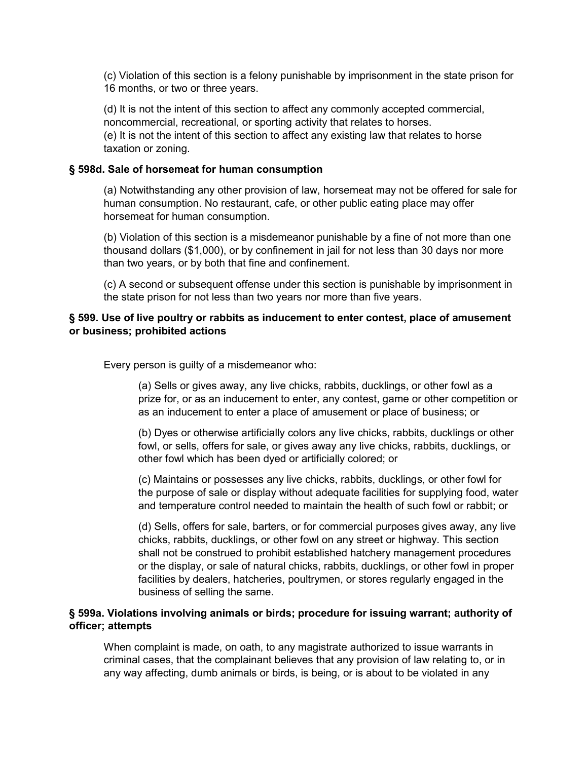(c) Violation of this section is a felony punishable by imprisonment in the state prison for 16 months, or two or three years.

(d) It is not the intent of this section to affect any commonly accepted commercial, noncommercial, recreational, or sporting activity that relates to horses.
(e) It is not the intent of this section to affect any existing law that relates to horse taxation or zoning.

### § 598d. Sale of horsemeat for human consumption

(a) Notwithstanding any other provision of law, horsemeat may not be offered for sale for human consumption. No restaurant, cafe, or other public eating place may offer horsemeat for human consumption.

(b) Violation of this section is a misdemeanor punishable by a fine of not more than one thousand dollars ($1,000), or by confinement in jail for not less than 30 days nor more than two years, or by both that fine and confinement.

(c) A second or subsequent offense under this section is punishable by imprisonment in the state prison for not less than two years nor more than five years.

### § 599. Use of live poultry or rabbits as inducement to enter contest, place of amusement or business; prohibited actions

Every person is guilty of a misdemeanor who:

(a) Sells or gives away, any live chicks, rabbits, ducklings, or other fowl as a prize for, or as an inducement to enter, any contest, game or other competition or as an inducement to enter a place of amusement or place of business; or

(b) Dyes or otherwise artificially colors any live chicks, rabbits, ducklings or other fowl, or sells, offers for sale, or gives away any live chicks, rabbits, ducklings, or other fowl which has been dyed or artificially colored; or

(c) Maintains or possesses any live chicks, rabbits, ducklings, or other fowl for the purpose of sale or display without adequate facilities for supplying food, water and temperature control needed to maintain the health of such fowl or rabbit; or

(d) Sells, offers for sale, barters, or for commercial purposes gives away, any live chicks, rabbits, ducklings, or other fowl on any street or highway. This section shall not be construed to prohibit established hatchery management procedures or the display, or sale of natural chicks, rabbits, ducklings, or other fowl in proper facilities by dealers, hatcheries, poultrymen, or stores regularly engaged in the business of selling the same.

### § 599a. Violations involving animals or birds; procedure for issuing warrant; authority of officer; attempts

When complaint is made, on oath, to any magistrate authorized to issue warrants in criminal cases, that the complainant believes that any provision of law relating to, or in any way affecting, dumb animals or birds, is being, or is about to be violated in any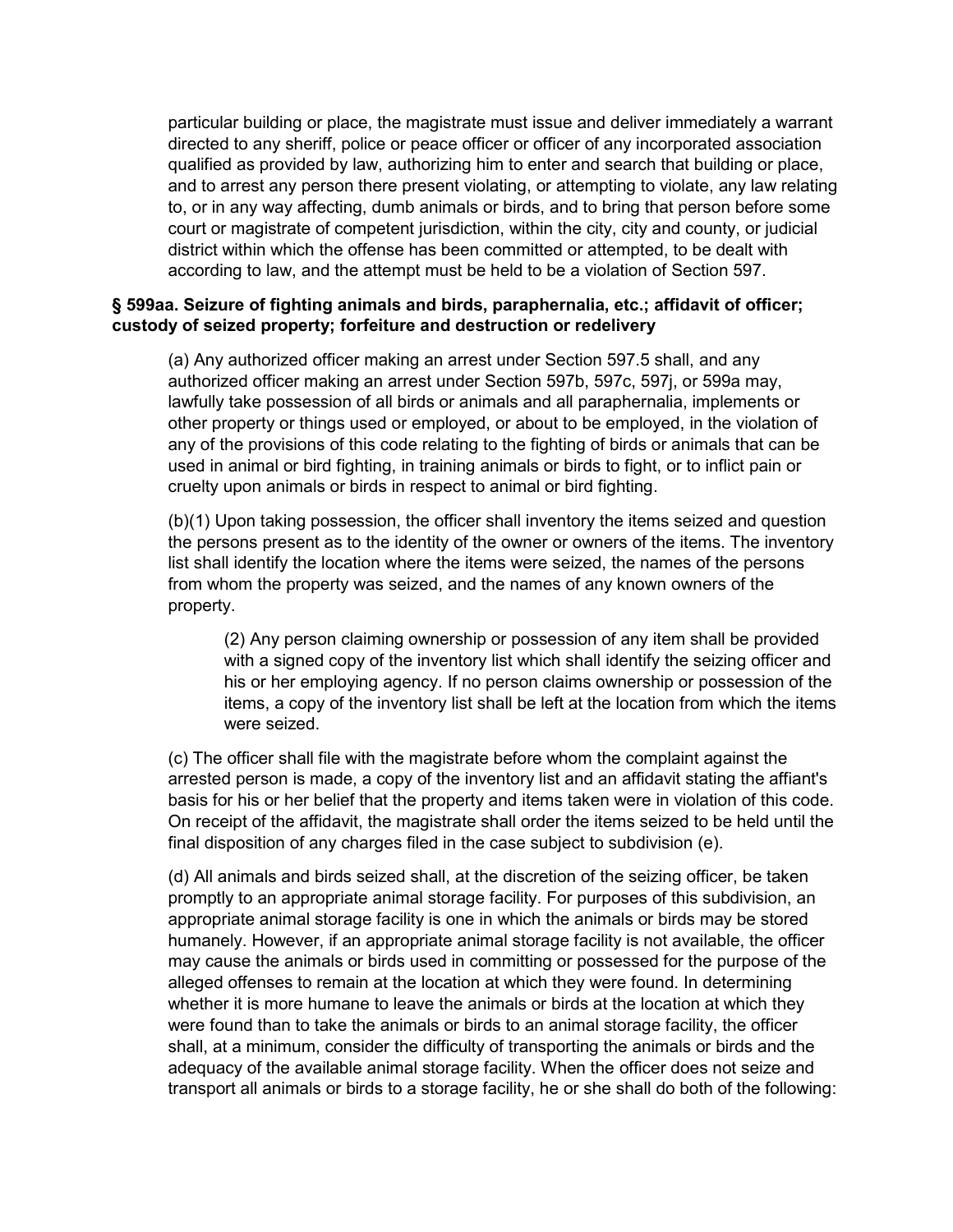particular building or place, the magistrate must issue and deliver immediately a warrant directed to any sheriff, police or peace officer or officer of any incorporated association qualified as provided by law, authorizing him to enter and search that building or place, and to arrest any person there present violating, or attempting to violate, any law relating to, or in any way affecting, dumb animals or birds, and to bring that person before some court or magistrate of competent jurisdiction, within the city, city and county, or judicial district within which the offense has been committed or attempted, to be dealt with according to law, and the attempt must be held to be a violation of Section 597.

**§ 599aa. Seizure of fighting animals and birds, paraphernalia, etc.; affidavit of officer; custody of seized property; forfeiture and destruction or redelivery**

(a) Any authorized officer making an arrest under Section 597.5 shall, and any authorized officer making an arrest under Section 597b, 597c, 597j, or 599a may, lawfully take possession of all birds or animals and all paraphernalia, implements or other property or things used or employed, or about to be employed, in the violation of any of the provisions of this code relating to the fighting of birds or animals that can be used in animal or bird fighting, in training animals or birds to fight, or to inflict pain or cruelty upon animals or birds in respect to animal or bird fighting.

(b)(1) Upon taking possession, the officer shall inventory the items seized and question the persons present as to the identity of the owner or owners of the items. The inventory list shall identify the location where the items were seized, the names of the persons from whom the property was seized, and the names of any known owners of the property.

(2) Any person claiming ownership or possession of any item shall be provided with a signed copy of the inventory list which shall identify the seizing officer and his or her employing agency. If no person claims ownership or possession of the items, a copy of the inventory list shall be left at the location from which the items were seized.

(c) The officer shall file with the magistrate before whom the complaint against the arrested person is made, a copy of the inventory list and an affidavit stating the affiant's basis for his or her belief that the property and items taken were in violation of this code. On receipt of the affidavit, the magistrate shall order the items seized to be held until the final disposition of any charges filed in the case subject to subdivision (e).

(d) All animals and birds seized shall, at the discretion of the seizing officer, be taken promptly to an appropriate animal storage facility. For purposes of this subdivision, an appropriate animal storage facility is one in which the animals or birds may be stored humanely. However, if an appropriate animal storage facility is not available, the officer may cause the animals or birds used in committing or possessed for the purpose of the alleged offenses to remain at the location at which they were found. In determining whether it is more humane to leave the animals or birds at the location at which they were found than to take the animals or birds to an animal storage facility, the officer shall, at a minimum, consider the difficulty of transporting the animals or birds and the adequacy of the available animal storage facility. When the officer does not seize and transport all animals or birds to a storage facility, he or she shall do both of the following: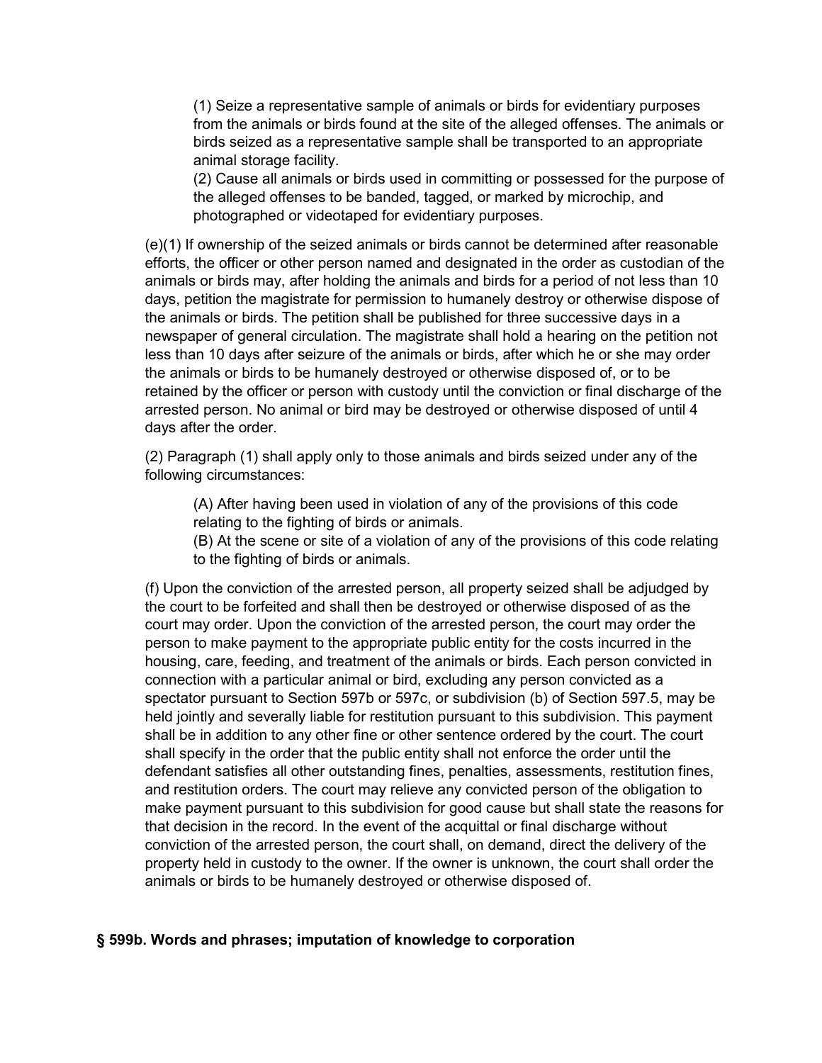(1) Seize a representative sample of animals or birds for evidentiary purposes from the animals or birds found at the site of the alleged offenses. The animals or birds seized as a representative sample shall be transported to an appropriate animal storage facility.

(2) Cause all animals or birds used in committing or possessed for the purpose of the alleged offenses to be banded, tagged, or marked by microchip, and photographed or videotaped for evidentiary purposes.

(e)(1) If ownership of the seized animals or birds cannot be determined after reasonable efforts, the officer or other person named and designated in the order as custodian of the animals or birds may, after holding the animals and birds for a period of not less than 10 days, petition the magistrate for permission to humanely destroy or otherwise dispose of the animals or birds. The petition shall be published for three successive days in a newspaper of general circulation. The magistrate shall hold a hearing on the petition not less than 10 days after seizure of the animals or birds, after which he or she may order the animals or birds to be humanely destroyed or otherwise disposed of, or to be retained by the officer or person with custody until the conviction or final discharge of the arrested person. No animal or bird may be destroyed or otherwise disposed of until 4 days after the order.

(2) Paragraph (1) shall apply only to those animals and birds seized under any of the following circumstances:

(A) After having been used in violation of any of the provisions of this code relating to the fighting of birds or animals.

(B) At the scene or site of a violation of any of the provisions of this code relating to the fighting of birds or animals.

(f) Upon the conviction of the arrested person, all property seized shall be adjudged by the court to be forfeited and shall then be destroyed or otherwise disposed of as the court may order. Upon the conviction of the arrested person, the court may order the person to make payment to the appropriate public entity for the costs incurred in the housing, care, feeding, and treatment of the animals or birds. Each person convicted in connection with a particular animal or bird, excluding any person convicted as a spectator pursuant to Section 597b or 597c, or subdivision (b) of Section 597.5, may be held jointly and severally liable for restitution pursuant to this subdivision. This payment shall be in addition to any other fine or other sentence ordered by the court. The court shall specify in the order that the public entity shall not enforce the order until the defendant satisfies all other outstanding fines, penalties, assessments, restitution fines, and restitution orders. The court may relieve any convicted person of the obligation to make payment pursuant to this subdivision for good cause but shall state the reasons for that decision in the record. In the event of the acquittal or final discharge without conviction of the arrested person, the court shall, on demand, direct the delivery of the property held in custody to the owner. If the owner is unknown, the court shall order the animals or birds to be humanely destroyed or otherwise disposed of.

### § 599b. Words and phrases; imputation of knowledge to corporation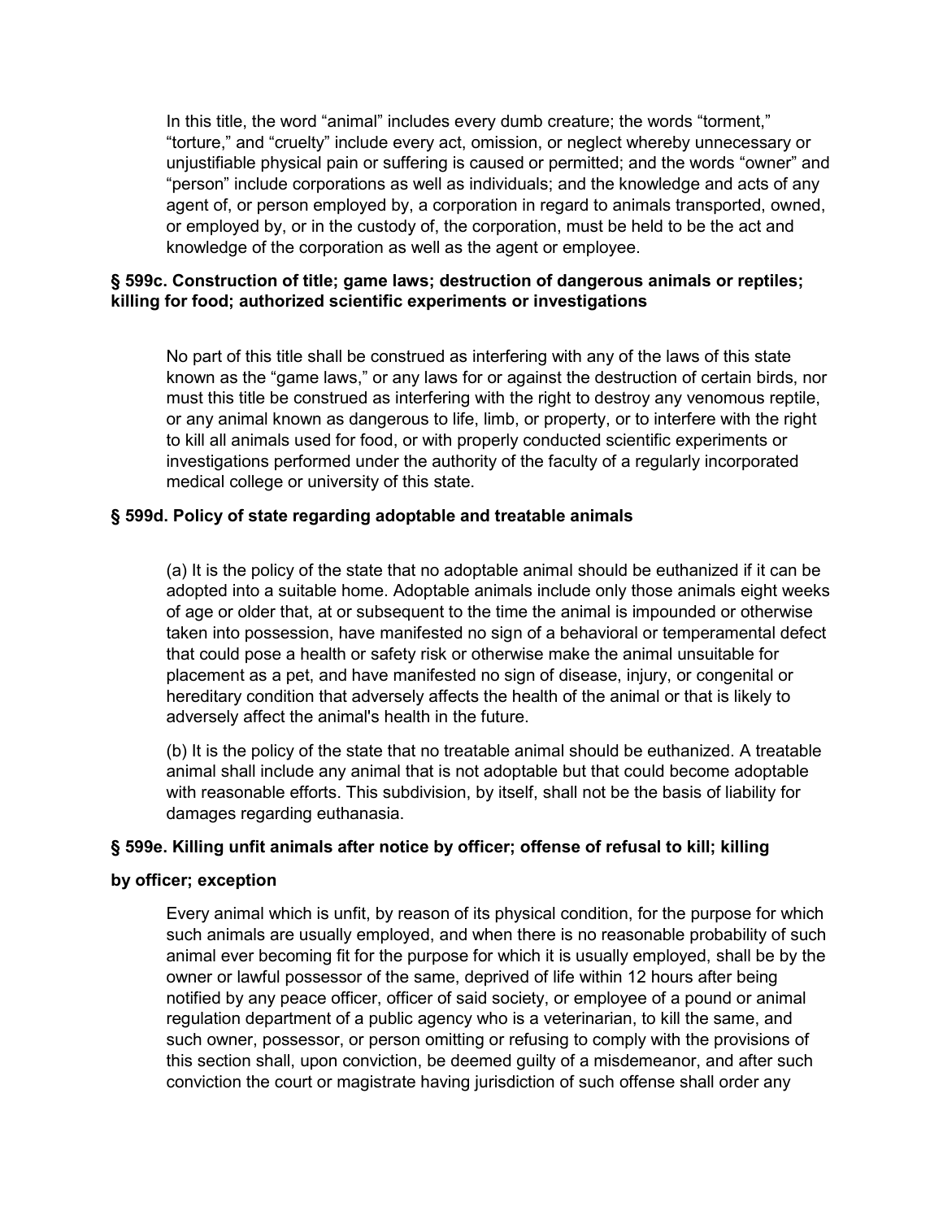In this title, the word "animal" includes every dumb creature; the words "torment," "torture," and "cruelty" include every act, omission, or neglect whereby unnecessary or unjustifiable physical pain or suffering is caused or permitted; and the words "owner" and "person" include corporations as well as individuals; and the knowledge and acts of any agent of, or person employed by, a corporation in regard to animals transported, owned, or employed by, or in the custody of, the corporation, must be held to be the act and knowledge of the corporation as well as the agent or employee.

**§ 599c. Construction of title; game laws; destruction of dangerous animals or reptiles; killing for food; authorized scientific experiments or investigations**

No part of this title shall be construed as interfering with any of the laws of this state known as the "game laws," or any laws for or against the destruction of certain birds, nor must this title be construed as interfering with the right to destroy any venomous reptile, or any animal known as dangerous to life, limb, or property, or to interfere with the right to kill all animals used for food, or with properly conducted scientific experiments or investigations performed under the authority of the faculty of a regularly incorporated medical college or university of this state.

**§ 599d. Policy of state regarding adoptable and treatable animals**

(a) It is the policy of the state that no adoptable animal should be euthanized if it can be adopted into a suitable home. Adoptable animals include only those animals eight weeks of age or older that, at or subsequent to the time the animal is impounded or otherwise taken into possession, have manifested no sign of a behavioral or temperamental defect that could pose a health or safety risk or otherwise make the animal unsuitable for placement as a pet, and have manifested no sign of disease, injury, or congenital or hereditary condition that adversely affects the health of the animal or that is likely to adversely affect the animal's health in the future.

(b) It is the policy of the state that no treatable animal should be euthanized. A treatable animal shall include any animal that is not adoptable but that could become adoptable with reasonable efforts. This subdivision, by itself, shall not be the basis of liability for damages regarding euthanasia.

**§ 599e. Killing unfit animals after notice by officer; offense of refusal to kill; killing by officer; exception**

Every animal which is unfit, by reason of its physical condition, for the purpose for which such animals are usually employed, and when there is no reasonable probability of such animal ever becoming fit for the purpose for which it is usually employed, shall be by the owner or lawful possessor of the same, deprived of life within 12 hours after being notified by any peace officer, officer of said society, or employee of a pound or animal regulation department of a public agency who is a veterinarian, to kill the same, and such owner, possessor, or person omitting or refusing to comply with the provisions of this section shall, upon conviction, be deemed guilty of a misdemeanor, and after such conviction the court or magistrate having jurisdiction of such offense shall order any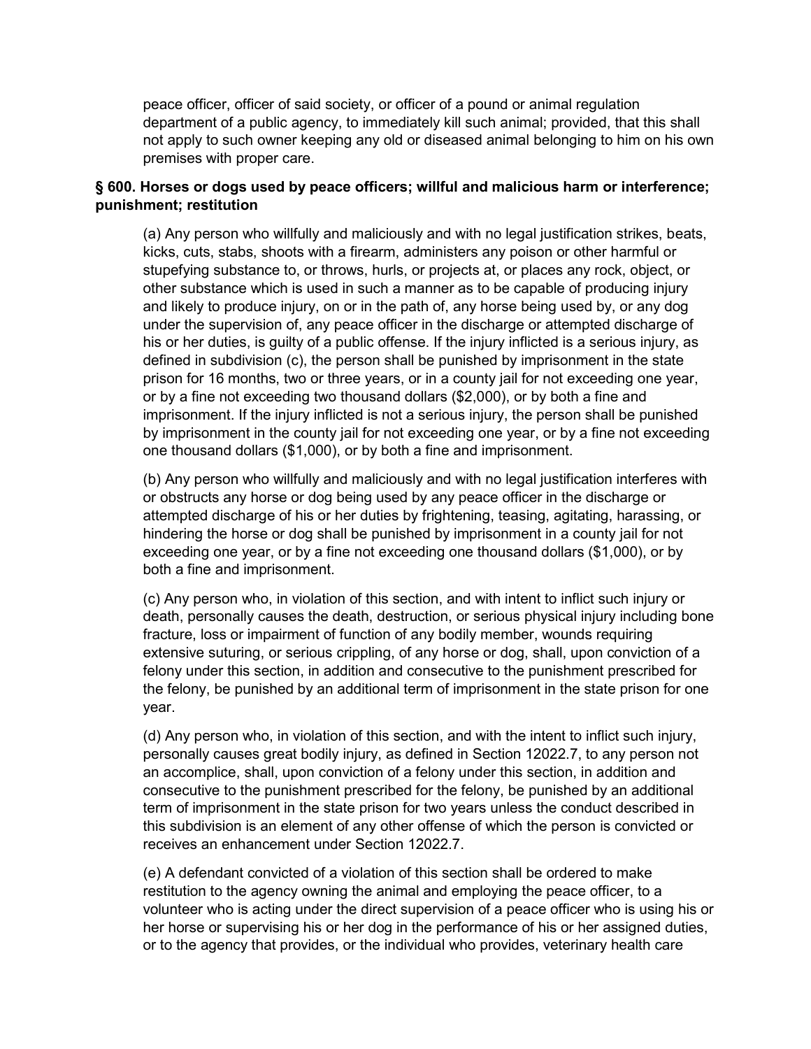peace officer, officer of said society, or officer of a pound or animal regulation department of a public agency, to immediately kill such animal; provided, that this shall not apply to such owner keeping any old or diseased animal belonging to him on his own premises with proper care.

**§ 600. Horses or dogs used by peace officers; willful and malicious harm or interference; punishment; restitution**

(a) Any person who willfully and maliciously and with no legal justification strikes, beats, kicks, cuts, stabs, shoots with a firearm, administers any poison or other harmful or stupefying substance to, or throws, hurls, or projects at, or places any rock, object, or other substance which is used in such a manner as to be capable of producing injury and likely to produce injury, on or in the path of, any horse being used by, or any dog under the supervision of, any peace officer in the discharge or attempted discharge of his or her duties, is guilty of a public offense. If the injury inflicted is a serious injury, as defined in subdivision (c), the person shall be punished by imprisonment in the state prison for 16 months, two or three years, or in a county jail for not exceeding one year, or by a fine not exceeding two thousand dollars ($2,000), or by both a fine and imprisonment. If the injury inflicted is not a serious injury, the person shall be punished by imprisonment in the county jail for not exceeding one year, or by a fine not exceeding one thousand dollars ($1,000), or by both a fine and imprisonment.

(b) Any person who willfully and maliciously and with no legal justification interferes with or obstructs any horse or dog being used by any peace officer in the discharge or attempted discharge of his or her duties by frightening, teasing, agitating, harassing, or hindering the horse or dog shall be punished by imprisonment in a county jail for not exceeding one year, or by a fine not exceeding one thousand dollars ($1,000), or by both a fine and imprisonment.

(c) Any person who, in violation of this section, and with intent to inflict such injury or death, personally causes the death, destruction, or serious physical injury including bone fracture, loss or impairment of function of any bodily member, wounds requiring extensive suturing, or serious crippling, of any horse or dog, shall, upon conviction of a felony under this section, in addition and consecutive to the punishment prescribed for the felony, be punished by an additional term of imprisonment in the state prison for one year.

(d) Any person who, in violation of this section, and with the intent to inflict such injury, personally causes great bodily injury, as defined in Section 12022.7, to any person not an accomplice, shall, upon conviction of a felony under this section, in addition and consecutive to the punishment prescribed for the felony, be punished by an additional term of imprisonment in the state prison for two years unless the conduct described in this subdivision is an element of any other offense of which the person is convicted or receives an enhancement under Section 12022.7.

(e) A defendant convicted of a violation of this section shall be ordered to make restitution to the agency owning the animal and employing the peace officer, to a volunteer who is acting under the direct supervision of a peace officer who is using his or her horse or supervising his or her dog in the performance of his or her assigned duties, or to the agency that provides, or the individual who provides, veterinary health care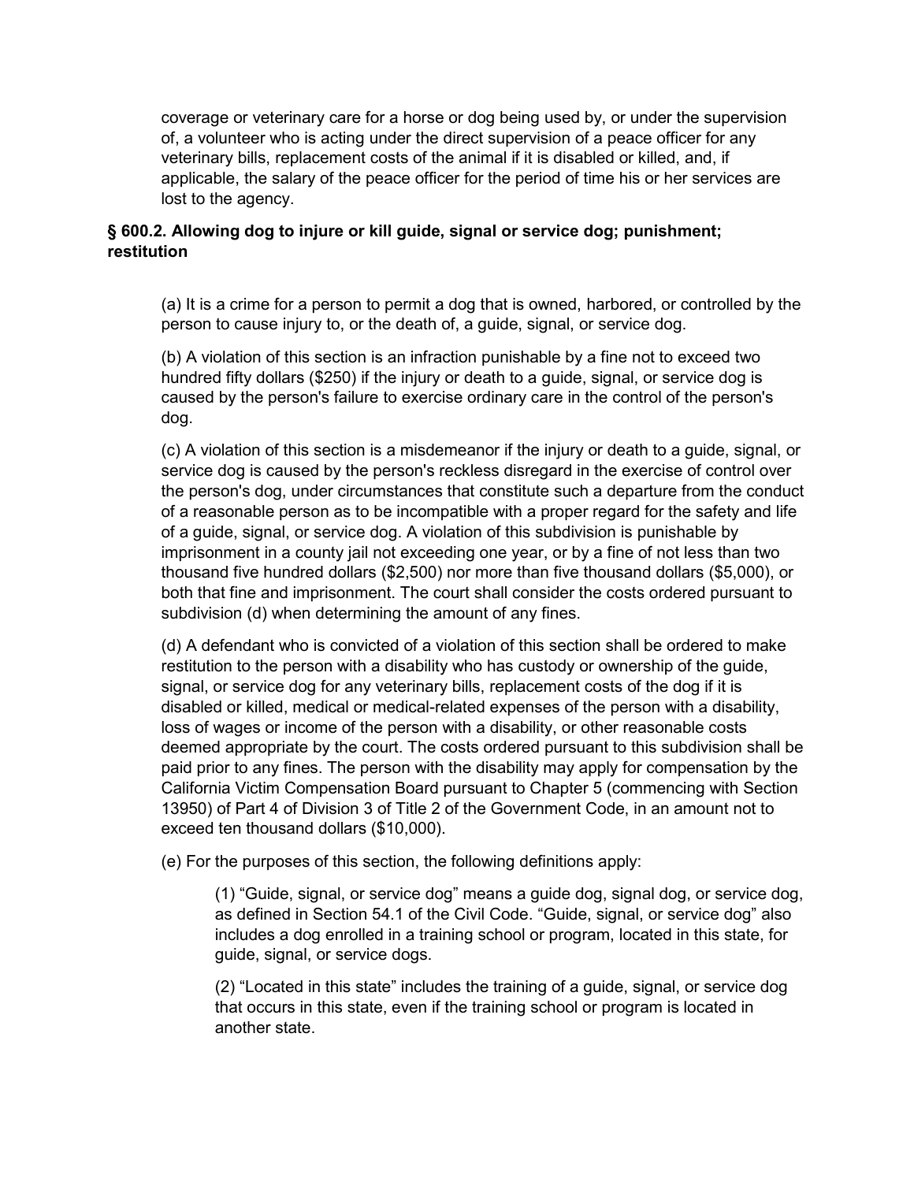coverage or veterinary care for a horse or dog being used by, or under the supervision of, a volunteer who is acting under the direct supervision of a peace officer for any veterinary bills, replacement costs of the animal if it is disabled or killed, and, if applicable, the salary of the peace officer for the period of time his or her services are lost to the agency.

### § 600.2. Allowing dog to injure or kill guide, signal or service dog; punishment; restitution

(a) It is a crime for a person to permit a dog that is owned, harbored, or controlled by the person to cause injury to, or the death of, a guide, signal, or service dog.

(b) A violation of this section is an infraction punishable by a fine not to exceed two hundred fifty dollars ($250) if the injury or death to a guide, signal, or service dog is caused by the person's failure to exercise ordinary care in the control of the person's dog.

(c) A violation of this section is a misdemeanor if the injury or death to a guide, signal, or service dog is caused by the person's reckless disregard in the exercise of control over the person's dog, under circumstances that constitute such a departure from the conduct of a reasonable person as to be incompatible with a proper regard for the safety and life of a guide, signal, or service dog. A violation of this subdivision is punishable by imprisonment in a county jail not exceeding one year, or by a fine of not less than two thousand five hundred dollars ($2,500) nor more than five thousand dollars ($5,000), or both that fine and imprisonment. The court shall consider the costs ordered pursuant to subdivision (d) when determining the amount of any fines.

(d) A defendant who is convicted of a violation of this section shall be ordered to make restitution to the person with a disability who has custody or ownership of the guide, signal, or service dog for any veterinary bills, replacement costs of the dog if it is disabled or killed, medical or medical-related expenses of the person with a disability, loss of wages or income of the person with a disability, or other reasonable costs deemed appropriate by the court. The costs ordered pursuant to this subdivision shall be paid prior to any fines. The person with the disability may apply for compensation by the California Victim Compensation Board pursuant to Chapter 5 (commencing with Section 13950) of Part 4 of Division 3 of Title 2 of the Government Code, in an amount not to exceed ten thousand dollars ($10,000).

(e) For the purposes of this section, the following definitions apply:

(1) “Guide, signal, or service dog” means a guide dog, signal dog, or service dog, as defined in Section 54.1 of the Civil Code. “Guide, signal, or service dog” also includes a dog enrolled in a training school or program, located in this state, for guide, signal, or service dogs.

(2) “Located in this state” includes the training of a guide, signal, or service dog that occurs in this state, even if the training school or program is located in another state.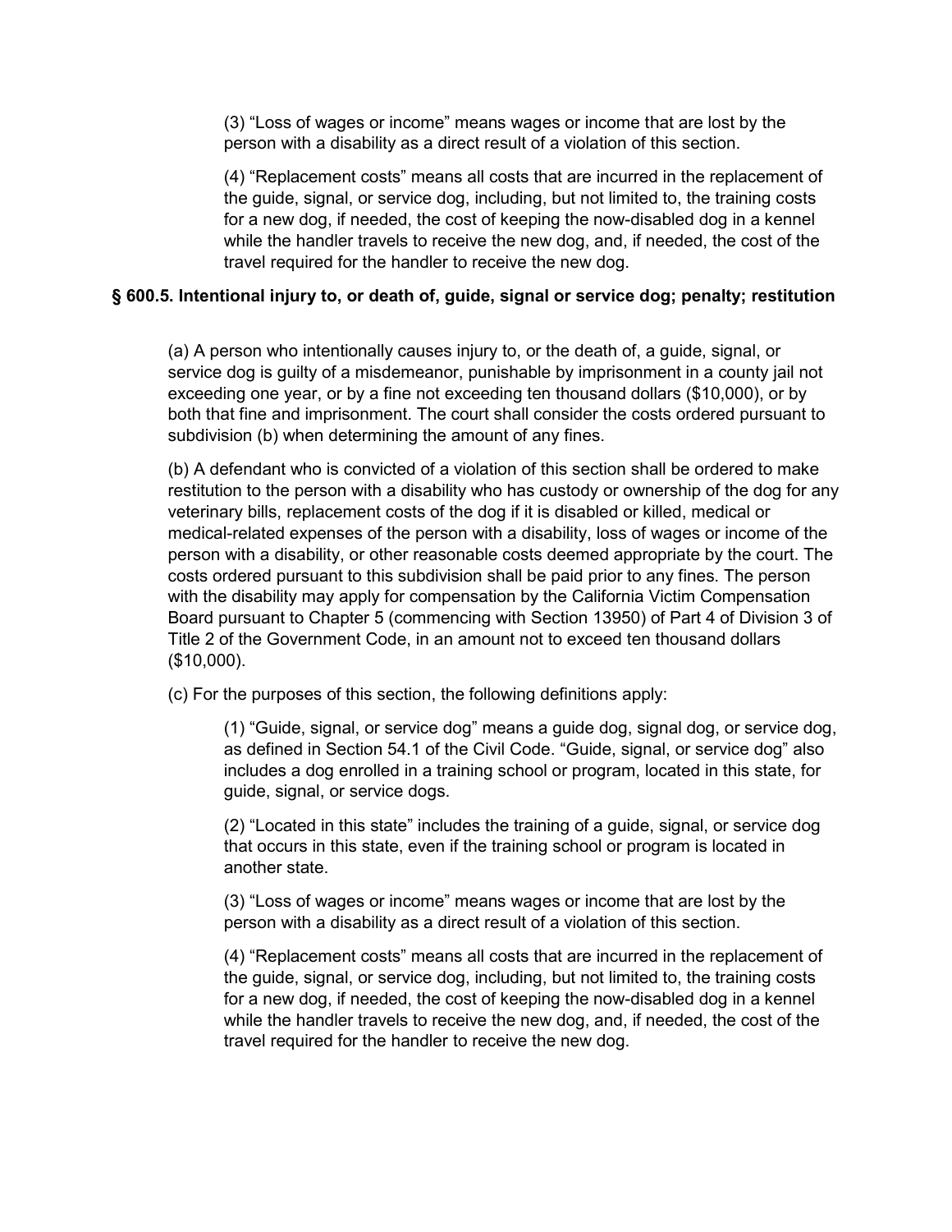(3) “Loss of wages or income” means wages or income that are lost by the person with a disability as a direct result of a violation of this section.

(4) “Replacement costs” means all costs that are incurred in the replacement of the guide, signal, or service dog, including, but not limited to, the training costs for a new dog, if needed, the cost of keeping the now-disabled dog in a kennel while the handler travels to receive the new dog, and, if needed, the cost of the travel required for the handler to receive the new dog.

**§ 600.5. Intentional injury to, or death of, guide, signal or service dog; penalty; restitution**

(a) A person who intentionally causes injury to, or the death of, a guide, signal, or service dog is guilty of a misdemeanor, punishable by imprisonment in a county jail not exceeding one year, or by a fine not exceeding ten thousand dollars ($10,000), or by both that fine and imprisonment. The court shall consider the costs ordered pursuant to subdivision (b) when determining the amount of any fines.

(b) A defendant who is convicted of a violation of this section shall be ordered to make restitution to the person with a disability who has custody or ownership of the dog for any veterinary bills, replacement costs of the dog if it is disabled or killed, medical or medical-related expenses of the person with a disability, loss of wages or income of the person with a disability, or other reasonable costs deemed appropriate by the court. The costs ordered pursuant to this subdivision shall be paid prior to any fines. The person with the disability may apply for compensation by the California Victim Compensation Board pursuant to Chapter 5 (commencing with Section 13950) of Part 4 of Division 3 of Title 2 of the Government Code, in an amount not to exceed ten thousand dollars ($10,000).

(c) For the purposes of this section, the following definitions apply:

(1) “Guide, signal, or service dog” means a guide dog, signal dog, or service dog, as defined in Section 54.1 of the Civil Code. “Guide, signal, or service dog” also includes a dog enrolled in a training school or program, located in this state, for guide, signal, or service dogs.

(2) “Located in this state” includes the training of a guide, signal, or service dog that occurs in this state, even if the training school or program is located in another state.

(3) “Loss of wages or income” means wages or income that are lost by the person with a disability as a direct result of a violation of this section.

(4) “Replacement costs” means all costs that are incurred in the replacement of the guide, signal, or service dog, including, but not limited to, the training costs for a new dog, if needed, the cost of keeping the now-disabled dog in a kennel while the handler travels to receive the new dog, and, if needed, the cost of the travel required for the handler to receive the new dog.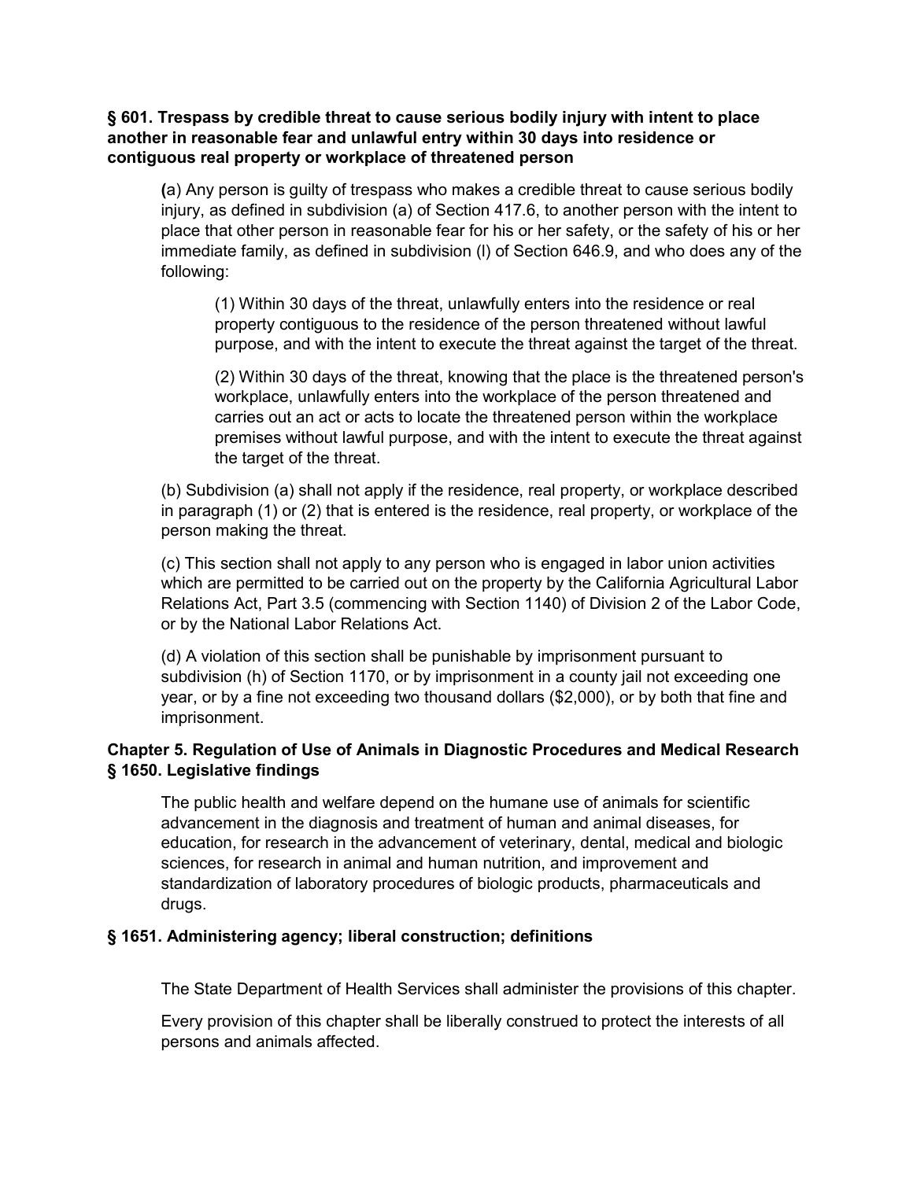**§ 601. Trespass by credible threat to cause serious bodily injury with intent to place another in reasonable fear and unlawful entry within 30 days into residence or contiguous real property or workplace of threatened person**

(a) Any person is guilty of trespass who makes a credible threat to cause serious bodily injury, as defined in subdivision (a) of Section 417.6, to another person with the intent to place that other person in reasonable fear for his or her safety, or the safety of his or her immediate family, as defined in subdivision (l) of Section 646.9, and who does any of the following:

(1) Within 30 days of the threat, unlawfully enters into the residence or real property contiguous to the residence of the person threatened without lawful purpose, and with the intent to execute the threat against the target of the threat.

(2) Within 30 days of the threat, knowing that the place is the threatened person's workplace, unlawfully enters into the workplace of the person threatened and carries out an act or acts to locate the threatened person within the workplace premises without lawful purpose, and with the intent to execute the threat against the target of the threat.

(b) Subdivision (a) shall not apply if the residence, real property, or workplace described in paragraph (1) or (2) that is entered is the residence, real property, or workplace of the person making the threat.

(c) This section shall not apply to any person who is engaged in labor union activities which are permitted to be carried out on the property by the California Agricultural Labor Relations Act, Part 3.5 (commencing with Section 1140) of Division 2 of the Labor Code, or by the National Labor Relations Act.

(d) A violation of this section shall be punishable by imprisonment pursuant to subdivision (h) of Section 1170, or by imprisonment in a county jail not exceeding one year, or by a fine not exceeding two thousand dollars ($2,000), or by both that fine and imprisonment.

**Chapter 5. Regulation of Use of Animals in Diagnostic Procedures and Medical Research**
**§ 1650. Legislative findings**

The public health and welfare depend on the humane use of animals for scientific advancement in the diagnosis and treatment of human and animal diseases, for education, for research in the advancement of veterinary, dental, medical and biologic sciences, for research in animal and human nutrition, and improvement and standardization of laboratory procedures of biologic products, pharmaceuticals and drugs.

**§ 1651. Administering agency; liberal construction; definitions**

The State Department of Health Services shall administer the provisions of this chapter.

Every provision of this chapter shall be liberally construed to protect the interests of all persons and animals affected.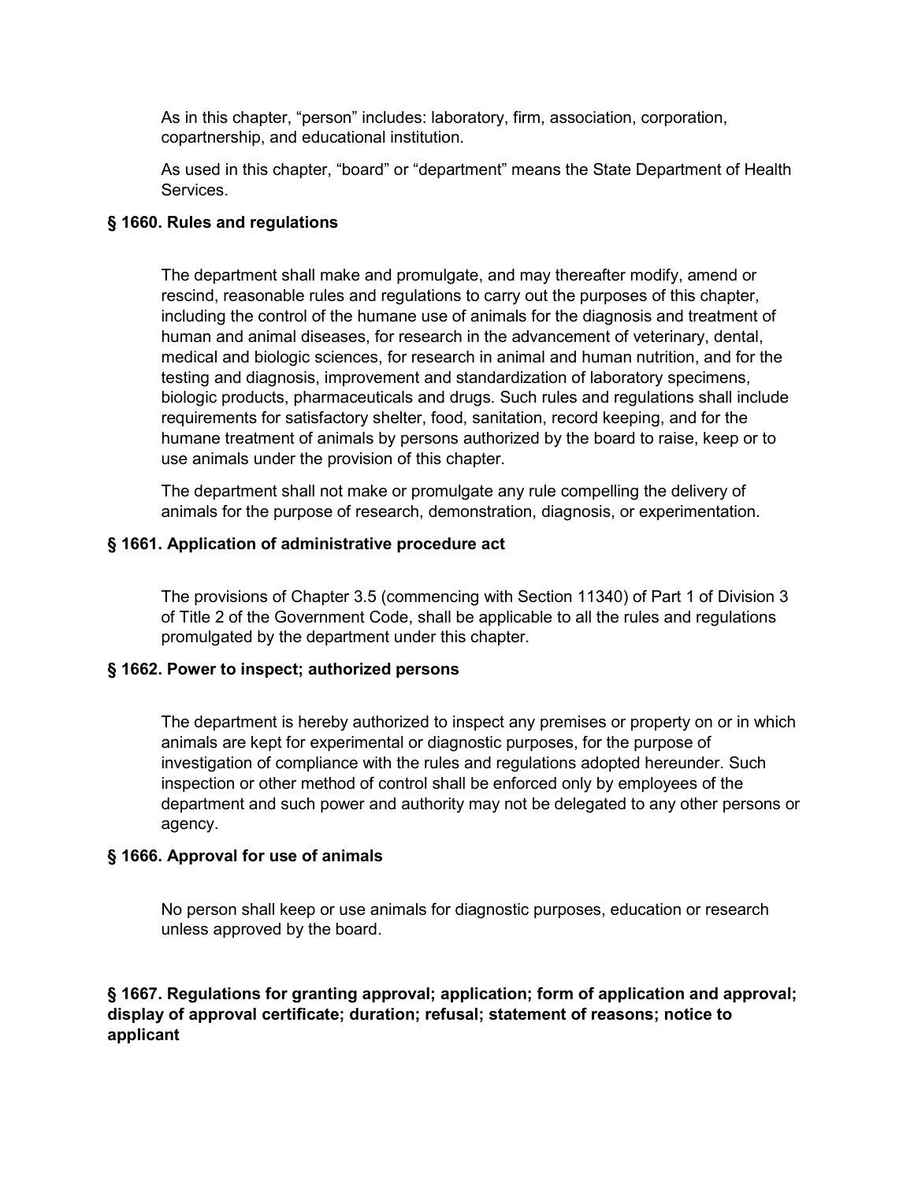As in this chapter, “person” includes: laboratory, firm, association, corporation, copartnership, and educational institution.

As used in this chapter, “board” or “department” means the State Department of Health Services.

**§ 1660. Rules and regulations**

The department shall make and promulgate, and may thereafter modify, amend or rescind, reasonable rules and regulations to carry out the purposes of this chapter, including the control of the humane use of animals for the diagnosis and treatment of human and animal diseases, for research in the advancement of veterinary, dental, medical and biologic sciences, for research in animal and human nutrition, and for the testing and diagnosis, improvement and standardization of laboratory specimens, biologic products, pharmaceuticals and drugs. Such rules and regulations shall include requirements for satisfactory shelter, food, sanitation, record keeping, and for the humane treatment of animals by persons authorized by the board to raise, keep or to use animals under the provision of this chapter.

The department shall not make or promulgate any rule compelling the delivery of animals for the purpose of research, demonstration, diagnosis, or experimentation.

**§ 1661. Application of administrative procedure act**

The provisions of Chapter 3.5 (commencing with Section 11340) of Part 1 of Division 3 of Title 2 of the Government Code, shall be applicable to all the rules and regulations promulgated by the department under this chapter.

**§ 1662. Power to inspect; authorized persons**

The department is hereby authorized to inspect any premises or property on or in which animals are kept for experimental or diagnostic purposes, for the purpose of investigation of compliance with the rules and regulations adopted hereunder. Such inspection or other method of control shall be enforced only by employees of the department and such power and authority may not be delegated to any other persons or agency.

**§ 1666. Approval for use of animals**

No person shall keep or use animals for diagnostic purposes, education or research unless approved by the board.

**§ 1667. Regulations for granting approval; application; form of application and approval; display of approval certificate; duration; refusal; statement of reasons; notice to applicant**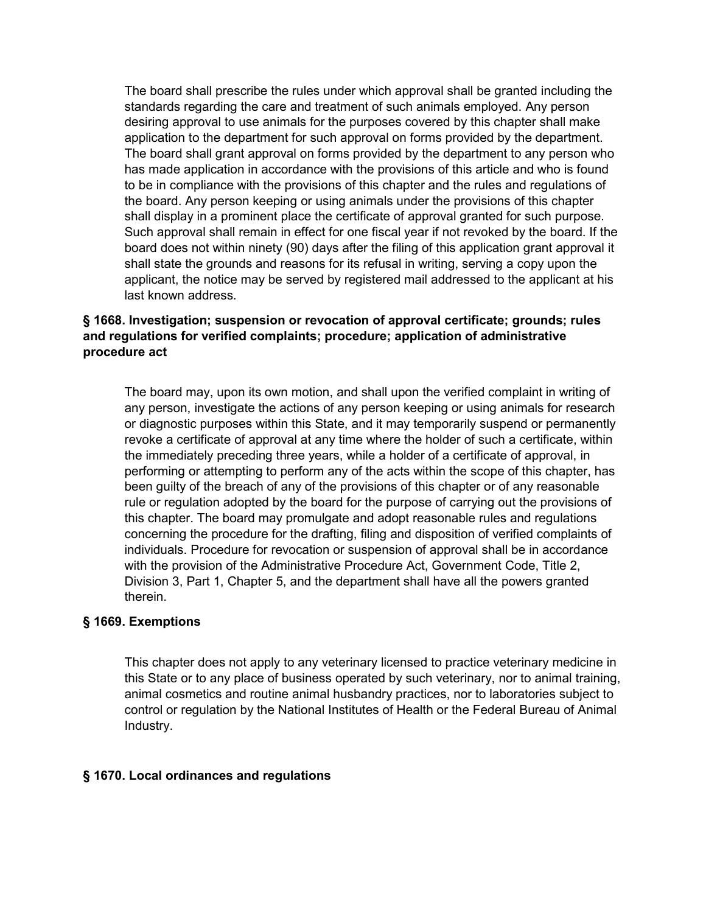The board shall prescribe the rules under which approval shall be granted including the standards regarding the care and treatment of such animals employed. Any person desiring approval to use animals for the purposes covered by this chapter shall make application to the department for such approval on forms provided by the department. The board shall grant approval on forms provided by the department to any person who has made application in accordance with the provisions of this article and who is found to be in compliance with the provisions of this chapter and the rules and regulations of the board. Any person keeping or using animals under the provisions of this chapter shall display in a prominent place the certificate of approval granted for such purpose. Such approval shall remain in effect for one fiscal year if not revoked by the board. If the board does not within ninety (90) days after the filing of this application grant approval it shall state the grounds and reasons for its refusal in writing, serving a copy upon the applicant, the notice may be served by registered mail addressed to the applicant at his last known address.

**§ 1668. Investigation; suspension or revocation of approval certificate; grounds; rules and regulations for verified complaints; procedure; application of administrative procedure act**

The board may, upon its own motion, and shall upon the verified complaint in writing of any person, investigate the actions of any person keeping or using animals for research or diagnostic purposes within this State, and it may temporarily suspend or permanently revoke a certificate of approval at any time where the holder of such a certificate, within the immediately preceding three years, while a holder of a certificate of approval, in performing or attempting to perform any of the acts within the scope of this chapter, has been guilty of the breach of any of the provisions of this chapter or of any reasonable rule or regulation adopted by the board for the purpose of carrying out the provisions of this chapter. The board may promulgate and adopt reasonable rules and regulations concerning the procedure for the drafting, filing and disposition of verified complaints of individuals. Procedure for revocation or suspension of approval shall be in accordance with the provision of the Administrative Procedure Act, Government Code, Title 2, Division 3, Part 1, Chapter 5, and the department shall have all the powers granted therein.

**§ 1669. Exemptions**

This chapter does not apply to any veterinary licensed to practice veterinary medicine in this State or to any place of business operated by such veterinary, nor to animal training, animal cosmetics and routine animal husbandry practices, nor to laboratories subject to control or regulation by the National Institutes of Health or the Federal Bureau of Animal Industry.

**§ 1670. Local ordinances and regulations**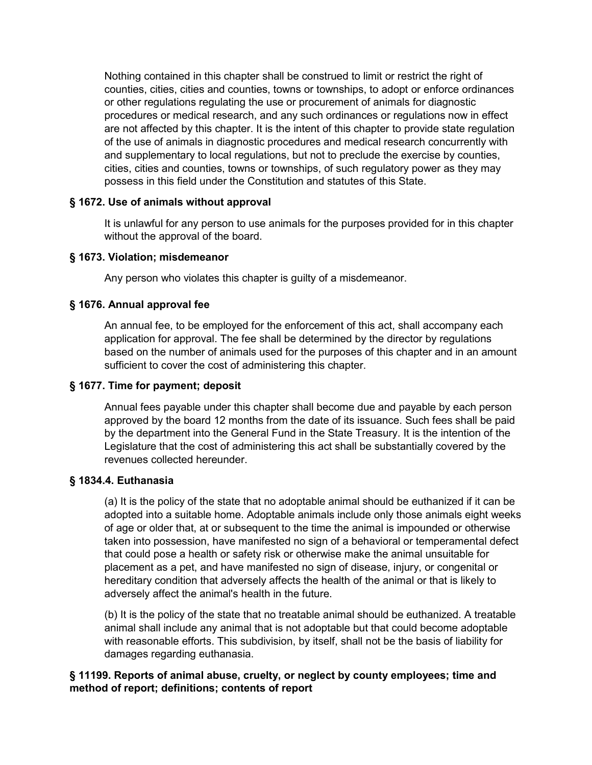Nothing contained in this chapter shall be construed to limit or restrict the right of counties, cities, cities and counties, towns or townships, to adopt or enforce ordinances or other regulations regulating the use or procurement of animals for diagnostic procedures or medical research, and any such ordinances or regulations now in effect are not affected by this chapter. It is the intent of this chapter to provide state regulation of the use of animals in diagnostic procedures and medical research concurrently with and supplementary to local regulations, but not to preclude the exercise by counties, cities, cities and counties, towns or townships, of such regulatory power as they may possess in this field under the Constitution and statutes of this State.

### § 1672. Use of animals without approval

It is unlawful for any person to use animals for the purposes provided for in this chapter without the approval of the board.

### § 1673. Violation; misdemeanor

Any person who violates this chapter is guilty of a misdemeanor.

### § 1676. Annual approval fee

An annual fee, to be employed for the enforcement of this act, shall accompany each application for approval. The fee shall be determined by the director by regulations based on the number of animals used for the purposes of this chapter and in an amount sufficient to cover the cost of administering this chapter.

### § 1677. Time for payment; deposit

Annual fees payable under this chapter shall become due and payable by each person approved by the board 12 months from the date of its issuance. Such fees shall be paid by the department into the General Fund in the State Treasury. It is the intention of the Legislature that the cost of administering this act shall be substantially covered by the revenues collected hereunder.

### § 1834.4. Euthanasia

(a) It is the policy of the state that no adoptable animal should be euthanized if it can be adopted into a suitable home. Adoptable animals include only those animals eight weeks of age or older that, at or subsequent to the time the animal is impounded or otherwise taken into possession, have manifested no sign of a behavioral or temperamental defect that could pose a health or safety risk or otherwise make the animal unsuitable for placement as a pet, and have manifested no sign of disease, injury, or congenital or hereditary condition that adversely affects the health of the animal or that is likely to adversely affect the animal's health in the future.

(b) It is the policy of the state that no treatable animal should be euthanized. A treatable animal shall include any animal that is not adoptable but that could become adoptable with reasonable efforts. This subdivision, by itself, shall not be the basis of liability for damages regarding euthanasia.

### § 11199. Reports of animal abuse, cruelty, or neglect by county employees; time and method of report; definitions; contents of report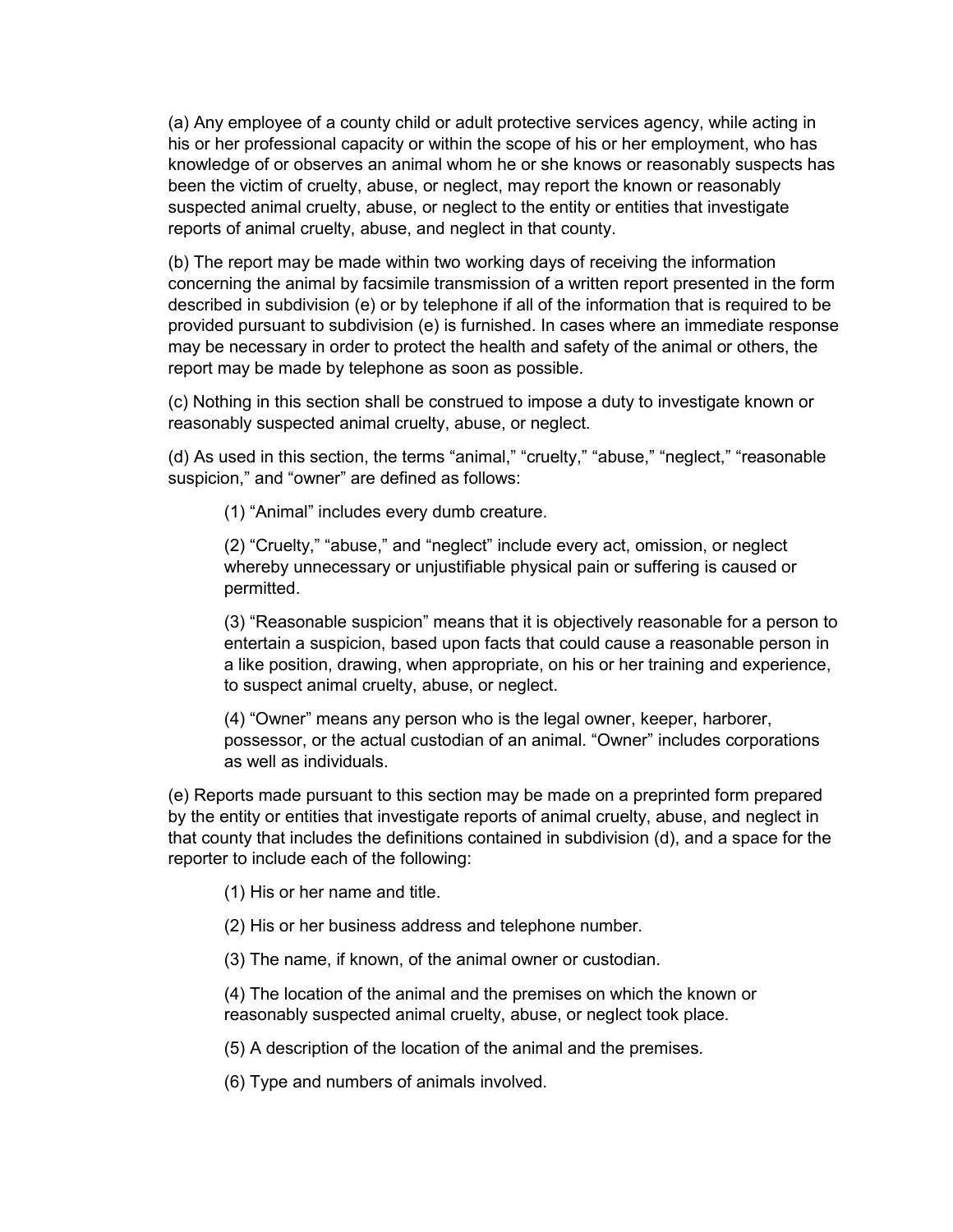(a) Any employee of a county child or adult protective services agency, while acting in his or her professional capacity or within the scope of his or her employment, who has knowledge of or observes an animal whom he or she knows or reasonably suspects has been the victim of cruelty, abuse, or neglect, may report the known or reasonably suspected animal cruelty, abuse, or neglect to the entity or entities that investigate reports of animal cruelty, abuse, and neglect in that county.

(b) The report may be made within two working days of receiving the information concerning the animal by facsimile transmission of a written report presented in the form described in subdivision (e) or by telephone if all of the information that is required to be provided pursuant to subdivision (e) is furnished. In cases where an immediate response may be necessary in order to protect the health and safety of the animal or others, the report may be made by telephone as soon as possible.

(c) Nothing in this section shall be construed to impose a duty to investigate known or reasonably suspected animal cruelty, abuse, or neglect.

(d) As used in this section, the terms “animal,” “cruelty,” “abuse,” “neglect,” “reasonable suspicion,” and “owner” are defined as follows:

> (1) “Animal” includes every dumb creature.
>
> (2) “Cruelty,” “abuse,” and “neglect” include every act, omission, or neglect whereby unnecessary or unjustifiable physical pain or suffering is caused or permitted.
>
> (3) “Reasonable suspicion” means that it is objectively reasonable for a person to entertain a suspicion, based upon facts that could cause a reasonable person in a like position, drawing, when appropriate, on his or her training and experience, to suspect animal cruelty, abuse, or neglect.
>
> (4) “Owner” means any person who is the legal owner, keeper, harborer, possessor, or the actual custodian of an animal. “Owner” includes corporations as well as individuals.

(e) Reports made pursuant to this section may be made on a preprinted form prepared by the entity or entities that investigate reports of animal cruelty, abuse, and neglect in that county that includes the definitions contained in subdivision (d), and a space for the reporter to include each of the following:

> (1) His or her name and title.
>
> (2) His or her business address and telephone number.
>
> (3) The name, if known, of the animal owner or custodian.
>
> (4) The location of the animal and the premises on which the known or reasonably suspected animal cruelty, abuse, or neglect took place.
>
> (5) A description of the location of the animal and the premises.
>
> (6) Type and numbers of animals involved.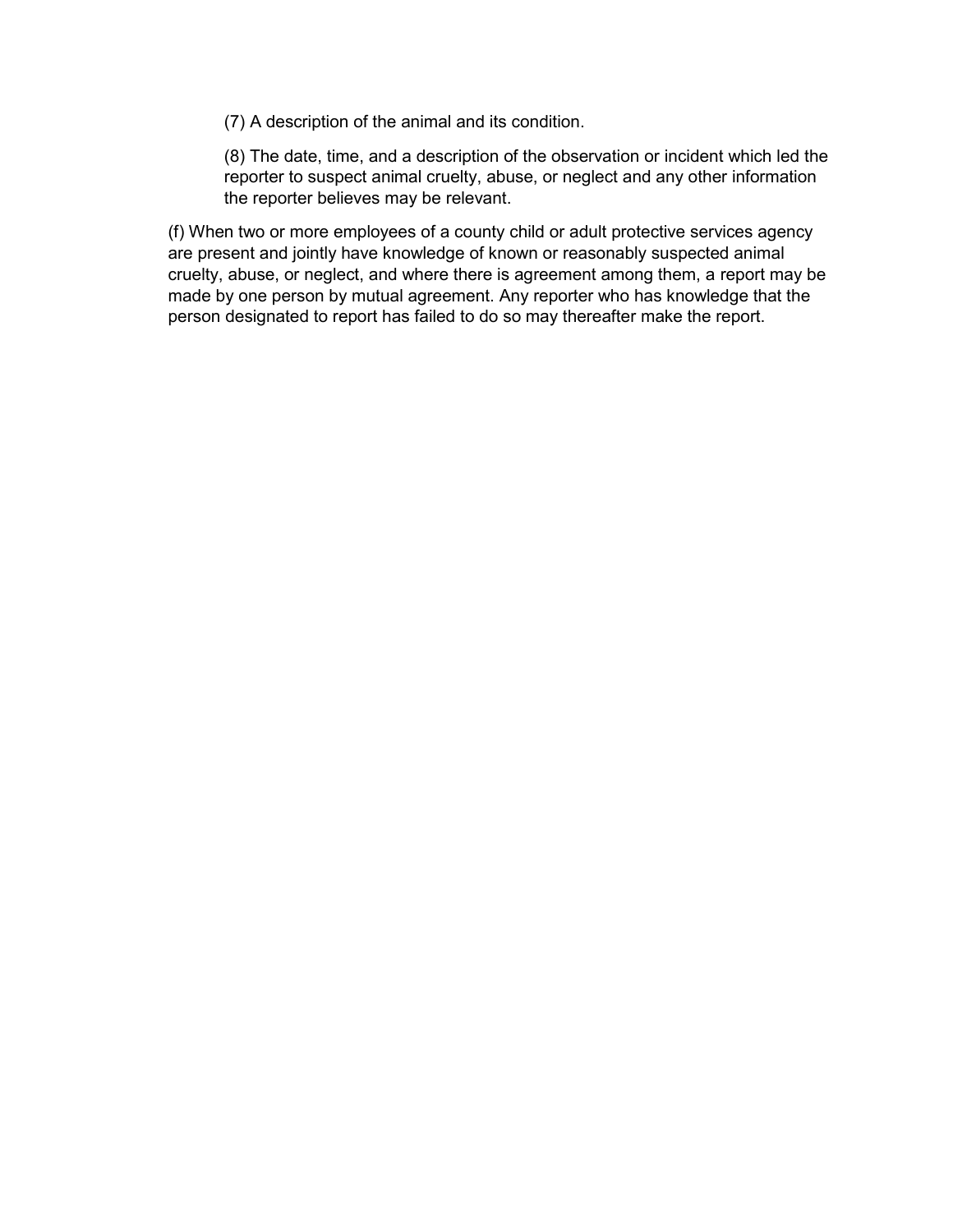(7) A description of the animal and its condition.

(8) The date, time, and a description of the observation or incident which led the reporter to suspect animal cruelty, abuse, or neglect and any other information the reporter believes may be relevant.

(f) When two or more employees of a county child or adult protective services agency are present and jointly have knowledge of known or reasonably suspected animal cruelty, abuse, or neglect, and where there is agreement among them, a report may be made by one person by mutual agreement. Any reporter who has knowledge that the person designated to report has failed to do so may thereafter make the report.